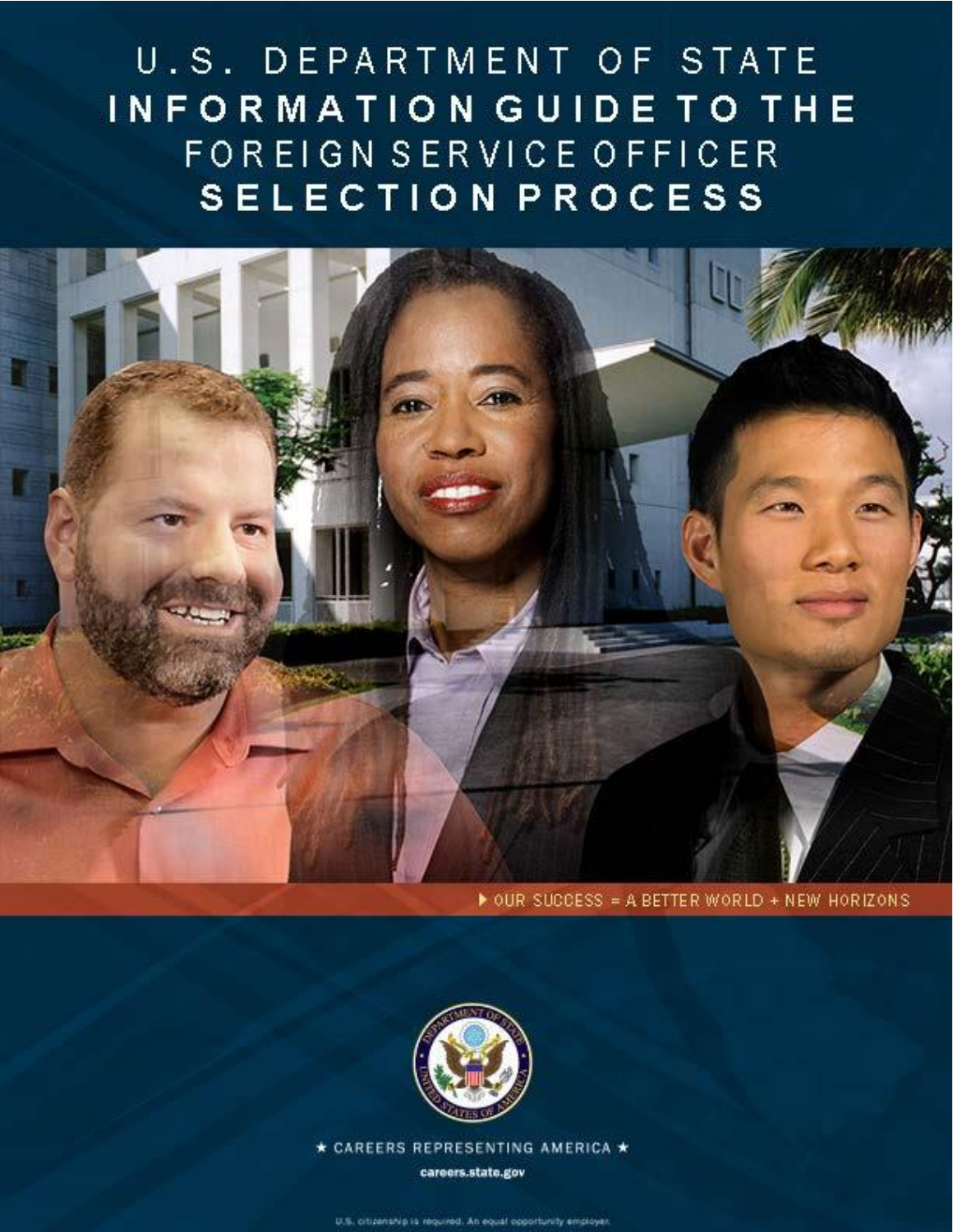# U.S. DEPARTMENT OF STATE
# INFORMATION GUIDE TO THE FOREIGN SERVICE OFFICER SELECTION PROCESS

▶ OUR SUCCESS = A BETTER WORLD + NEW HORIZONS

★ CAREERS REPRESENTING AMERICA ★

careers.state.gov

U.S. citizenship is required. An equal opportunity employer.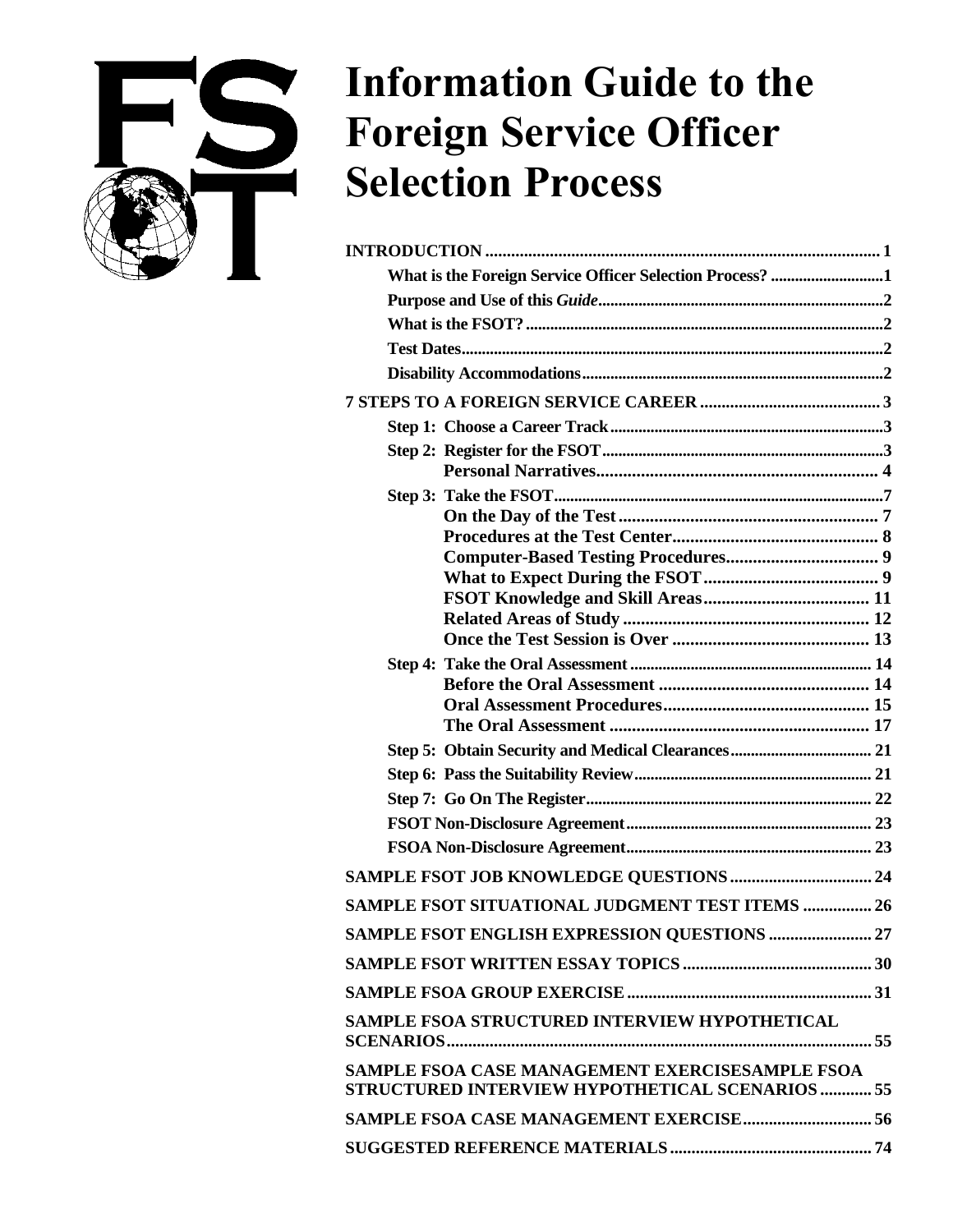# Information Guide to the Foreign Service Officer Selection Process

**INTRODUCTION** ........................................................................................ 1

- What is the Foreign Service Officer Selection Process? ........................... 1
- Purpose and Use of this *Guide* ........................................................... 2
- What is the FSOT? ............................................................................ 2
- Test Dates ....................................................................................... 2
- Disability Accommodations ................................................................ 2

**7 STEPS TO A FOREIGN SERVICE CAREER** ........................................ 3

- Step 1: Choose a Career Track ............................................................ 3
- Step 2: Register for the FSOT ............................................................. 3
  - Personal Narratives ....................................................................... 4
- Step 3: Take the FSOT ....................................................................... 7
  - On the Day of the Test ................................................................... 7
  - Procedures at the Test Center .......................................................... 8
  - Computer-Based Testing Procedures ................................................. 9
  - What to Expect During the FSOT ...................................................... 9
  - FSOT Knowledge and Skill Areas .................................................... 11
  - Related Areas of Study ................................................................. 12
  - Once the Test Session is Over ........................................................ 13
- Step 4: Take the Oral Assessment ....................................................... 14
  - Before the Oral Assessment ........................................................... 14
  - Oral Assessment Procedures .......................................................... 15
  - The Oral Assessment .................................................................... 17
- Step 5: Obtain Security and Medical Clearances .................................... 21
- Step 6: Pass the Suitability Review ..................................................... 21
- Step 7: Go On The Register ............................................................... 22
- FSOT Non-Disclosure Agreement ........................................................ 23
- FSOA Non-Disclosure Agreement ........................................................ 23

**SAMPLE FSOT JOB KNOWLEDGE QUESTIONS** ....................................... 24

**SAMPLE FSOT SITUATIONAL JUDGMENT TEST ITEMS** ............................ 26

**SAMPLE FSOT ENGLISH EXPRESSION QUESTIONS** ................................. 27

**SAMPLE FSOT WRITTEN ESSAY TOPICS** ............................................... 30

**SAMPLE FSOA GROUP EXERCISE** ........................................................ 31

**SAMPLE FSOA STRUCTURED INTERVIEW HYPOTHETICAL SCENARIOS** ....................................................................................... 55

**SAMPLE FSOA CASE MANAGEMENT EXERCISESAMPLE FSOA STRUCTURED INTERVIEW HYPOTHETICAL SCENARIOS** ............ 55

**SAMPLE FSOA CASE MANAGEMENT EXERCISE** .................................... 56

**SUGGESTED REFERENCE MATERIALS** .................................................. 74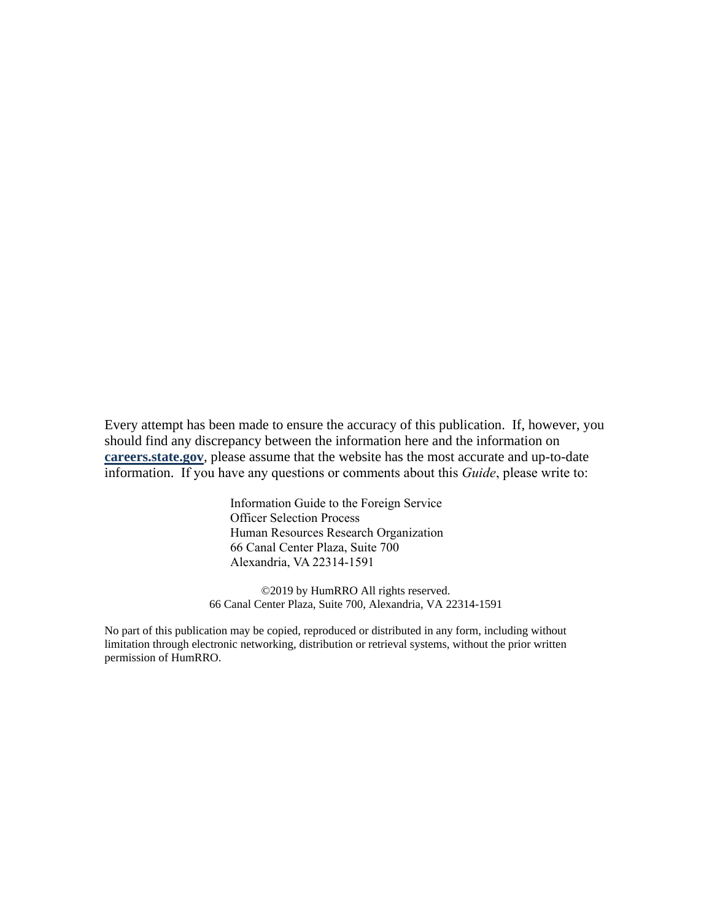Every attempt has been made to ensure the accuracy of this publication. If, however, you should find any discrepancy between the information here and the information on **careers.state.gov**, please assume that the website has the most accurate and up-to-date information. If you have any questions or comments about this *Guide*, please write to:

Information Guide to the Foreign Service  
Officer Selection Process  
Human Resources Research Organization  
66 Canal Center Plaza, Suite 700  
Alexandria, VA 22314-1591

©2019 by HumRRO All rights reserved.  
66 Canal Center Plaza, Suite 700, Alexandria, VA 22314-1591

No part of this publication may be copied, reproduced or distributed in any form, including without limitation through electronic networking, distribution or retrieval systems, without the prior written permission of HumRRO.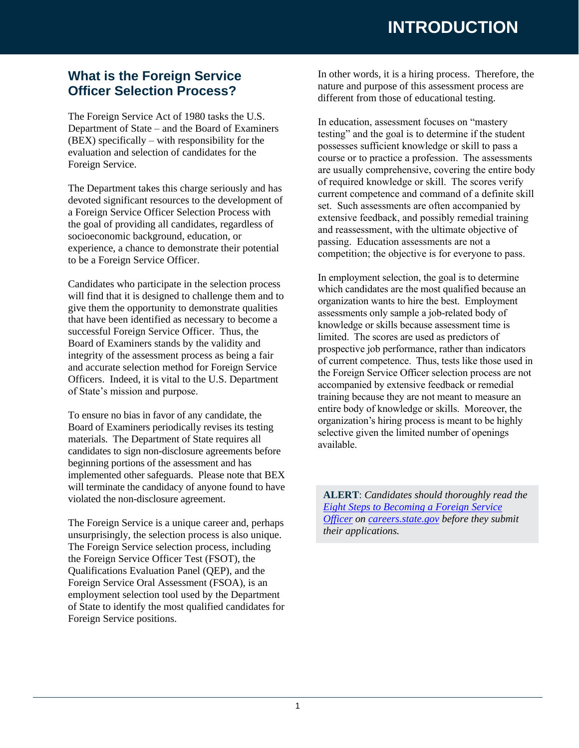# INTRODUCTION

## What is the Foreign Service Officer Selection Process?

The Foreign Service Act of 1980 tasks the U.S. Department of State – and the Board of Examiners (BEX) specifically – with responsibility for the evaluation and selection of candidates for the Foreign Service.

The Department takes this charge seriously and has devoted significant resources to the development of a Foreign Service Officer Selection Process with the goal of providing all candidates, regardless of socioeconomic background, education, or experience, a chance to demonstrate their potential to be a Foreign Service Officer.

Candidates who participate in the selection process will find that it is designed to challenge them and to give them the opportunity to demonstrate qualities that have been identified as necessary to become a successful Foreign Service Officer. Thus, the Board of Examiners stands by the validity and integrity of the assessment process as being a fair and accurate selection method for Foreign Service Officers. Indeed, it is vital to the U.S. Department of State's mission and purpose.

To ensure no bias in favor of any candidate, the Board of Examiners periodically revises its testing materials. The Department of State requires all candidates to sign non-disclosure agreements before beginning portions of the assessment and has implemented other safeguards. Please note that BEX will terminate the candidacy of anyone found to have violated the non-disclosure agreement.

The Foreign Service is a unique career and, perhaps unsurprisingly, the selection process is also unique. The Foreign Service selection process, including the Foreign Service Officer Test (FSOT), the Qualifications Evaluation Panel (QEP), and the Foreign Service Oral Assessment (FSOA), is an employment selection tool used by the Department of State to identify the most qualified candidates for Foreign Service positions.

In other words, it is a hiring process. Therefore, the nature and purpose of this assessment process are different from those of educational testing.

In education, assessment focuses on "mastery testing" and the goal is to determine if the student possesses sufficient knowledge or skill to pass a course or to practice a profession. The assessments are usually comprehensive, covering the entire body of required knowledge or skill. The scores verify current competence and command of a definite skill set. Such assessments are often accompanied by extensive feedback, and possibly remedial training and reassessment, with the ultimate objective of passing. Education assessments are not a competition; the objective is for everyone to pass.

In employment selection, the goal is to determine which candidates are the most qualified because an organization wants to hire the best. Employment assessments only sample a job-related body of knowledge or skills because assessment time is limited. The scores are used as predictors of prospective job performance, rather than indicators of current competence. Thus, tests like those used in the Foreign Service Officer selection process are not accompanied by extensive feedback or remedial training because they are not meant to measure an entire body of knowledge or skills. Moreover, the organization's hiring process is meant to be highly selective given the limited number of openings available.

> **ALERT**: *Candidates should thoroughly read the [Eight Steps to Becoming a Foreign Service Officer](#) on [careers.state.gov](#) before they submit their applications.*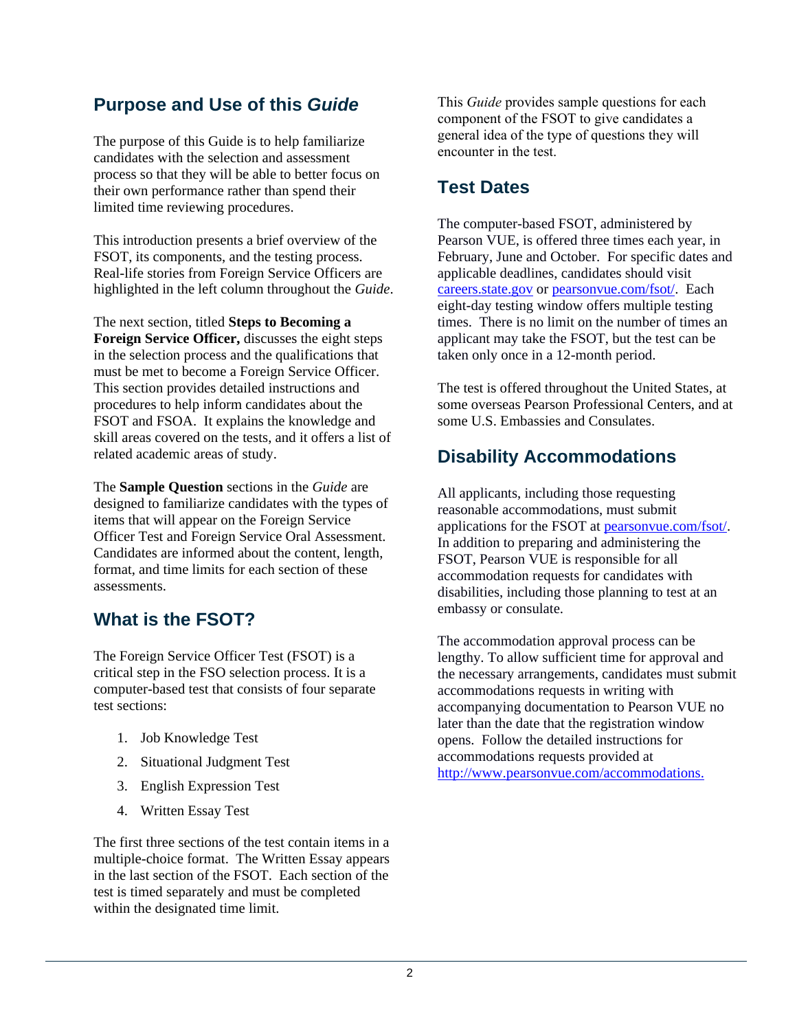## Purpose and Use of this *Guide*

The purpose of this Guide is to help familiarize candidates with the selection and assessment process so that they will be able to better focus on their own performance rather than spend their limited time reviewing procedures.

This introduction presents a brief overview of the FSOT, its components, and the testing process. Real-life stories from Foreign Service Officers are highlighted in the left column throughout the *Guide*.

The next section, titled **Steps to Becoming a Foreign Service Officer,** discusses the eight steps in the selection process and the qualifications that must be met to become a Foreign Service Officer. This section provides detailed instructions and procedures to help inform candidates about the FSOT and FSOA. It explains the knowledge and skill areas covered on the tests, and it offers a list of related academic areas of study.

The **Sample Question** sections in the *Guide* are designed to familiarize candidates with the types of items that will appear on the Foreign Service Officer Test and Foreign Service Oral Assessment. Candidates are informed about the content, length, format, and time limits for each section of these assessments.

## What is the FSOT?

The Foreign Service Officer Test (FSOT) is a critical step in the FSO selection process. It is a computer-based test that consists of four separate test sections:

1. Job Knowledge Test
2. Situational Judgment Test
3. English Expression Test
4. Written Essay Test

The first three sections of the test contain items in a multiple-choice format. The Written Essay appears in the last section of the FSOT. Each section of the test is timed separately and must be completed within the designated time limit.

This *Guide* provides sample questions for each component of the FSOT to give candidates a general idea of the type of questions they will encounter in the test.

## Test Dates

The computer-based FSOT, administered by Pearson VUE, is offered three times each year, in February, June and October. For specific dates and applicable deadlines, candidates should visit careers.state.gov or pearsonvue.com/fsot/. Each eight-day testing window offers multiple testing times. There is no limit on the number of times an applicant may take the FSOT, but the test can be taken only once in a 12-month period.

The test is offered throughout the United States, at some overseas Pearson Professional Centers, and at some U.S. Embassies and Consulates.

## Disability Accommodations

All applicants, including those requesting reasonable accommodations, must submit applications for the FSOT at pearsonvue.com/fsot/. In addition to preparing and administering the FSOT, Pearson VUE is responsible for all accommodation requests for candidates with disabilities, including those planning to test at an embassy or consulate.

The accommodation approval process can be lengthy. To allow sufficient time for approval and the necessary arrangements, candidates must submit accommodations requests in writing with accompanying documentation to Pearson VUE no later than the date that the registration window opens. Follow the detailed instructions for accommodations requests provided at http://www.pearsonvue.com/accommodations.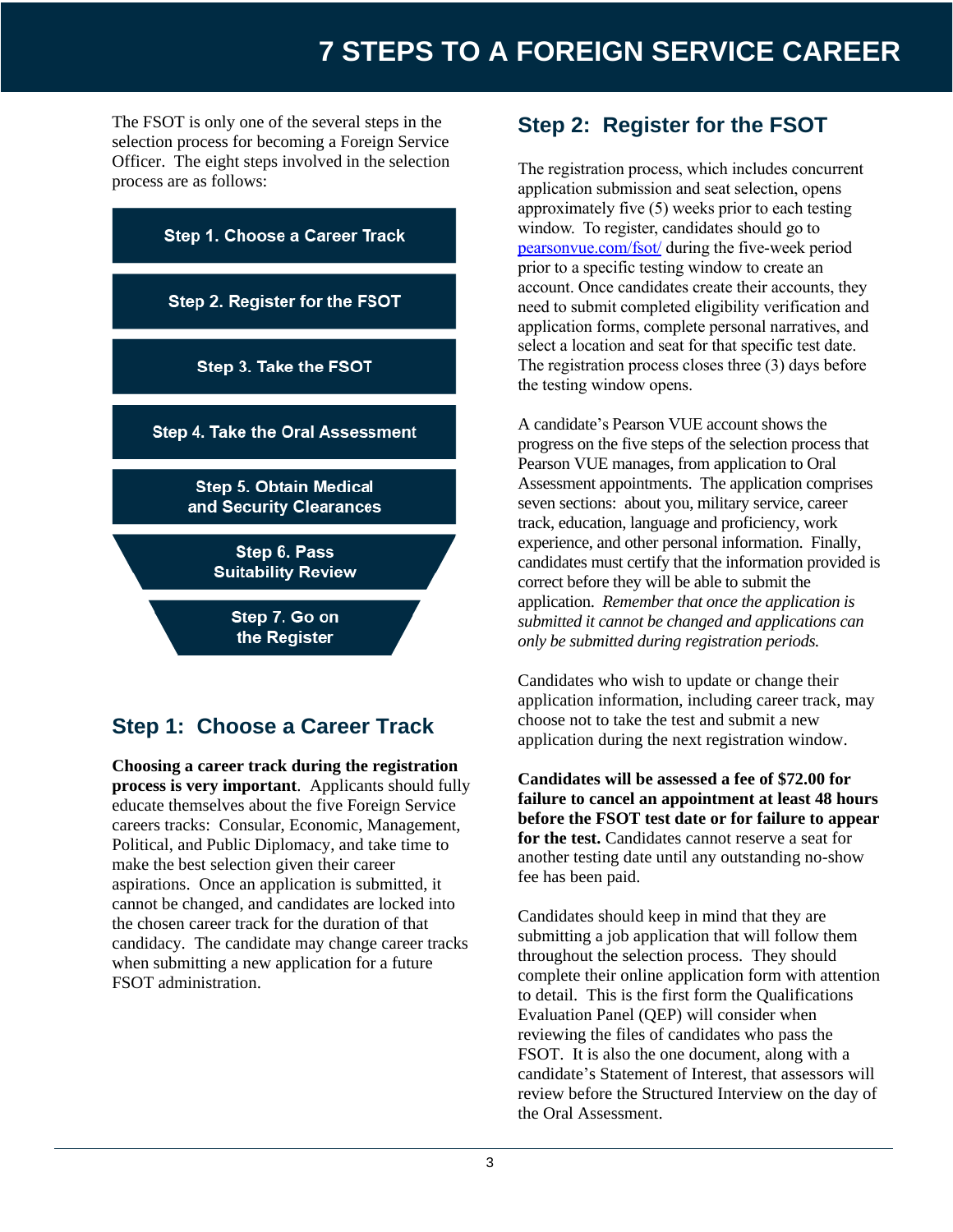# 7 STEPS TO A FOREIGN SERVICE CAREER

The FSOT is only one of the several steps in the selection process for becoming a Foreign Service Officer. The eight steps involved in the selection process are as follows:

- Step 1. Choose a Career Track
- Step 2. Register for the FSOT
- Step 3. Take the FSOT
- Step 4. Take the Oral Assessment
- Step 5. Obtain Medical and Security Clearances
- Step 6. Pass Suitability Review
- Step 7. Go on the Register

## Step 1: Choose a Career Track

**Choosing a career track during the registration process is very important**. Applicants should fully educate themselves about the five Foreign Service careers tracks: Consular, Economic, Management, Political, and Public Diplomacy, and take time to make the best selection given their career aspirations. Once an application is submitted, it cannot be changed, and candidates are locked into the chosen career track for the duration of that candidacy. The candidate may change career tracks when submitting a new application for a future FSOT administration.

## Step 2: Register for the FSOT

The registration process, which includes concurrent application submission and seat selection, opens approximately five (5) weeks prior to each testing window. To register, candidates should go to [pearsonvue.com/fsot/](pearsonvue.com/fsot/) during the five-week period prior to a specific testing window to create an account. Once candidates create their accounts, they need to submit completed eligibility verification and application forms, complete personal narratives, and select a location and seat for that specific test date. The registration process closes three (3) days before the testing window opens.

A candidate's Pearson VUE account shows the progress on the five steps of the selection process that Pearson VUE manages, from application to Oral Assessment appointments. The application comprises seven sections: about you, military service, career track, education, language and proficiency, work experience, and other personal information. Finally, candidates must certify that the information provided is correct before they will be able to submit the application. *Remember that once the application is submitted it cannot be changed and applications can only be submitted during registration periods.*

Candidates who wish to update or change their application information, including career track, may choose not to take the test and submit a new application during the next registration window.

**Candidates will be assessed a fee of $72.00 for failure to cancel an appointment at least 48 hours before the FSOT test date or for failure to appear for the test.** Candidates cannot reserve a seat for another testing date until any outstanding no-show fee has been paid.

Candidates should keep in mind that they are submitting a job application that will follow them throughout the selection process. They should complete their online application form with attention to detail. This is the first form the Qualifications Evaluation Panel (QEP) will consider when reviewing the files of candidates who pass the FSOT. It is also the one document, along with a candidate's Statement of Interest, that assessors will review before the Structured Interview on the day of the Oral Assessment.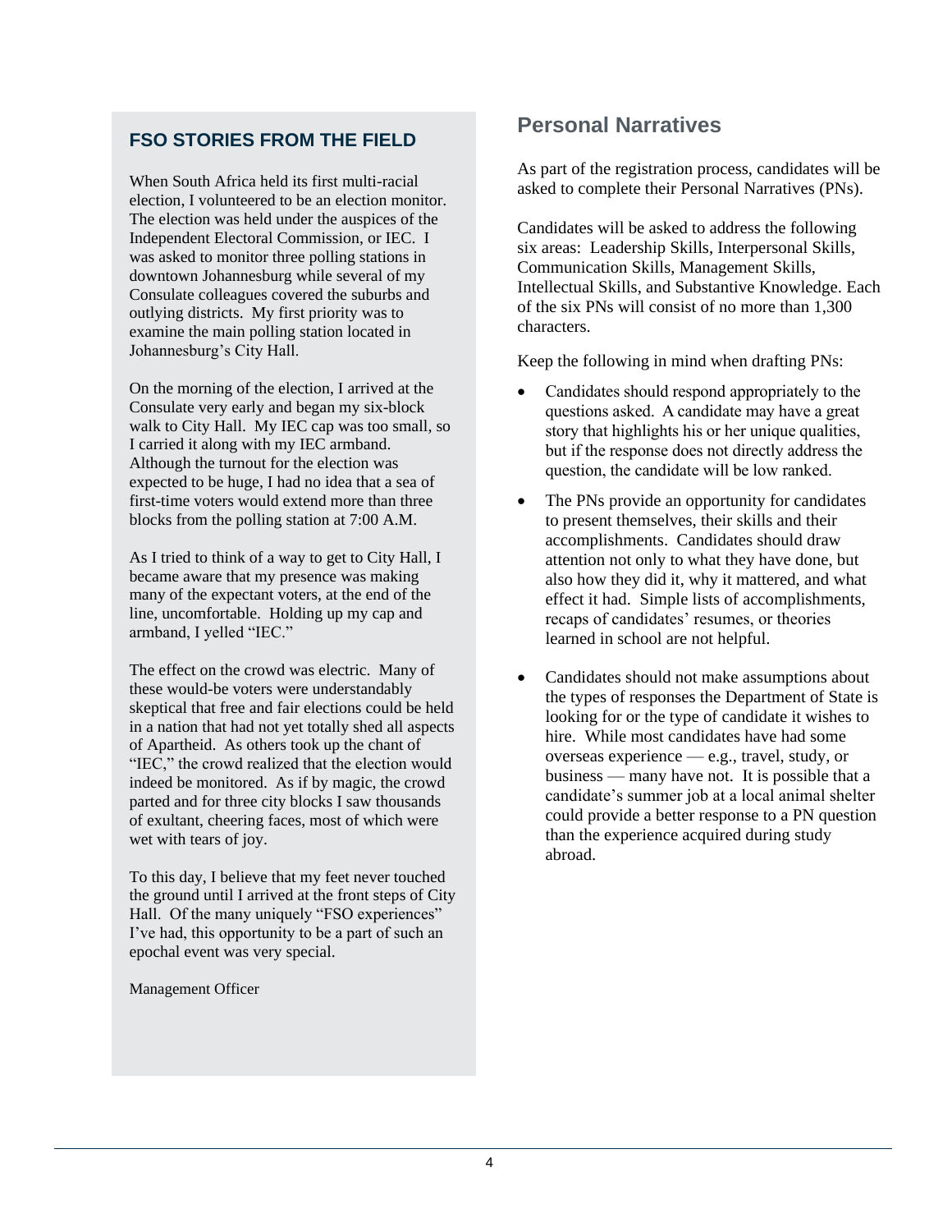## FSO STORIES FROM THE FIELD

When South Africa held its first multi-racial election, I volunteered to be an election monitor. The election was held under the auspices of the Independent Electoral Commission, or IEC. I was asked to monitor three polling stations in downtown Johannesburg while several of my Consulate colleagues covered the suburbs and outlying districts. My first priority was to examine the main polling station located in Johannesburg's City Hall.

On the morning of the election, I arrived at the Consulate very early and began my six-block walk to City Hall. My IEC cap was too small, so I carried it along with my IEC armband. Although the turnout for the election was expected to be huge, I had no idea that a sea of first-time voters would extend more than three blocks from the polling station at 7:00 A.M.

As I tried to think of a way to get to City Hall, I became aware that my presence was making many of the expectant voters, at the end of the line, uncomfortable. Holding up my cap and armband, I yelled "IEC."

The effect on the crowd was electric. Many of these would-be voters were understandably skeptical that free and fair elections could be held in a nation that had not yet totally shed all aspects of Apartheid. As others took up the chant of "IEC," the crowd realized that the election would indeed be monitored. As if by magic, the crowd parted and for three city blocks I saw thousands of exultant, cheering faces, most of which were wet with tears of joy.

To this day, I believe that my feet never touched the ground until I arrived at the front steps of City Hall. Of the many uniquely "FSO experiences" I've had, this opportunity to be a part of such an epochal event was very special.

Management Officer

## Personal Narratives

As part of the registration process, candidates will be asked to complete their Personal Narratives (PNs).

Candidates will be asked to address the following six areas: Leadership Skills, Interpersonal Skills, Communication Skills, Management Skills, Intellectual Skills, and Substantive Knowledge. Each of the six PNs will consist of no more than 1,300 characters.

Keep the following in mind when drafting PNs:

- Candidates should respond appropriately to the questions asked. A candidate may have a great story that highlights his or her unique qualities, but if the response does not directly address the question, the candidate will be low ranked.
- The PNs provide an opportunity for candidates to present themselves, their skills and their accomplishments. Candidates should draw attention not only to what they have done, but also how they did it, why it mattered, and what effect it had. Simple lists of accomplishments, recaps of candidates' resumes, or theories learned in school are not helpful.
- Candidates should not make assumptions about the types of responses the Department of State is looking for or the type of candidate it wishes to hire. While most candidates have had some overseas experience — e.g., travel, study, or business — many have not. It is possible that a candidate's summer job at a local animal shelter could provide a better response to a PN question than the experience acquired during study abroad.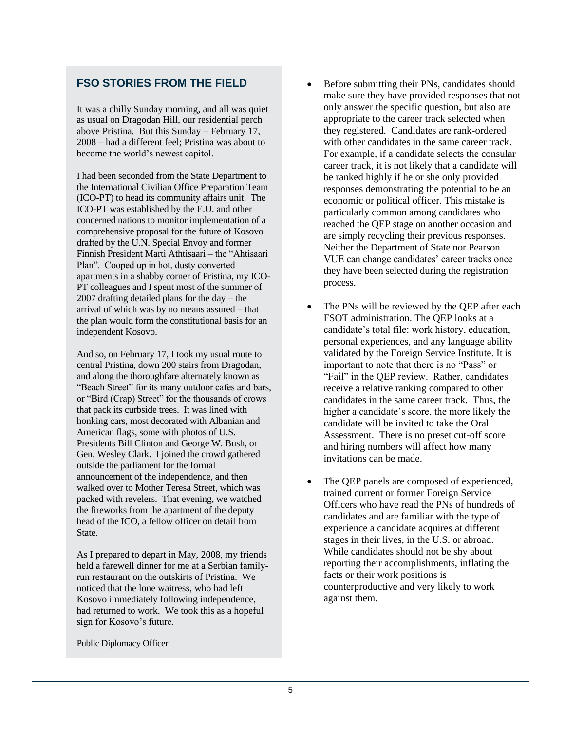## FSO STORIES FROM THE FIELD

It was a chilly Sunday morning, and all was quiet as usual on Dragodan Hill, our residential perch above Pristina. But this Sunday – February 17, 2008 – had a different feel; Pristina was about to become the world's newest capitol.

I had been seconded from the State Department to the International Civilian Office Preparation Team (ICO-PT) to head its community affairs unit. The ICO-PT was established by the E.U. and other concerned nations to monitor implementation of a comprehensive proposal for the future of Kosovo drafted by the U.N. Special Envoy and former Finnish President Marti Athtisaari – the "Ahtisaari Plan". Cooped up in hot, dusty converted apartments in a shabby corner of Pristina, my ICO-PT colleagues and I spent most of the summer of 2007 drafting detailed plans for the day – the arrival of which was by no means assured – that the plan would form the constitutional basis for an independent Kosovo.

And so, on February 17, I took my usual route to central Pristina, down 200 stairs from Dragodan, and along the thoroughfare alternately known as "Beach Street" for its many outdoor cafes and bars, or "Bird (Crap) Street" for the thousands of crows that pack its curbside trees. It was lined with honking cars, most decorated with Albanian and American flags, some with photos of U.S. Presidents Bill Clinton and George W. Bush, or Gen. Wesley Clark. I joined the crowd gathered outside the parliament for the formal announcement of the independence, and then walked over to Mother Teresa Street, which was packed with revelers. That evening, we watched the fireworks from the apartment of the deputy head of the ICO, a fellow officer on detail from State.

As I prepared to depart in May, 2008, my friends held a farewell dinner for me at a Serbian family-run restaurant on the outskirts of Pristina. We noticed that the lone waitress, who had left Kosovo immediately following independence, had returned to work. We took this as a hopeful sign for Kosovo's future.

Public Diplomacy Officer

- Before submitting their PNs, candidates should make sure they have provided responses that not only answer the specific question, but also are appropriate to the career track selected when they registered. Candidates are rank-ordered with other candidates in the same career track. For example, if a candidate selects the consular career track, it is not likely that a candidate will be ranked highly if he or she only provided responses demonstrating the potential to be an economic or political officer. This mistake is particularly common among candidates who reached the QEP stage on another occasion and are simply recycling their previous responses. Neither the Department of State nor Pearson VUE can change candidates' career tracks once they have been selected during the registration process.

- The PNs will be reviewed by the QEP after each FSOT administration. The QEP looks at a candidate's total file: work history, education, personal experiences, and any language ability validated by the Foreign Service Institute. It is important to note that there is no "Pass" or "Fail" in the QEP review. Rather, candidates receive a relative ranking compared to other candidates in the same career track. Thus, the higher a candidate's score, the more likely the candidate will be invited to take the Oral Assessment. There is no preset cut-off score and hiring numbers will affect how many invitations can be made.

- The QEP panels are composed of experienced, trained current or former Foreign Service Officers who have read the PNs of hundreds of candidates and are familiar with the type of experience a candidate acquires at different stages in their lives, in the U.S. or abroad. While candidates should not be shy about reporting their accomplishments, inflating the facts or their work positions is counterproductive and very likely to work against them.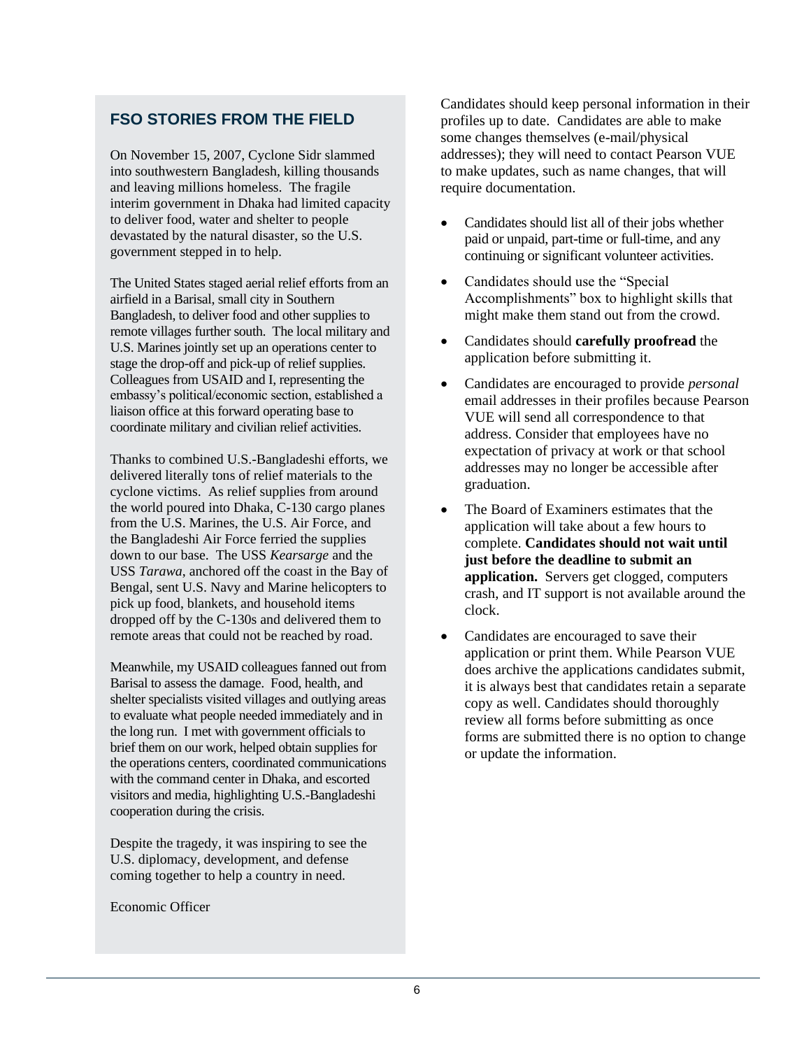## FSO STORIES FROM THE FIELD

On November 15, 2007, Cyclone Sidr slammed into southwestern Bangladesh, killing thousands and leaving millions homeless. The fragile interim government in Dhaka had limited capacity to deliver food, water and shelter to people devastated by the natural disaster, so the U.S. government stepped in to help.

The United States staged aerial relief efforts from an airfield in a Barisal, small city in Southern Bangladesh, to deliver food and other supplies to remote villages further south. The local military and U.S. Marines jointly set up an operations center to stage the drop-off and pick-up of relief supplies. Colleagues from USAID and I, representing the embassy's political/economic section, established a liaison office at this forward operating base to coordinate military and civilian relief activities.

Thanks to combined U.S.-Bangladeshi efforts, we delivered literally tons of relief materials to the cyclone victims. As relief supplies from around the world poured into Dhaka, C-130 cargo planes from the U.S. Marines, the U.S. Air Force, and the Bangladeshi Air Force ferried the supplies down to our base. The USS *Kearsarge* and the USS *Tarawa*, anchored off the coast in the Bay of Bengal, sent U.S. Navy and Marine helicopters to pick up food, blankets, and household items dropped off by the C-130s and delivered them to remote areas that could not be reached by road.

Meanwhile, my USAID colleagues fanned out from Barisal to assess the damage. Food, health, and shelter specialists visited villages and outlying areas to evaluate what people needed immediately and in the long run. I met with government officials to brief them on our work, helped obtain supplies for the operations centers, coordinated communications with the command center in Dhaka, and escorted visitors and media, highlighting U.S.-Bangladeshi cooperation during the crisis.

Despite the tragedy, it was inspiring to see the U.S. diplomacy, development, and defense coming together to help a country in need.

Economic Officer

Candidates should keep personal information in their profiles up to date. Candidates are able to make some changes themselves (e-mail/physical addresses); they will need to contact Pearson VUE to make updates, such as name changes, that will require documentation.

- Candidates should list all of their jobs whether paid or unpaid, part-time or full-time, and any continuing or significant volunteer activities.
- Candidates should use the "Special Accomplishments" box to highlight skills that might make them stand out from the crowd.
- Candidates should **carefully proofread** the application before submitting it.
- Candidates are encouraged to provide *personal* email addresses in their profiles because Pearson VUE will send all correspondence to that address. Consider that employees have no expectation of privacy at work or that school addresses may no longer be accessible after graduation.
- The Board of Examiners estimates that the application will take about a few hours to complete. **Candidates should not wait until just before the deadline to submit an application.** Servers get clogged, computers crash, and IT support is not available around the clock.
- Candidates are encouraged to save their application or print them. While Pearson VUE does archive the applications candidates submit, it is always best that candidates retain a separate copy as well. Candidates should thoroughly review all forms before submitting as once forms are submitted there is no option to change or update the information.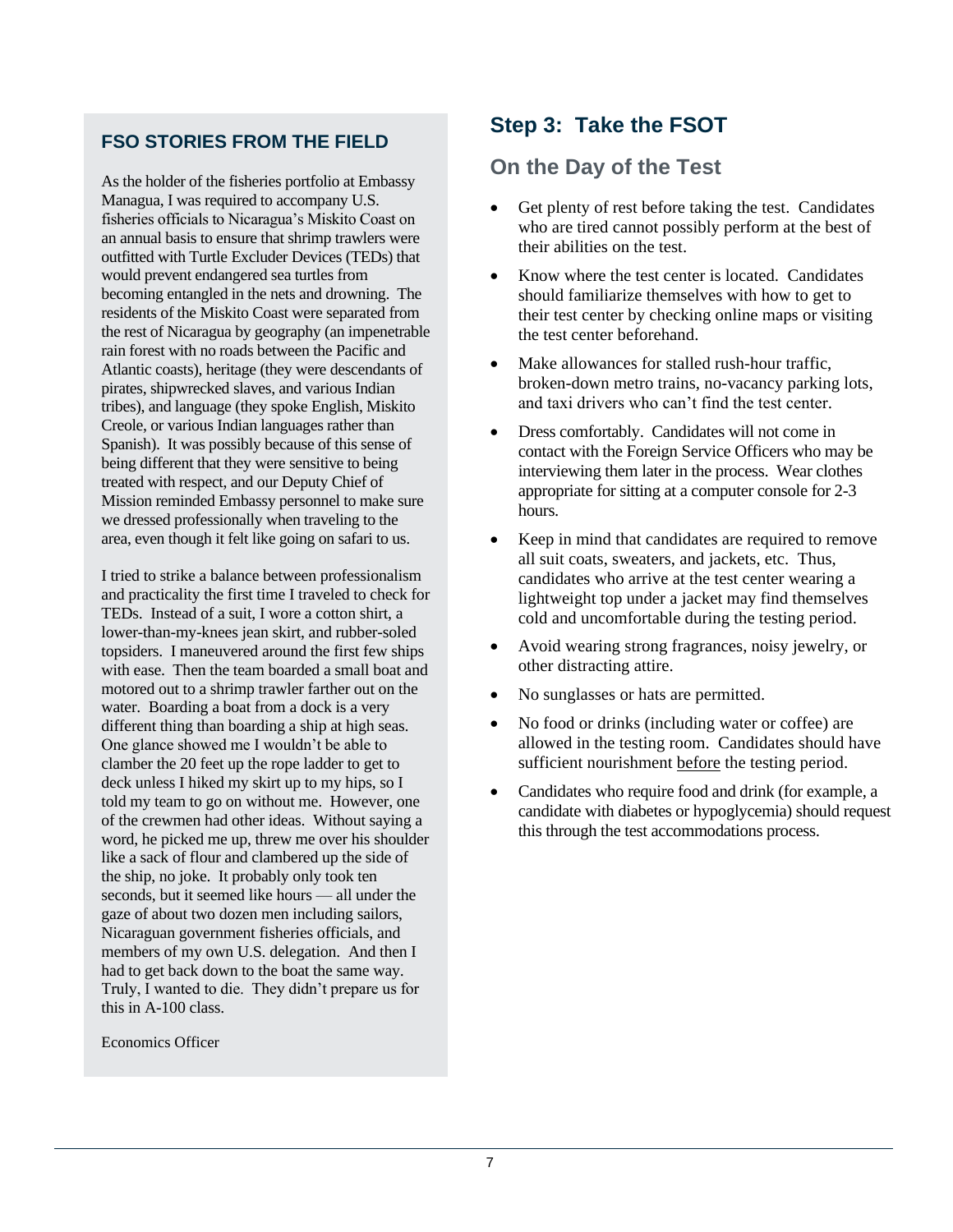### FSO STORIES FROM THE FIELD

As the holder of the fisheries portfolio at Embassy Managua, I was required to accompany U.S. fisheries officials to Nicaragua's Miskito Coast on an annual basis to ensure that shrimp trawlers were outfitted with Turtle Excluder Devices (TEDs) that would prevent endangered sea turtles from becoming entangled in the nets and drowning. The residents of the Miskito Coast were separated from the rest of Nicaragua by geography (an impenetrable rain forest with no roads between the Pacific and Atlantic coasts), heritage (they were descendants of pirates, shipwrecked slaves, and various Indian tribes), and language (they spoke English, Miskito Creole, or various Indian languages rather than Spanish). It was possibly because of this sense of being different that they were sensitive to being treated with respect, and our Deputy Chief of Mission reminded Embassy personnel to make sure we dressed professionally when traveling to the area, even though it felt like going on safari to us.

I tried to strike a balance between professionalism and practicality the first time I traveled to check for TEDs. Instead of a suit, I wore a cotton shirt, a lower-than-my-knees jean skirt, and rubber-soled topsiders. I maneuvered around the first few ships with ease. Then the team boarded a small boat and motored out to a shrimp trawler farther out on the water. Boarding a boat from a dock is a very different thing than boarding a ship at high seas. One glance showed me I wouldn't be able to clamber the 20 feet up the rope ladder to get to deck unless I hiked my skirt up to my hips, so I told my team to go on without me. However, one of the crewmen had other ideas. Without saying a word, he picked me up, threw me over his shoulder like a sack of flour and clambered up the side of the ship, no joke. It probably only took ten seconds, but it seemed like hours — all under the gaze of about two dozen men including sailors, Nicaraguan government fisheries officials, and members of my own U.S. delegation. And then I had to get back down to the boat the same way. Truly, I wanted to die. They didn't prepare us for this in A-100 class.

Economics Officer

## Step 3: Take the FSOT

### On the Day of the Test

- Get plenty of rest before taking the test. Candidates who are tired cannot possibly perform at the best of their abilities on the test.
- Know where the test center is located. Candidates should familiarize themselves with how to get to their test center by checking online maps or visiting the test center beforehand.
- Make allowances for stalled rush-hour traffic, broken-down metro trains, no-vacancy parking lots, and taxi drivers who can't find the test center.
- Dress comfortably. Candidates will not come in contact with the Foreign Service Officers who may be interviewing them later in the process. Wear clothes appropriate for sitting at a computer console for 2-3 hours.
- Keep in mind that candidates are required to remove all suit coats, sweaters, and jackets, etc. Thus, candidates who arrive at the test center wearing a lightweight top under a jacket may find themselves cold and uncomfortable during the testing period.
- Avoid wearing strong fragrances, noisy jewelry, or other distracting attire.
- No sunglasses or hats are permitted.
- No food or drinks (including water or coffee) are allowed in the testing room. Candidates should have sufficient nourishment before the testing period.
- Candidates who require food and drink (for example, a candidate with diabetes or hypoglycemia) should request this through the test accommodations process.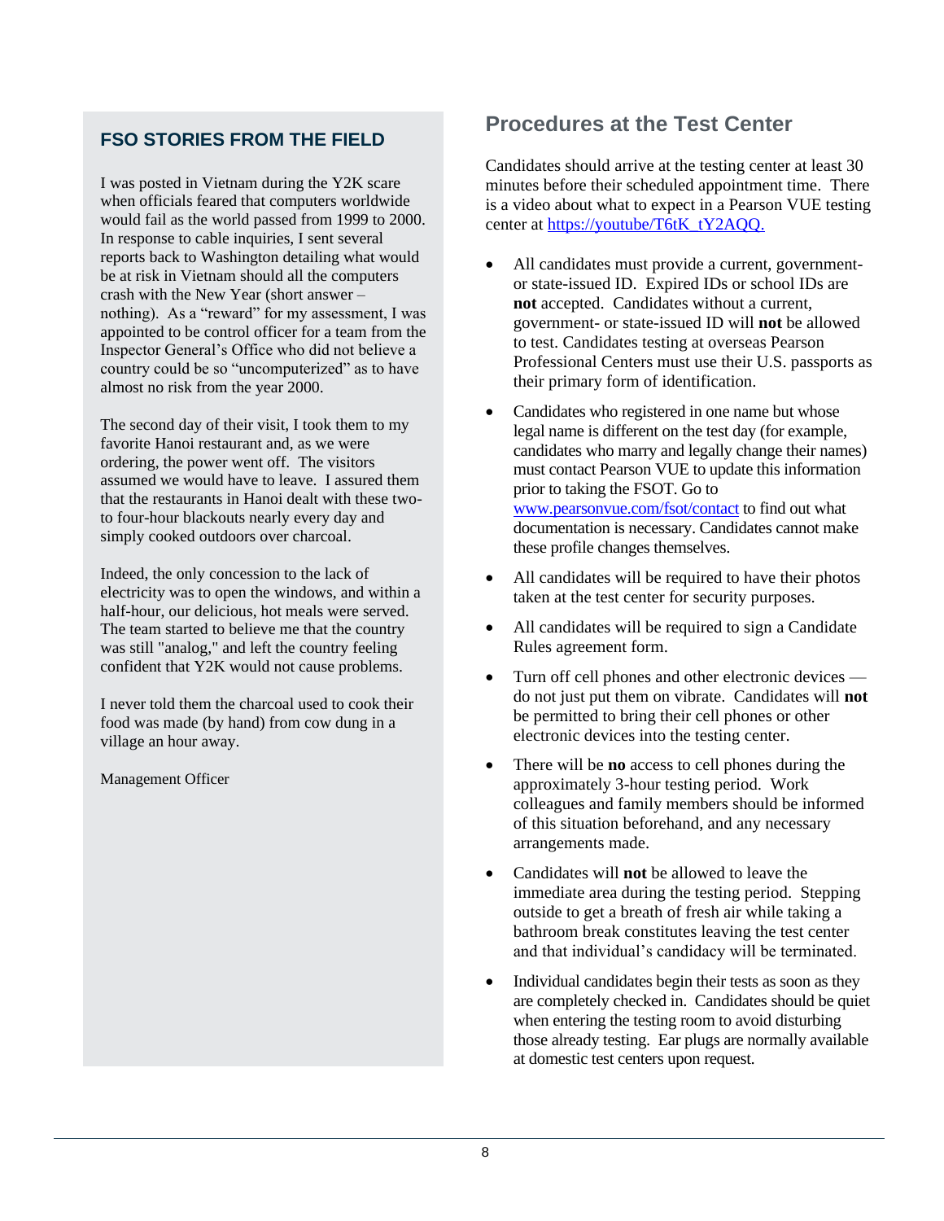## FSO STORIES FROM THE FIELD

I was posted in Vietnam during the Y2K scare when officials feared that computers worldwide would fail as the world passed from 1999 to 2000. In response to cable inquiries, I sent several reports back to Washington detailing what would be at risk in Vietnam should all the computers crash with the New Year (short answer – nothing). As a "reward" for my assessment, I was appointed to be control officer for a team from the Inspector General's Office who did not believe a country could be so "uncomputerized" as to have almost no risk from the year 2000.

The second day of their visit, I took them to my favorite Hanoi restaurant and, as we were ordering, the power went off. The visitors assumed we would have to leave. I assured them that the restaurants in Hanoi dealt with these two- to four-hour blackouts nearly every day and simply cooked outdoors over charcoal.

Indeed, the only concession to the lack of electricity was to open the windows, and within a half-hour, our delicious, hot meals were served. The team started to believe me that the country was still "analog," and left the country feeling confident that Y2K would not cause problems.

I never told them the charcoal used to cook their food was made (by hand) from cow dung in a village an hour away.

Management Officer

## Procedures at the Test Center

Candidates should arrive at the testing center at least 30 minutes before their scheduled appointment time. There is a video about what to expect in a Pearson VUE testing center at https://youtube/T6tK_tY2AQQ.

- All candidates must provide a current, government- or state-issued ID. Expired IDs or school IDs are **not** accepted. Candidates without a current, government- or state-issued ID will **not** be allowed to test. Candidates testing at overseas Pearson Professional Centers must use their U.S. passports as their primary form of identification.
- Candidates who registered in one name but whose legal name is different on the test day (for example, candidates who marry and legally change their names) must contact Pearson VUE to update this information prior to taking the FSOT. Go to www.pearsonvue.com/fsot/contact to find out what documentation is necessary. Candidates cannot make these profile changes themselves.
- All candidates will be required to have their photos taken at the test center for security purposes.
- All candidates will be required to sign a Candidate Rules agreement form.
- Turn off cell phones and other electronic devices — do not just put them on vibrate. Candidates will **not** be permitted to bring their cell phones or other electronic devices into the testing center.
- There will be **no** access to cell phones during the approximately 3-hour testing period. Work colleagues and family members should be informed of this situation beforehand, and any necessary arrangements made.
- Candidates will **not** be allowed to leave the immediate area during the testing period. Stepping outside to get a breath of fresh air while taking a bathroom break constitutes leaving the test center and that individual's candidacy will be terminated.
- Individual candidates begin their tests as soon as they are completely checked in. Candidates should be quiet when entering the testing room to avoid disturbing those already testing. Ear plugs are normally available at domestic test centers upon request.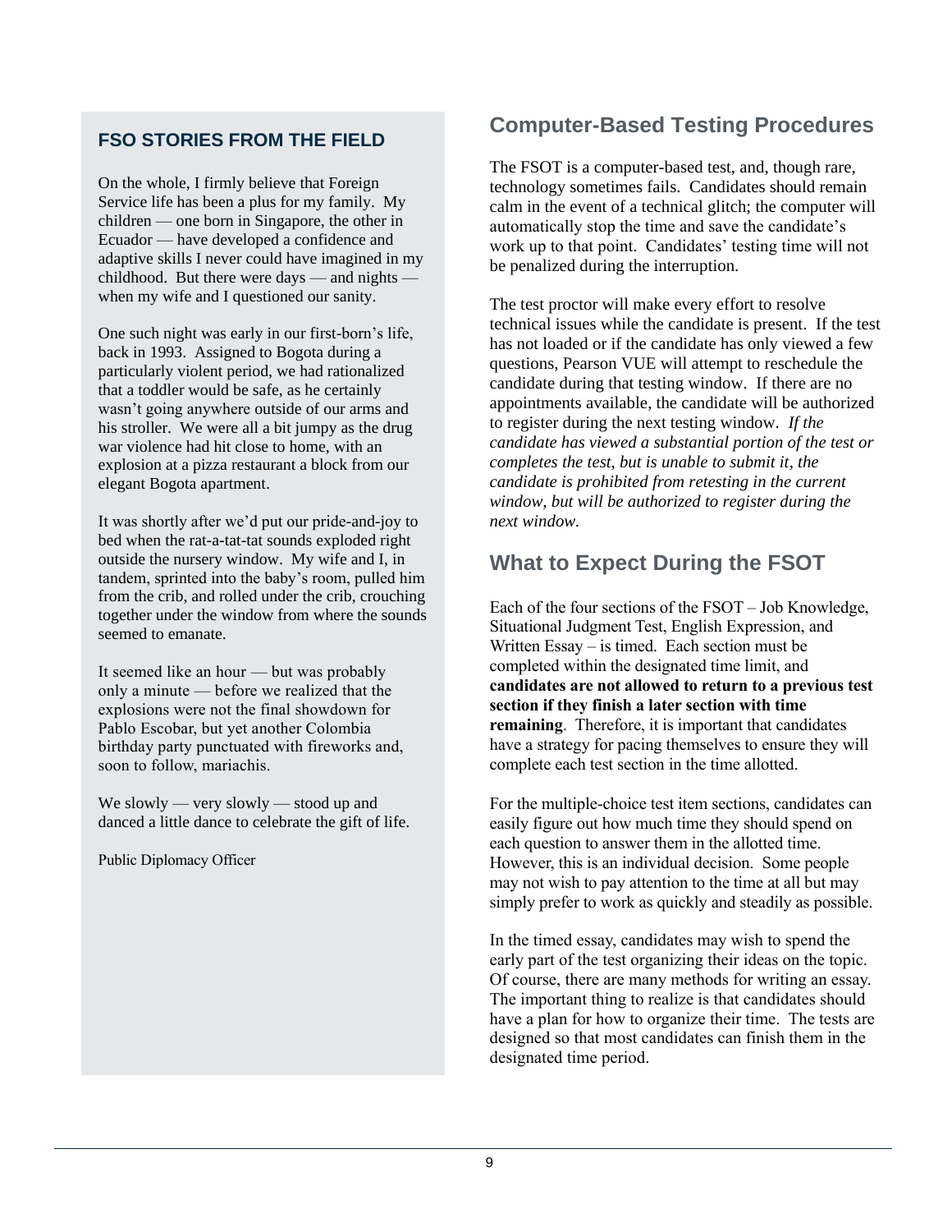### FSO STORIES FROM THE FIELD

On the whole, I firmly believe that Foreign Service life has been a plus for my family. My children — one born in Singapore, the other in Ecuador — have developed a confidence and adaptive skills I never could have imagined in my childhood. But there were days — and nights — when my wife and I questioned our sanity.

One such night was early in our first-born's life, back in 1993. Assigned to Bogota during a particularly violent period, we had rationalized that a toddler would be safe, as he certainly wasn't going anywhere outside of our arms and his stroller. We were all a bit jumpy as the drug war violence had hit close to home, with an explosion at a pizza restaurant a block from our elegant Bogota apartment.

It was shortly after we'd put our pride-and-joy to bed when the rat-a-tat-tat sounds exploded right outside the nursery window. My wife and I, in tandem, sprinted into the baby's room, pulled him from the crib, and rolled under the crib, crouching together under the window from where the sounds seemed to emanate.

It seemed like an hour — but was probably only a minute — before we realized that the explosions were not the final showdown for Pablo Escobar, but yet another Colombia birthday party punctuated with fireworks and, soon to follow, mariachis.

We slowly — very slowly — stood up and danced a little dance to celebrate the gift of life.

Public Diplomacy Officer

## Computer-Based Testing Procedures

The FSOT is a computer-based test, and, though rare, technology sometimes fails. Candidates should remain calm in the event of a technical glitch; the computer will automatically stop the time and save the candidate's work up to that point. Candidates' testing time will not be penalized during the interruption.

The test proctor will make every effort to resolve technical issues while the candidate is present. If the test has not loaded or if the candidate has only viewed a few questions, Pearson VUE will attempt to reschedule the candidate during that testing window. If there are no appointments available, the candidate will be authorized to register during the next testing window. *If the candidate has viewed a substantial portion of the test or completes the test, but is unable to submit it, the candidate is prohibited from retesting in the current window, but will be authorized to register during the next window.*

## What to Expect During the FSOT

Each of the four sections of the FSOT – Job Knowledge, Situational Judgment Test, English Expression, and Written Essay – is timed. Each section must be completed within the designated time limit, and **candidates are not allowed to return to a previous test section if they finish a later section with time remaining**. Therefore, it is important that candidates have a strategy for pacing themselves to ensure they will complete each test section in the time allotted.

For the multiple-choice test item sections, candidates can easily figure out how much time they should spend on each question to answer them in the allotted time. However, this is an individual decision. Some people may not wish to pay attention to the time at all but may simply prefer to work as quickly and steadily as possible.

In the timed essay, candidates may wish to spend the early part of the test organizing their ideas on the topic. Of course, there are many methods for writing an essay. The important thing to realize is that candidates should have a plan for how to organize their time. The tests are designed so that most candidates can finish them in the designated time period.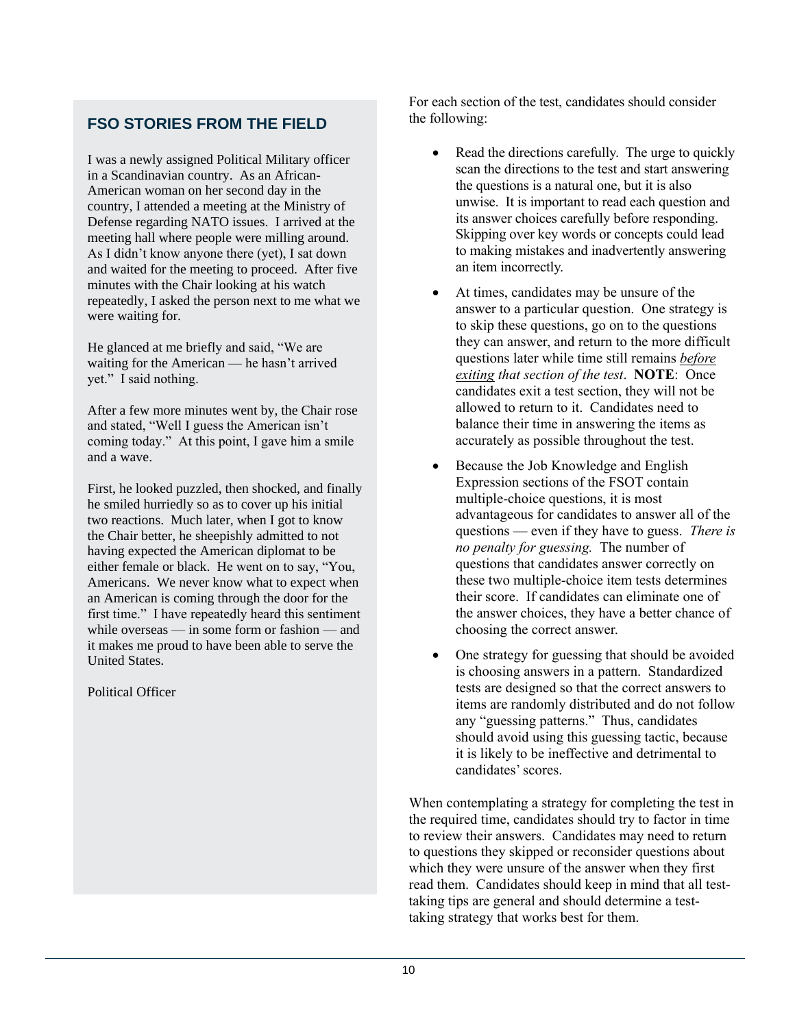## FSO STORIES FROM THE FIELD

I was a newly assigned Political Military officer in a Scandinavian country. As an African-American woman on her second day in the country, I attended a meeting at the Ministry of Defense regarding NATO issues. I arrived at the meeting hall where people were milling around. As I didn't know anyone there (yet), I sat down and waited for the meeting to proceed. After five minutes with the Chair looking at his watch repeatedly, I asked the person next to me what we were waiting for.

He glanced at me briefly and said, "We are waiting for the American — he hasn't arrived yet." I said nothing.

After a few more minutes went by, the Chair rose and stated, "Well I guess the American isn't coming today." At this point, I gave him a smile and a wave.

First, he looked puzzled, then shocked, and finally he smiled hurriedly so as to cover up his initial two reactions. Much later, when I got to know the Chair better, he sheepishly admitted to not having expected the American diplomat to be either female or black. He went on to say, "You, Americans. We never know what to expect when an American is coming through the door for the first time." I have repeatedly heard this sentiment while overseas — in some form or fashion — and it makes me proud to have been able to serve the United States.

Political Officer

For each section of the test, candidates should consider the following:

- Read the directions carefully. The urge to quickly scan the directions to the test and start answering the questions is a natural one, but it is also unwise. It is important to read each question and its answer choices carefully before responding. Skipping over key words or concepts could lead to making mistakes and inadvertently answering an item incorrectly.
- At times, candidates may be unsure of the answer to a particular question. One strategy is to skip these questions, go on to the questions they can answer, and return to the more difficult questions later while time still remains *before exiting that section of the test*. **NOTE**: Once candidates exit a test section, they will not be allowed to return to it. Candidates need to balance their time in answering the items as accurately as possible throughout the test.
- Because the Job Knowledge and English Expression sections of the FSOT contain multiple-choice questions, it is most advantageous for candidates to answer all of the questions — even if they have to guess. *There is no penalty for guessing.* The number of questions that candidates answer correctly on these two multiple-choice item tests determines their score. If candidates can eliminate one of the answer choices, they have a better chance of choosing the correct answer.
- One strategy for guessing that should be avoided is choosing answers in a pattern. Standardized tests are designed so that the correct answers to items are randomly distributed and do not follow any "guessing patterns." Thus, candidates should avoid using this guessing tactic, because it is likely to be ineffective and detrimental to candidates' scores.

When contemplating a strategy for completing the test in the required time, candidates should try to factor in time to review their answers. Candidates may need to return to questions they skipped or reconsider questions about which they were unsure of the answer when they first read them. Candidates should keep in mind that all test-taking tips are general and should determine a test-taking strategy that works best for them.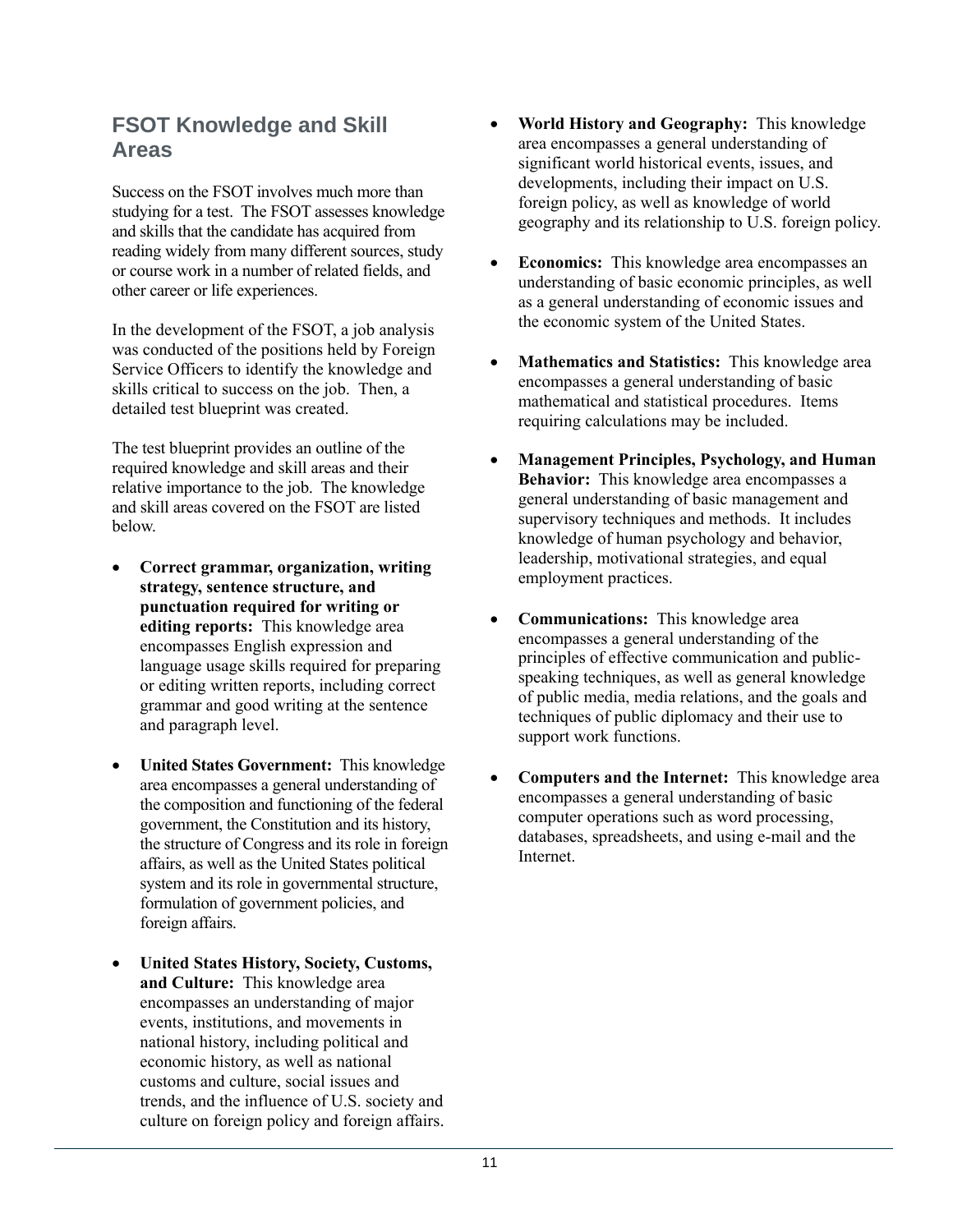## FSOT Knowledge and Skill Areas

Success on the FSOT involves much more than studying for a test. The FSOT assesses knowledge and skills that the candidate has acquired from reading widely from many different sources, study or course work in a number of related fields, and other career or life experiences.

In the development of the FSOT, a job analysis was conducted of the positions held by Foreign Service Officers to identify the knowledge and skills critical to success on the job. Then, a detailed test blueprint was created.

The test blueprint provides an outline of the required knowledge and skill areas and their relative importance to the job. The knowledge and skill areas covered on the FSOT are listed below.

- **Correct grammar, organization, writing strategy, sentence structure, and punctuation required for writing or editing reports:** This knowledge area encompasses English expression and language usage skills required for preparing or editing written reports, including correct grammar and good writing at the sentence and paragraph level.

- **United States Government:** This knowledge area encompasses a general understanding of the composition and functioning of the federal government, the Constitution and its history, the structure of Congress and its role in foreign affairs, as well as the United States political system and its role in governmental structure, formulation of government policies, and foreign affairs.

- **United States History, Society, Customs, and Culture:** This knowledge area encompasses an understanding of major events, institutions, and movements in national history, including political and economic history, as well as national customs and culture, social issues and trends, and the influence of U.S. society and culture on foreign policy and foreign affairs.

- **World History and Geography:** This knowledge area encompasses a general understanding of significant world historical events, issues, and developments, including their impact on U.S. foreign policy, as well as knowledge of world geography and its relationship to U.S. foreign policy.

- **Economics:** This knowledge area encompasses an understanding of basic economic principles, as well as a general understanding of economic issues and the economic system of the United States.

- **Mathematics and Statistics:** This knowledge area encompasses a general understanding of basic mathematical and statistical procedures. Items requiring calculations may be included.

- **Management Principles, Psychology, and Human Behavior:** This knowledge area encompasses a general understanding of basic management and supervisory techniques and methods. It includes knowledge of human psychology and behavior, leadership, motivational strategies, and equal employment practices.

- **Communications:** This knowledge area encompasses a general understanding of the principles of effective communication and public-speaking techniques, as well as general knowledge of public media, media relations, and the goals and techniques of public diplomacy and their use to support work functions.

- **Computers and the Internet:** This knowledge area encompasses a general understanding of basic computer operations such as word processing, databases, spreadsheets, and using e-mail and the Internet.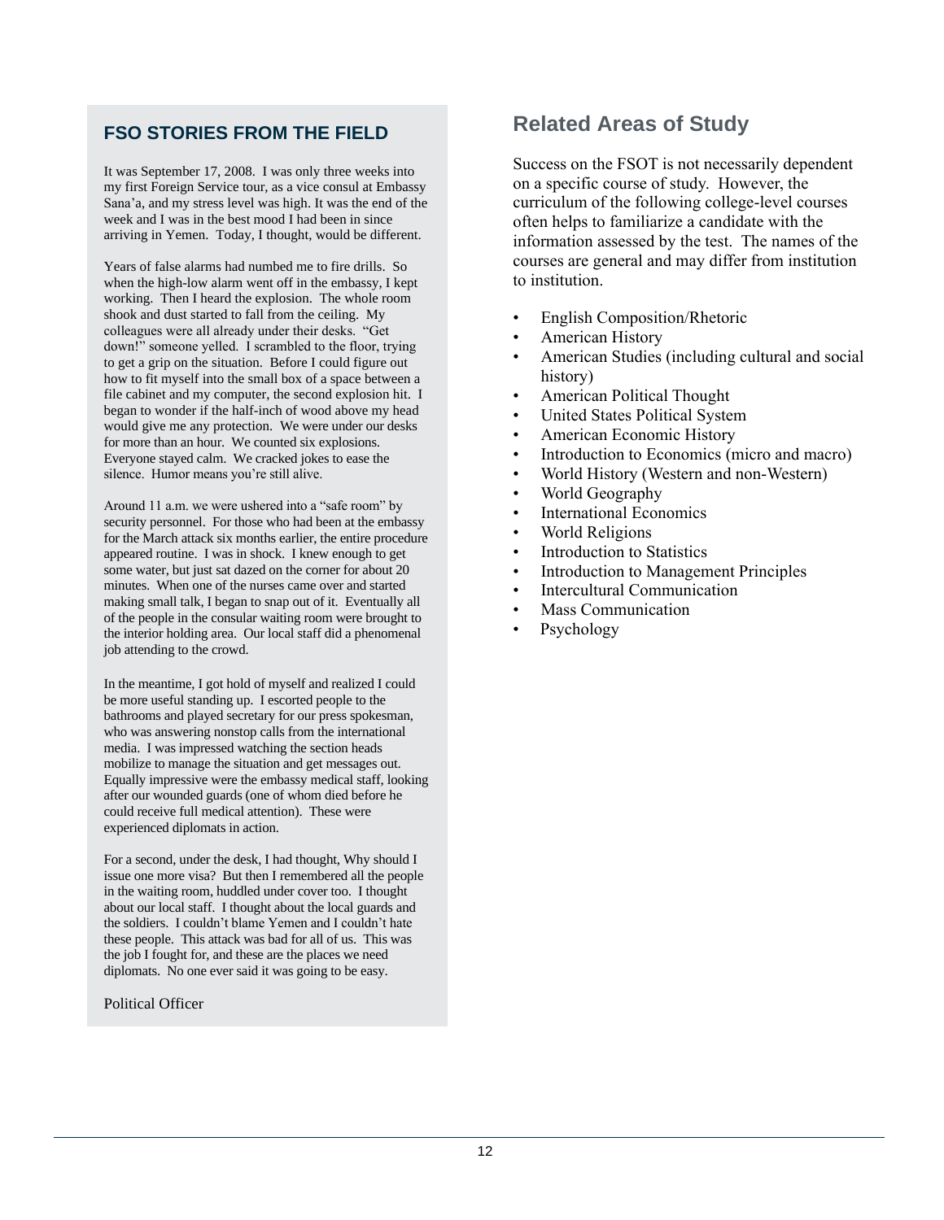## FSO STORIES FROM THE FIELD

It was September 17, 2008. I was only three weeks into my first Foreign Service tour, as a vice consul at Embassy Sana'a, and my stress level was high. It was the end of the week and I was in the best mood I had been in since arriving in Yemen. Today, I thought, would be different.

Years of false alarms had numbed me to fire drills. So when the high-low alarm went off in the embassy, I kept working. Then I heard the explosion. The whole room shook and dust started to fall from the ceiling. My colleagues were all already under their desks. "Get down!" someone yelled. I scrambled to the floor, trying to get a grip on the situation. Before I could figure out how to fit myself into the small box of a space between a file cabinet and my computer, the second explosion hit. I began to wonder if the half-inch of wood above my head would give me any protection. We were under our desks for more than an hour. We counted six explosions. Everyone stayed calm. We cracked jokes to ease the silence. Humor means you're still alive.

Around 11 a.m. we were ushered into a "safe room" by security personnel. For those who had been at the embassy for the March attack six months earlier, the entire procedure appeared routine. I was in shock. I knew enough to get some water, but just sat dazed on the corner for about 20 minutes. When one of the nurses came over and started making small talk, I began to snap out of it. Eventually all of the people in the consular waiting room were brought to the interior holding area. Our local staff did a phenomenal job attending to the crowd.

In the meantime, I got hold of myself and realized I could be more useful standing up. I escorted people to the bathrooms and played secretary for our press spokesman, who was answering nonstop calls from the international media. I was impressed watching the section heads mobilize to manage the situation and get messages out. Equally impressive were the embassy medical staff, looking after our wounded guards (one of whom died before he could receive full medical attention). These were experienced diplomats in action.

For a second, under the desk, I had thought, Why should I issue one more visa? But then I remembered all the people in the waiting room, huddled under cover too. I thought about our local staff. I thought about the local guards and the soldiers. I couldn't blame Yemen and I couldn't hate these people. This attack was bad for all of us. This was the job I fought for, and these are the places we need diplomats. No one ever said it was going to be easy.

Political Officer

## Related Areas of Study

Success on the FSOT is not necessarily dependent on a specific course of study. However, the curriculum of the following college-level courses often helps to familiarize a candidate with the information assessed by the test. The names of the courses are general and may differ from institution to institution.

- English Composition/Rhetoric
- American History
- American Studies (including cultural and social history)
- American Political Thought
- United States Political System
- American Economic History
- Introduction to Economics (micro and macro)
- World History (Western and non-Western)
- World Geography
- International Economics
- World Religions
- Introduction to Statistics
- Introduction to Management Principles
- Intercultural Communication
- Mass Communication
- Psychology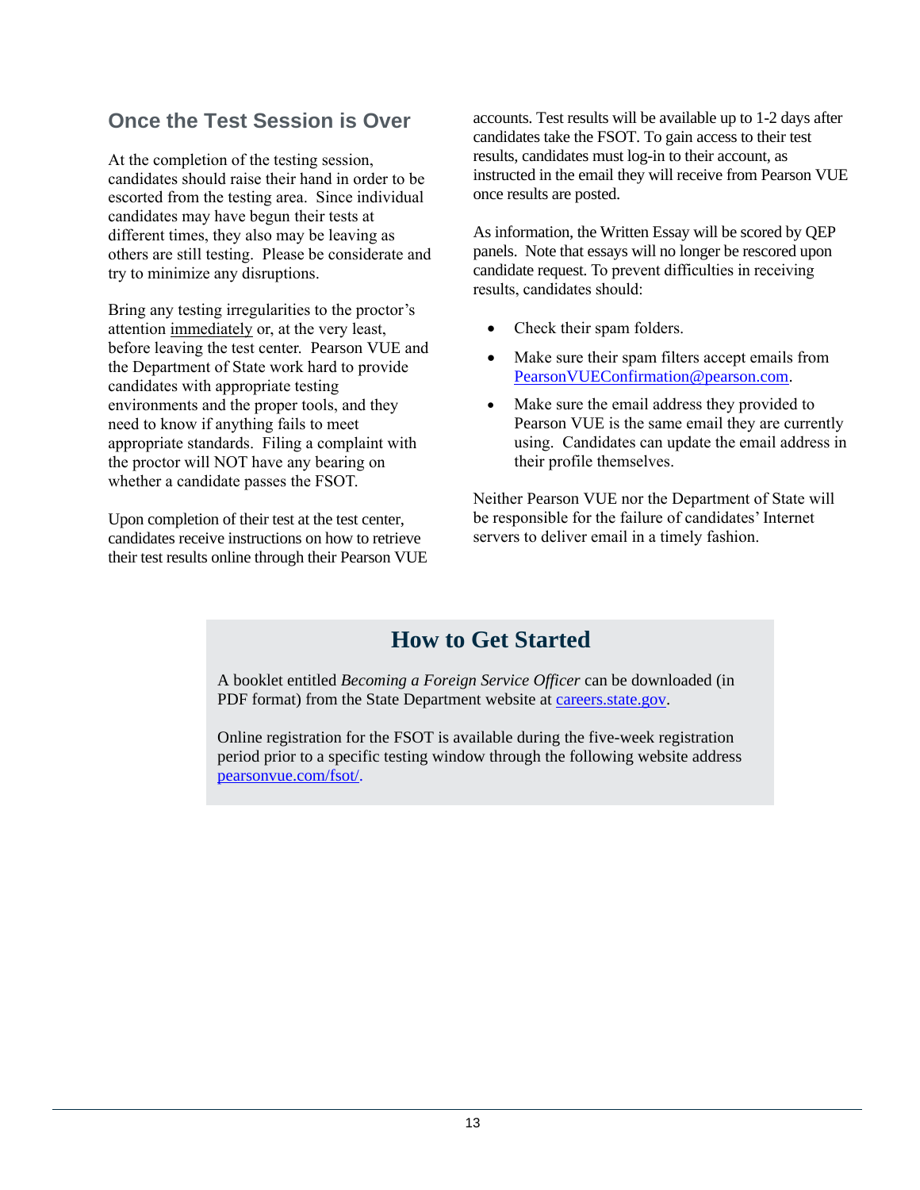## Once the Test Session is Over

At the completion of the testing session, candidates should raise their hand in order to be escorted from the testing area. Since individual candidates may have begun their tests at different times, they also may be leaving as others are still testing. Please be considerate and try to minimize any disruptions.

Bring any testing irregularities to the proctor's attention immediately or, at the very least, before leaving the test center. Pearson VUE and the Department of State work hard to provide candidates with appropriate testing environments and the proper tools, and they need to know if anything fails to meet appropriate standards. Filing a complaint with the proctor will NOT have any bearing on whether a candidate passes the FSOT.

Upon completion of their test at the test center, candidates receive instructions on how to retrieve their test results online through their Pearson VUE accounts. Test results will be available up to 1-2 days after candidates take the FSOT. To gain access to their test results, candidates must log-in to their account, as instructed in the email they will receive from Pearson VUE once results are posted.

As information, the Written Essay will be scored by QEP panels. Note that essays will no longer be rescored upon candidate request. To prevent difficulties in receiving results, candidates should:

- Check their spam folders.
- Make sure their spam filters accept emails from PearsonVUEConfirmation@pearson.com.
- Make sure the email address they provided to Pearson VUE is the same email they are currently using. Candidates can update the email address in their profile themselves.

Neither Pearson VUE nor the Department of State will be responsible for the failure of candidates' Internet servers to deliver email in a timely fashion.

## How to Get Started

A booklet entitled *Becoming a Foreign Service Officer* can be downloaded (in PDF format) from the State Department website at careers.state.gov.

Online registration for the FSOT is available during the five-week registration period prior to a specific testing window through the following website address pearsonvue.com/fsot/.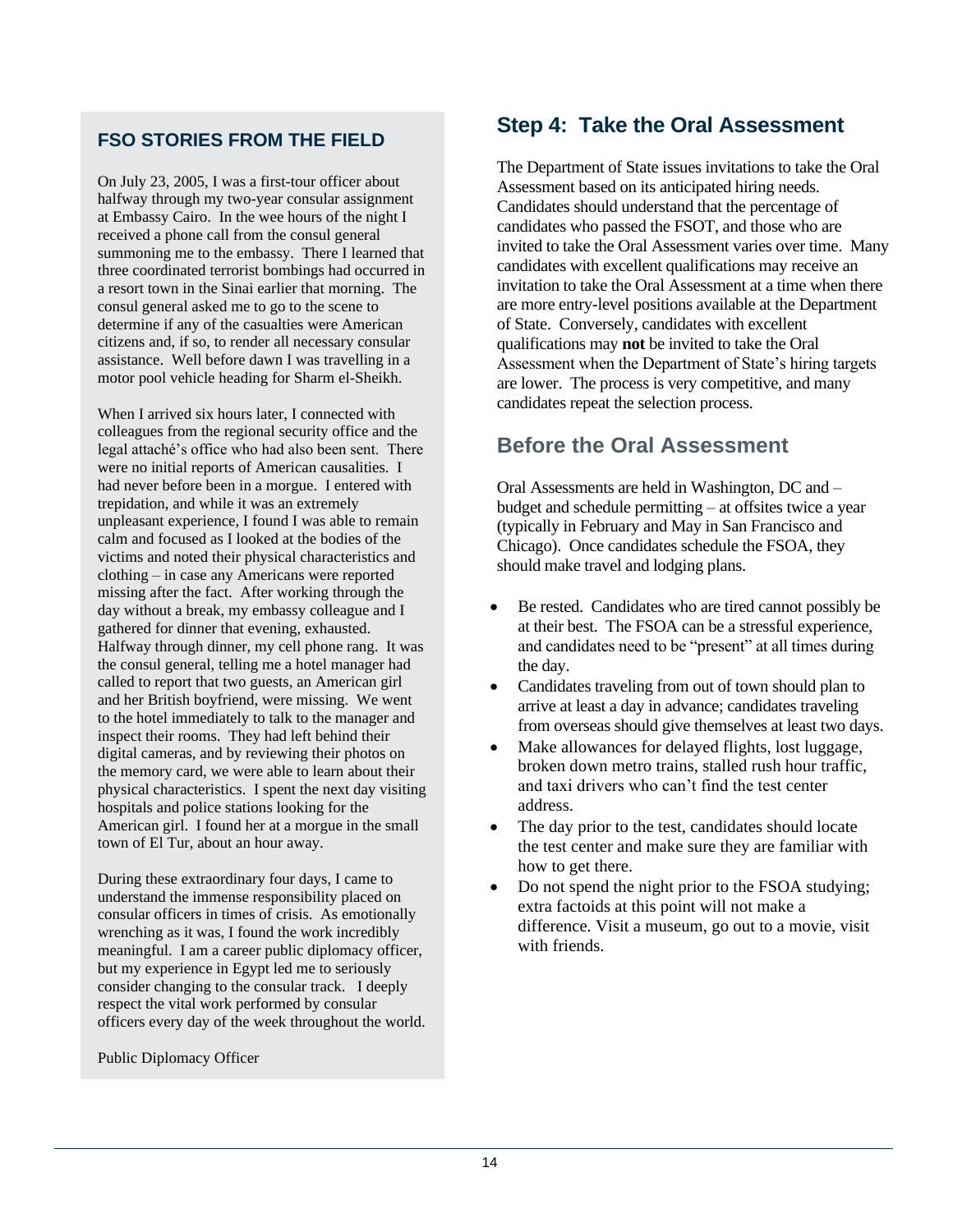## FSO STORIES FROM THE FIELD

On July 23, 2005, I was a first-tour officer about halfway through my two-year consular assignment at Embassy Cairo. In the wee hours of the night I received a phone call from the consul general summoning me to the embassy. There I learned that three coordinated terrorist bombings had occurred in a resort town in the Sinai earlier that morning. The consul general asked me to go to the scene to determine if any of the casualties were American citizens and, if so, to render all necessary consular assistance. Well before dawn I was travelling in a motor pool vehicle heading for Sharm el-Sheikh.

When I arrived six hours later, I connected with colleagues from the regional security office and the legal attaché's office who had also been sent. There were no initial reports of American causalities. I had never before been in a morgue. I entered with trepidation, and while it was an extremely unpleasant experience, I found I was able to remain calm and focused as I looked at the bodies of the victims and noted their physical characteristics and clothing – in case any Americans were reported missing after the fact. After working through the day without a break, my embassy colleague and I gathered for dinner that evening, exhausted. Halfway through dinner, my cell phone rang. It was the consul general, telling me a hotel manager had called to report that two guests, an American girl and her British boyfriend, were missing. We went to the hotel immediately to talk to the manager and inspect their rooms. They had left behind their digital cameras, and by reviewing their photos on the memory card, we were able to learn about their physical characteristics. I spent the next day visiting hospitals and police stations looking for the American girl. I found her at a morgue in the small town of El Tur, about an hour away.

During these extraordinary four days, I came to understand the immense responsibility placed on consular officers in times of crisis. As emotionally wrenching as it was, I found the work incredibly meaningful. I am a career public diplomacy officer, but my experience in Egypt led me to seriously consider changing to the consular track. I deeply respect the vital work performed by consular officers every day of the week throughout the world.

Public Diplomacy Officer

## Step 4: Take the Oral Assessment

The Department of State issues invitations to take the Oral Assessment based on its anticipated hiring needs. Candidates should understand that the percentage of candidates who passed the FSOT, and those who are invited to take the Oral Assessment varies over time. Many candidates with excellent qualifications may receive an invitation to take the Oral Assessment at a time when there are more entry-level positions available at the Department of State. Conversely, candidates with excellent qualifications may **not** be invited to take the Oral Assessment when the Department of State's hiring targets are lower. The process is very competitive, and many candidates repeat the selection process.

### Before the Oral Assessment

Oral Assessments are held in Washington, DC and – budget and schedule permitting – at offsites twice a year (typically in February and May in San Francisco and Chicago). Once candidates schedule the FSOA, they should make travel and lodging plans.

- Be rested. Candidates who are tired cannot possibly be at their best. The FSOA can be a stressful experience, and candidates need to be "present" at all times during the day.
- Candidates traveling from out of town should plan to arrive at least a day in advance; candidates traveling from overseas should give themselves at least two days.
- Make allowances for delayed flights, lost luggage, broken down metro trains, stalled rush hour traffic, and taxi drivers who can't find the test center address.
- The day prior to the test, candidates should locate the test center and make sure they are familiar with how to get there.
- Do not spend the night prior to the FSOA studying; extra factoids at this point will not make a difference. Visit a museum, go out to a movie, visit with friends.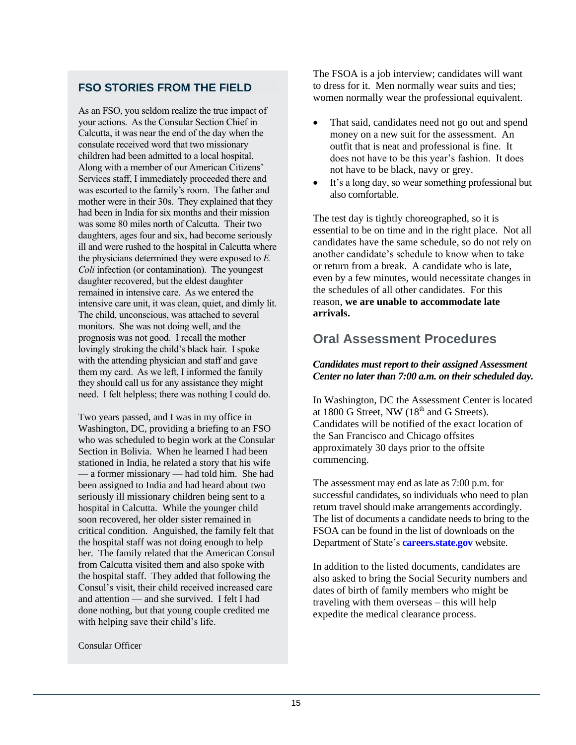### FSO STORIES FROM THE FIELD

As an FSO, you seldom realize the true impact of your actions. As the Consular Section Chief in Calcutta, it was near the end of the day when the consulate received word that two missionary children had been admitted to a local hospital. Along with a member of our American Citizens' Services staff, I immediately proceeded there and was escorted to the family's room. The father and mother were in their 30s. They explained that they had been in India for six months and their mission was some 80 miles north of Calcutta. Their two daughters, ages four and six, had become seriously ill and were rushed to the hospital in Calcutta where the physicians determined they were exposed to *E. Coli* infection (or contamination). The youngest daughter recovered, but the eldest daughter remained in intensive care. As we entered the intensive care unit, it was clean, quiet, and dimly lit. The child, unconscious, was attached to several monitors. She was not doing well, and the prognosis was not good. I recall the mother lovingly stroking the child's black hair. I spoke with the attending physician and staff and gave them my card. As we left, I informed the family they should call us for any assistance they might need. I felt helpless; there was nothing I could do.

Two years passed, and I was in my office in Washington, DC, providing a briefing to an FSO who was scheduled to begin work at the Consular Section in Bolivia. When he learned I had been stationed in India, he related a story that his wife — a former missionary — had told him. She had been assigned to India and had heard about two seriously ill missionary children being sent to a hospital in Calcutta. While the younger child soon recovered, her older sister remained in critical condition. Anguished, the family felt that the hospital staff was not doing enough to help her. The family related that the American Consul from Calcutta visited them and also spoke with the hospital staff. They added that following the Consul's visit, their child received increased care and attention — and she survived. I felt I had done nothing, but that young couple credited me with helping save their child's life.

Consular Officer

The FSOA is a job interview; candidates will want to dress for it. Men normally wear suits and ties; women normally wear the professional equivalent.

- That said, candidates need not go out and spend money on a new suit for the assessment. An outfit that is neat and professional is fine. It does not have to be this year's fashion. It does not have to be black, navy or grey.
- It's a long day, so wear something professional but also comfortable.

The test day is tightly choreographed, so it is essential to be on time and in the right place. Not all candidates have the same schedule, so do not rely on another candidate's schedule to know when to take or return from a break. A candidate who is late, even by a few minutes, would necessitate changes in the schedules of all other candidates. For this reason, **we are unable to accommodate late arrivals.**

## Oral Assessment Procedures

***Candidates must report to their assigned Assessment Center no later than 7:00 a.m. on their scheduled day.***

In Washington, DC the Assessment Center is located at 1800 G Street, NW (18th and G Streets). Candidates will be notified of the exact location of the San Francisco and Chicago offsites approximately 30 days prior to the offsite commencing.

The assessment may end as late as 7:00 p.m. for successful candidates, so individuals who need to plan return travel should make arrangements accordingly. The list of documents a candidate needs to bring to the FSOA can be found in the list of downloads on the Department of State's **careers.state.gov** website.

In addition to the listed documents, candidates are also asked to bring the Social Security numbers and dates of birth of family members who might be traveling with them overseas – this will help expedite the medical clearance process.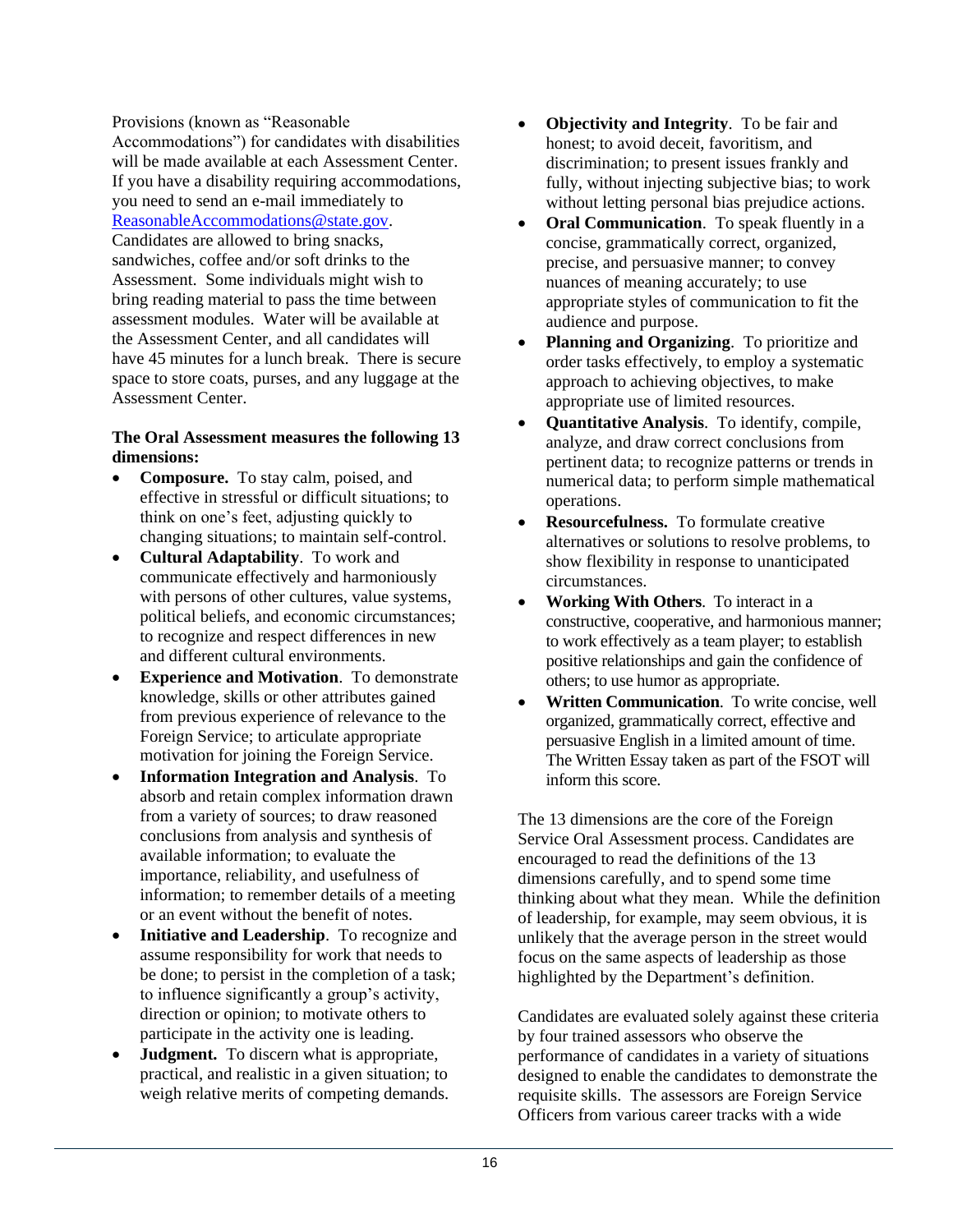Provisions (known as "Reasonable Accommodations") for candidates with disabilities will be made available at each Assessment Center. If you have a disability requiring accommodations, you need to send an e-mail immediately to ReasonableAccommodations@state.gov. Candidates are allowed to bring snacks, sandwiches, coffee and/or soft drinks to the Assessment. Some individuals might wish to bring reading material to pass the time between assessment modules. Water will be available at the Assessment Center, and all candidates will have 45 minutes for a lunch break. There is secure space to store coats, purses, and any luggage at the Assessment Center.

**The Oral Assessment measures the following 13 dimensions:**

- **Composure.** To stay calm, poised, and effective in stressful or difficult situations; to think on one's feet, adjusting quickly to changing situations; to maintain self-control.
- **Cultural Adaptability**. To work and communicate effectively and harmoniously with persons of other cultures, value systems, political beliefs, and economic circumstances; to recognize and respect differences in new and different cultural environments.
- **Experience and Motivation**. To demonstrate knowledge, skills or other attributes gained from previous experience of relevance to the Foreign Service; to articulate appropriate motivation for joining the Foreign Service.
- **Information Integration and Analysis**. To absorb and retain complex information drawn from a variety of sources; to draw reasoned conclusions from analysis and synthesis of available information; to evaluate the importance, reliability, and usefulness of information; to remember details of a meeting or an event without the benefit of notes.
- **Initiative and Leadership**. To recognize and assume responsibility for work that needs to be done; to persist in the completion of a task; to influence significantly a group's activity, direction or opinion; to motivate others to participate in the activity one is leading.
- **Judgment.** To discern what is appropriate, practical, and realistic in a given situation; to weigh relative merits of competing demands.
- **Objectivity and Integrity**. To be fair and honest; to avoid deceit, favoritism, and discrimination; to present issues frankly and fully, without injecting subjective bias; to work without letting personal bias prejudice actions.
- **Oral Communication**. To speak fluently in a concise, grammatically correct, organized, precise, and persuasive manner; to convey nuances of meaning accurately; to use appropriate styles of communication to fit the audience and purpose.
- **Planning and Organizing**. To prioritize and order tasks effectively, to employ a systematic approach to achieving objectives, to make appropriate use of limited resources.
- **Quantitative Analysis**. To identify, compile, analyze, and draw correct conclusions from pertinent data; to recognize patterns or trends in numerical data; to perform simple mathematical operations.
- **Resourcefulness.** To formulate creative alternatives or solutions to resolve problems, to show flexibility in response to unanticipated circumstances.
- **Working With Others**. To interact in a constructive, cooperative, and harmonious manner; to work effectively as a team player; to establish positive relationships and gain the confidence of others; to use humor as appropriate.
- **Written Communication**. To write concise, well organized, grammatically correct, effective and persuasive English in a limited amount of time. The Written Essay taken as part of the FSOT will inform this score.

The 13 dimensions are the core of the Foreign Service Oral Assessment process. Candidates are encouraged to read the definitions of the 13 dimensions carefully, and to spend some time thinking about what they mean. While the definition of leadership, for example, may seem obvious, it is unlikely that the average person in the street would focus on the same aspects of leadership as those highlighted by the Department's definition.

Candidates are evaluated solely against these criteria by four trained assessors who observe the performance of candidates in a variety of situations designed to enable the candidates to demonstrate the requisite skills. The assessors are Foreign Service Officers from various career tracks with a wide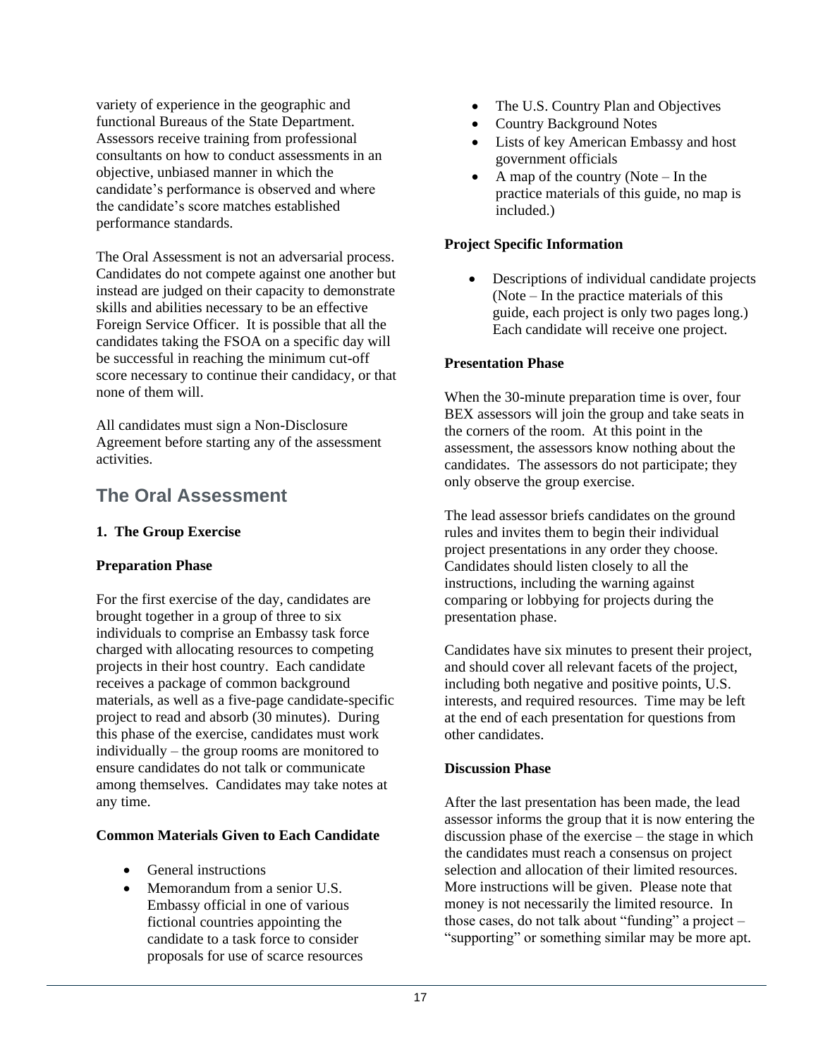variety of experience in the geographic and functional Bureaus of the State Department. Assessors receive training from professional consultants on how to conduct assessments in an objective, unbiased manner in which the candidate's performance is observed and where the candidate's score matches established performance standards.

The Oral Assessment is not an adversarial process. Candidates do not compete against one another but instead are judged on their capacity to demonstrate skills and abilities necessary to be an effective Foreign Service Officer. It is possible that all the candidates taking the FSOA on a specific day will be successful in reaching the minimum cut-off score necessary to continue their candidacy, or that none of them will.

All candidates must sign a Non-Disclosure Agreement before starting any of the assessment activities.

## The Oral Assessment

**1. The Group Exercise**

**Preparation Phase**

For the first exercise of the day, candidates are brought together in a group of three to six individuals to comprise an Embassy task force charged with allocating resources to competing projects in their host country. Each candidate receives a package of common background materials, as well as a five-page candidate-specific project to read and absorb (30 minutes). During this phase of the exercise, candidates must work individually – the group rooms are monitored to ensure candidates do not talk or communicate among themselves. Candidates may take notes at any time.

**Common Materials Given to Each Candidate**

- General instructions
- Memorandum from a senior U.S. Embassy official in one of various fictional countries appointing the candidate to a task force to consider proposals for use of scarce resources
- The U.S. Country Plan and Objectives
- Country Background Notes
- Lists of key American Embassy and host government officials
- A map of the country (Note – In the practice materials of this guide, no map is included.)

**Project Specific Information**

- Descriptions of individual candidate projects (Note – In the practice materials of this guide, each project is only two pages long.) Each candidate will receive one project.

**Presentation Phase**

When the 30-minute preparation time is over, four BEX assessors will join the group and take seats in the corners of the room. At this point in the assessment, the assessors know nothing about the candidates. The assessors do not participate; they only observe the group exercise.

The lead assessor briefs candidates on the ground rules and invites them to begin their individual project presentations in any order they choose. Candidates should listen closely to all the instructions, including the warning against comparing or lobbying for projects during the presentation phase.

Candidates have six minutes to present their project, and should cover all relevant facets of the project, including both negative and positive points, U.S. interests, and required resources. Time may be left at the end of each presentation for questions from other candidates.

**Discussion Phase**

After the last presentation has been made, the lead assessor informs the group that it is now entering the discussion phase of the exercise – the stage in which the candidates must reach a consensus on project selection and allocation of their limited resources. More instructions will be given. Please note that money is not necessarily the limited resource. In those cases, do not talk about "funding" a project – "supporting" or something similar may be more apt.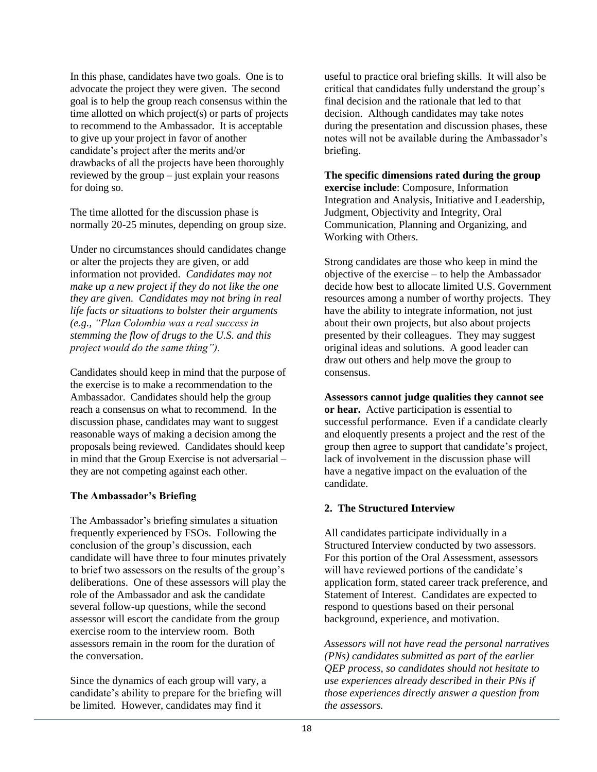In this phase, candidates have two goals. One is to advocate the project they were given. The second goal is to help the group reach consensus within the time allotted on which project(s) or parts of projects to recommend to the Ambassador. It is acceptable to give up your project in favor of another candidate's project after the merits and/or drawbacks of all the projects have been thoroughly reviewed by the group – just explain your reasons for doing so.

The time allotted for the discussion phase is normally 20-25 minutes, depending on group size.

Under no circumstances should candidates change or alter the projects they are given, or add information not provided. *Candidates may not make up a new project if they do not like the one they are given. Candidates may not bring in real life facts or situations to bolster their arguments (e.g., "Plan Colombia was a real success in stemming the flow of drugs to the U.S. and this project would do the same thing").*

Candidates should keep in mind that the purpose of the exercise is to make a recommendation to the Ambassador. Candidates should help the group reach a consensus on what to recommend. In the discussion phase, candidates may want to suggest reasonable ways of making a decision among the proposals being reviewed. Candidates should keep in mind that the Group Exercise is not adversarial – they are not competing against each other.

### The Ambassador's Briefing

The Ambassador's briefing simulates a situation frequently experienced by FSOs. Following the conclusion of the group's discussion, each candidate will have three to four minutes privately to brief two assessors on the results of the group's deliberations. One of these assessors will play the role of the Ambassador and ask the candidate several follow-up questions, while the second assessor will escort the candidate from the group exercise room to the interview room. Both assessors remain in the room for the duration of the conversation.

Since the dynamics of each group will vary, a candidate's ability to prepare for the briefing will be limited. However, candidates may find it useful to practice oral briefing skills. It will also be critical that candidates fully understand the group's final decision and the rationale that led to that decision. Although candidates may take notes during the presentation and discussion phases, these notes will not be available during the Ambassador's briefing.

**The specific dimensions rated during the group exercise include**: Composure, Information Integration and Analysis, Initiative and Leadership, Judgment, Objectivity and Integrity, Oral Communication, Planning and Organizing, and Working with Others.

Strong candidates are those who keep in mind the objective of the exercise – to help the Ambassador decide how best to allocate limited U.S. Government resources among a number of worthy projects. They have the ability to integrate information, not just about their own projects, but also about projects presented by their colleagues. They may suggest original ideas and solutions. A good leader can draw out others and help move the group to consensus.

**Assessors cannot judge qualities they cannot see or hear.** Active participation is essential to successful performance. Even if a candidate clearly and eloquently presents a project and the rest of the group then agree to support that candidate's project, lack of involvement in the discussion phase will have a negative impact on the evaluation of the candidate.

## 2. The Structured Interview

All candidates participate individually in a Structured Interview conducted by two assessors. For this portion of the Oral Assessment, assessors will have reviewed portions of the candidate's application form, stated career track preference, and Statement of Interest. Candidates are expected to respond to questions based on their personal background, experience, and motivation.

*Assessors will not have read the personal narratives (PNs) candidates submitted as part of the earlier QEP process, so candidates should not hesitate to use experiences already described in their PNs if those experiences directly answer a question from the assessors.*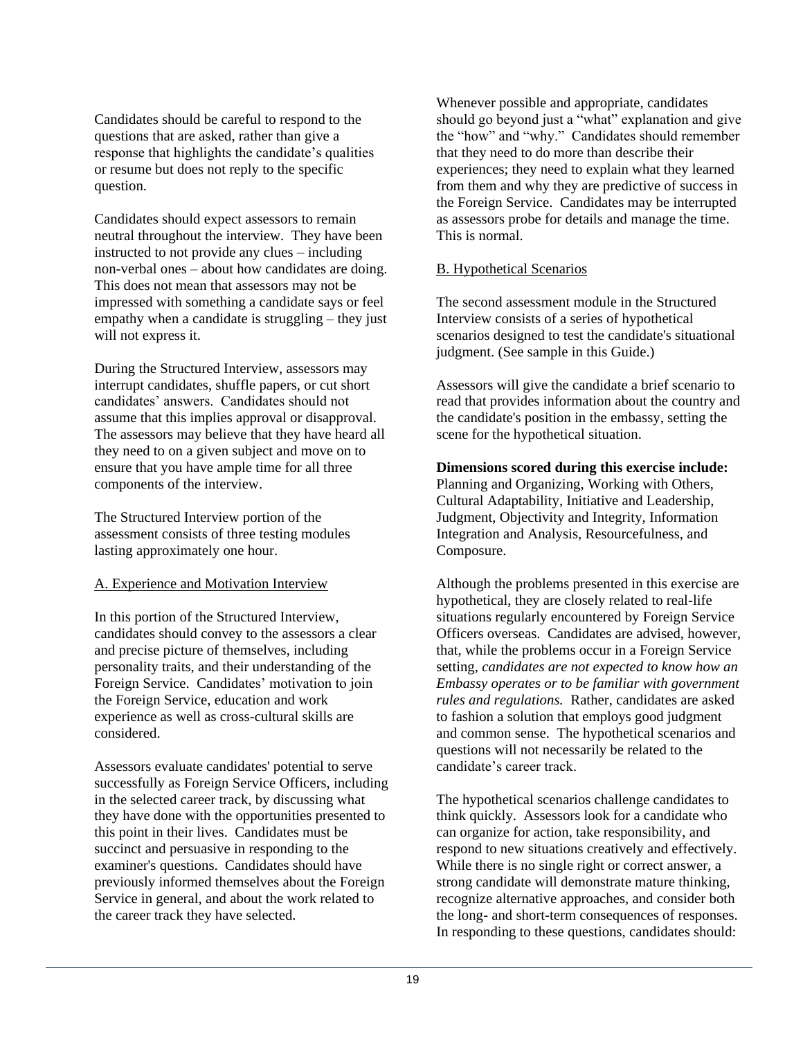Candidates should be careful to respond to the questions that are asked, rather than give a response that highlights the candidate's qualities or resume but does not reply to the specific question.

Candidates should expect assessors to remain neutral throughout the interview. They have been instructed to not provide any clues – including non-verbal ones – about how candidates are doing. This does not mean that assessors may not be impressed with something a candidate says or feel empathy when a candidate is struggling – they just will not express it.

During the Structured Interview, assessors may interrupt candidates, shuffle papers, or cut short candidates' answers. Candidates should not assume that this implies approval or disapproval. The assessors may believe that they have heard all they need to on a given subject and move on to ensure that you have ample time for all three components of the interview.

The Structured Interview portion of the assessment consists of three testing modules lasting approximately one hour.

A. Experience and Motivation Interview

In this portion of the Structured Interview, candidates should convey to the assessors a clear and precise picture of themselves, including personality traits, and their understanding of the Foreign Service. Candidates' motivation to join the Foreign Service, education and work experience as well as cross-cultural skills are considered.

Assessors evaluate candidates' potential to serve successfully as Foreign Service Officers, including in the selected career track, by discussing what they have done with the opportunities presented to this point in their lives. Candidates must be succinct and persuasive in responding to the examiner's questions. Candidates should have previously informed themselves about the Foreign Service in general, and about the work related to the career track they have selected.

Whenever possible and appropriate, candidates should go beyond just a "what" explanation and give the "how" and "why." Candidates should remember that they need to do more than describe their experiences; they need to explain what they learned from them and why they are predictive of success in the Foreign Service. Candidates may be interrupted as assessors probe for details and manage the time. This is normal.

B. Hypothetical Scenarios

The second assessment module in the Structured Interview consists of a series of hypothetical scenarios designed to test the candidate's situational judgment. (See sample in this Guide.)

Assessors will give the candidate a brief scenario to read that provides information about the country and the candidate's position in the embassy, setting the scene for the hypothetical situation.

**Dimensions scored during this exercise include:** Planning and Organizing, Working with Others, Cultural Adaptability, Initiative and Leadership, Judgment, Objectivity and Integrity, Information Integration and Analysis, Resourcefulness, and Composure.

Although the problems presented in this exercise are hypothetical, they are closely related to real-life situations regularly encountered by Foreign Service Officers overseas. Candidates are advised, however, that, while the problems occur in a Foreign Service setting, *candidates are not expected to know how an Embassy operates or to be familiar with government rules and regulations.* Rather, candidates are asked to fashion a solution that employs good judgment and common sense. The hypothetical scenarios and questions will not necessarily be related to the candidate's career track.

The hypothetical scenarios challenge candidates to think quickly. Assessors look for a candidate who can organize for action, take responsibility, and respond to new situations creatively and effectively. While there is no single right or correct answer, a strong candidate will demonstrate mature thinking, recognize alternative approaches, and consider both the long- and short-term consequences of responses. In responding to these questions, candidates should: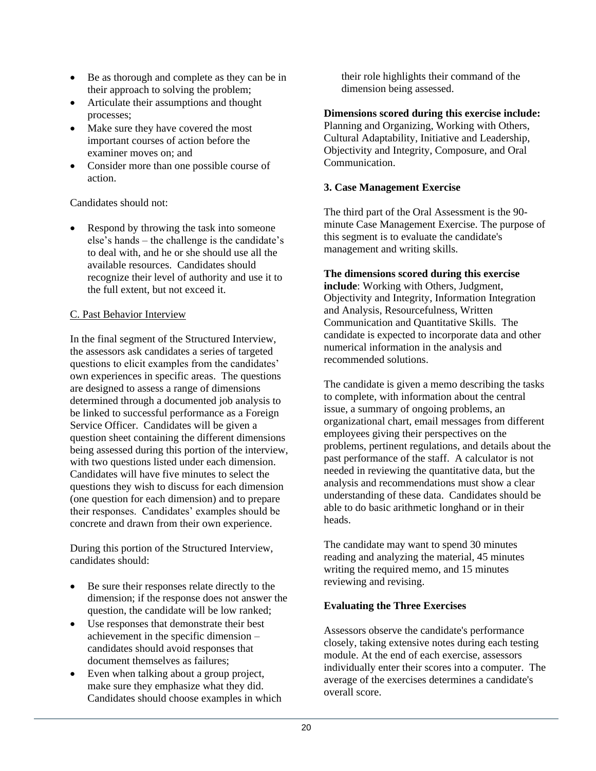- Be as thorough and complete as they can be in their approach to solving the problem;
- Articulate their assumptions and thought processes;
- Make sure they have covered the most important courses of action before the examiner moves on; and
- Consider more than one possible course of action.

Candidates should not:

- Respond by throwing the task into someone else's hands – the challenge is the candidate's to deal with, and he or she should use all the available resources. Candidates should recognize their level of authority and use it to the full extent, but not exceed it.

C. Past Behavior Interview

In the final segment of the Structured Interview, the assessors ask candidates a series of targeted questions to elicit examples from the candidates' own experiences in specific areas. The questions are designed to assess a range of dimensions determined through a documented job analysis to be linked to successful performance as a Foreign Service Officer. Candidates will be given a question sheet containing the different dimensions being assessed during this portion of the interview, with two questions listed under each dimension. Candidates will have five minutes to select the questions they wish to discuss for each dimension (one question for each dimension) and to prepare their responses. Candidates' examples should be concrete and drawn from their own experience.

During this portion of the Structured Interview, candidates should:

- Be sure their responses relate directly to the dimension; if the response does not answer the question, the candidate will be low ranked;
- Use responses that demonstrate their best achievement in the specific dimension – candidates should avoid responses that document themselves as failures;
- Even when talking about a group project, make sure they emphasize what they did. Candidates should choose examples in which their role highlights their command of the dimension being assessed.

**Dimensions scored during this exercise include:** Planning and Organizing, Working with Others, Cultural Adaptability, Initiative and Leadership, Objectivity and Integrity, Composure, and Oral Communication.

**3. Case Management Exercise**

The third part of the Oral Assessment is the 90-minute Case Management Exercise. The purpose of this segment is to evaluate the candidate's management and writing skills.

**The dimensions scored during this exercise include**: Working with Others, Judgment, Objectivity and Integrity, Information Integration and Analysis, Resourcefulness, Written Communication and Quantitative Skills. The candidate is expected to incorporate data and other numerical information in the analysis and recommended solutions.

The candidate is given a memo describing the tasks to complete, with information about the central issue, a summary of ongoing problems, an organizational chart, email messages from different employees giving their perspectives on the problems, pertinent regulations, and details about the past performance of the staff. A calculator is not needed in reviewing the quantitative data, but the analysis and recommendations must show a clear understanding of these data. Candidates should be able to do basic arithmetic longhand or in their heads.

The candidate may want to spend 30 minutes reading and analyzing the material, 45 minutes writing the required memo, and 15 minutes reviewing and revising.

**Evaluating the Three Exercises**

Assessors observe the candidate's performance closely, taking extensive notes during each testing module. At the end of each exercise, assessors individually enter their scores into a computer. The average of the exercises determines a candidate's overall score.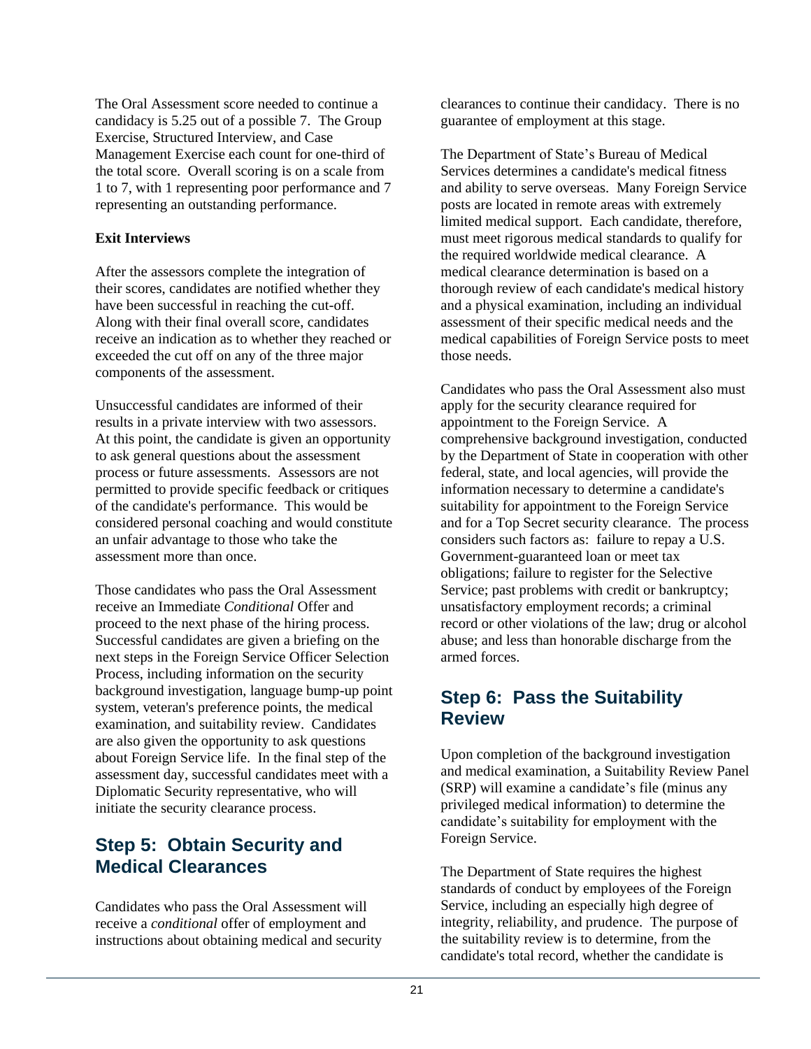The Oral Assessment score needed to continue a candidacy is 5.25 out of a possible 7. The Group Exercise, Structured Interview, and Case Management Exercise each count for one-third of the total score. Overall scoring is on a scale from 1 to 7, with 1 representing poor performance and 7 representing an outstanding performance.

**Exit Interviews**

After the assessors complete the integration of their scores, candidates are notified whether they have been successful in reaching the cut-off. Along with their final overall score, candidates receive an indication as to whether they reached or exceeded the cut off on any of the three major components of the assessment.

Unsuccessful candidates are informed of their results in a private interview with two assessors. At this point, the candidate is given an opportunity to ask general questions about the assessment process or future assessments. Assessors are not permitted to provide specific feedback or critiques of the candidate's performance. This would be considered personal coaching and would constitute an unfair advantage to those who take the assessment more than once.

Those candidates who pass the Oral Assessment receive an Immediate *Conditional* Offer and proceed to the next phase of the hiring process. Successful candidates are given a briefing on the next steps in the Foreign Service Officer Selection Process, including information on the security background investigation, language bump-up point system, veteran's preference points, the medical examination, and suitability review. Candidates are also given the opportunity to ask questions about Foreign Service life. In the final step of the assessment day, successful candidates meet with a Diplomatic Security representative, who will initiate the security clearance process.

## Step 5: Obtain Security and Medical Clearances

Candidates who pass the Oral Assessment will receive a *conditional* offer of employment and instructions about obtaining medical and security clearances to continue their candidacy. There is no guarantee of employment at this stage.

The Department of State's Bureau of Medical Services determines a candidate's medical fitness and ability to serve overseas. Many Foreign Service posts are located in remote areas with extremely limited medical support. Each candidate, therefore, must meet rigorous medical standards to qualify for the required worldwide medical clearance. A medical clearance determination is based on a thorough review of each candidate's medical history and a physical examination, including an individual assessment of their specific medical needs and the medical capabilities of Foreign Service posts to meet those needs.

Candidates who pass the Oral Assessment also must apply for the security clearance required for appointment to the Foreign Service. A comprehensive background investigation, conducted by the Department of State in cooperation with other federal, state, and local agencies, will provide the information necessary to determine a candidate's suitability for appointment to the Foreign Service and for a Top Secret security clearance. The process considers such factors as: failure to repay a U.S. Government-guaranteed loan or meet tax obligations; failure to register for the Selective Service; past problems with credit or bankruptcy; unsatisfactory employment records; a criminal record or other violations of the law; drug or alcohol abuse; and less than honorable discharge from the armed forces.

## Step 6: Pass the Suitability Review

Upon completion of the background investigation and medical examination, a Suitability Review Panel (SRP) will examine a candidate's file (minus any privileged medical information) to determine the candidate's suitability for employment with the Foreign Service.

The Department of State requires the highest standards of conduct by employees of the Foreign Service, including an especially high degree of integrity, reliability, and prudence. The purpose of the suitability review is to determine, from the candidate's total record, whether the candidate is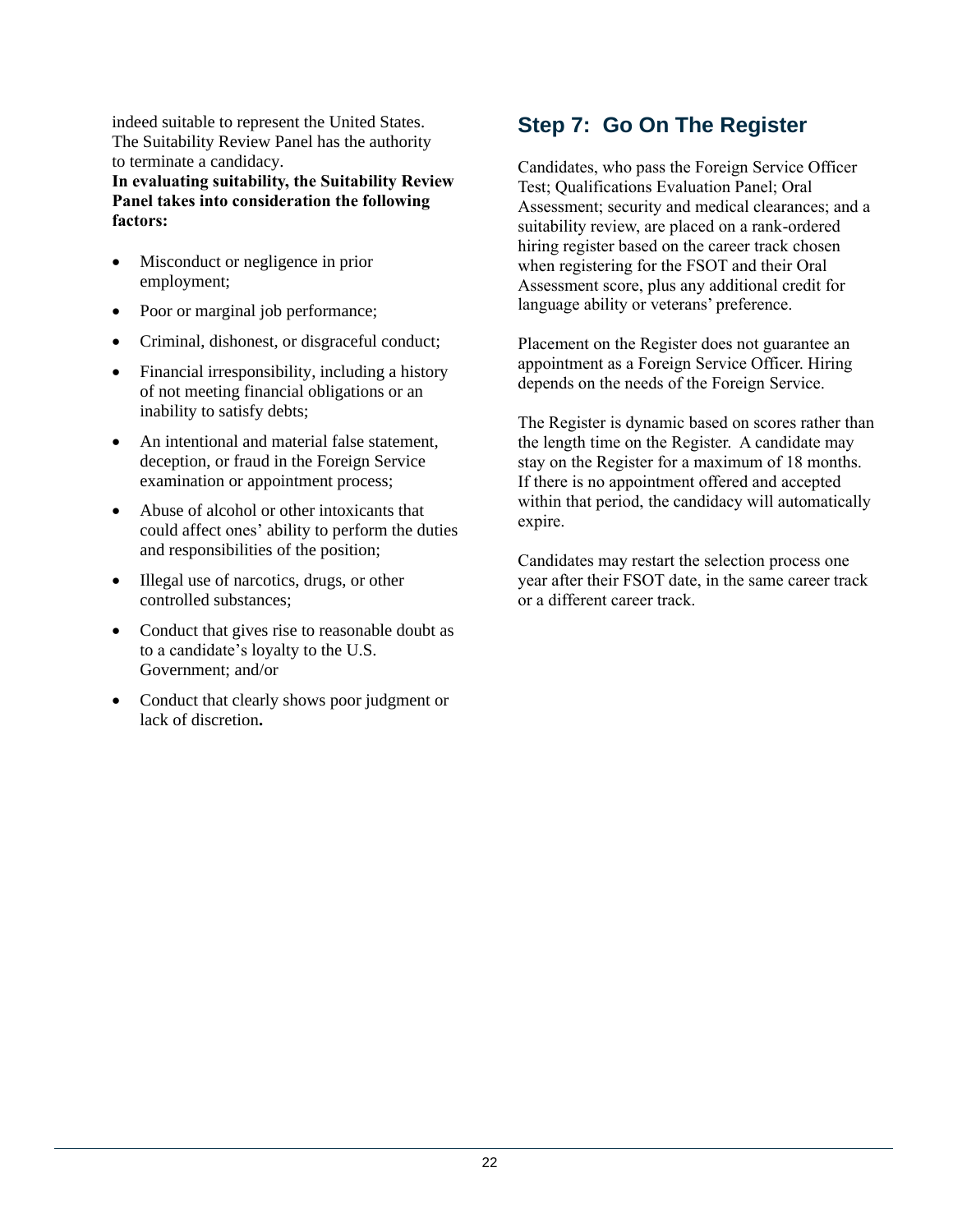indeed suitable to represent the United States. The Suitability Review Panel has the authority to terminate a candidacy.

**In evaluating suitability, the Suitability Review Panel takes into consideration the following factors:**

- Misconduct or negligence in prior employment;
- Poor or marginal job performance;
- Criminal, dishonest, or disgraceful conduct;
- Financial irresponsibility, including a history of not meeting financial obligations or an inability to satisfy debts;
- An intentional and material false statement, deception, or fraud in the Foreign Service examination or appointment process;
- Abuse of alcohol or other intoxicants that could affect ones' ability to perform the duties and responsibilities of the position;
- Illegal use of narcotics, drugs, or other controlled substances;
- Conduct that gives rise to reasonable doubt as to a candidate's loyalty to the U.S. Government; and/or
- Conduct that clearly shows poor judgment or lack of discretion**.**

## Step 7: Go On The Register

Candidates, who pass the Foreign Service Officer Test; Qualifications Evaluation Panel; Oral Assessment; security and medical clearances; and a suitability review, are placed on a rank-ordered hiring register based on the career track chosen when registering for the FSOT and their Oral Assessment score, plus any additional credit for language ability or veterans' preference.

Placement on the Register does not guarantee an appointment as a Foreign Service Officer. Hiring depends on the needs of the Foreign Service.

The Register is dynamic based on scores rather than the length time on the Register. A candidate may stay on the Register for a maximum of 18 months. If there is no appointment offered and accepted within that period, the candidacy will automatically expire.

Candidates may restart the selection process one year after their FSOT date, in the same career track or a different career track.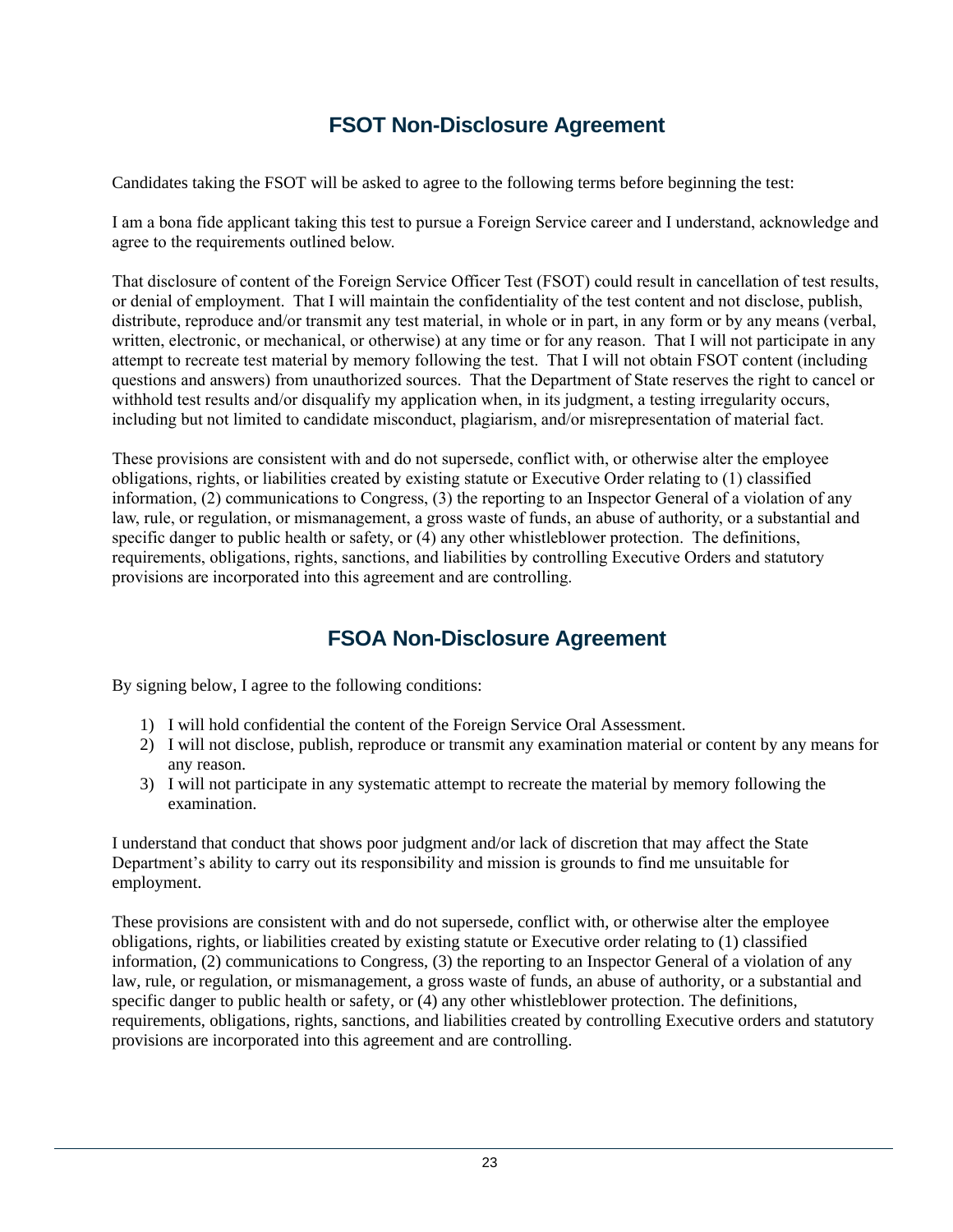## FSOT Non-Disclosure Agreement

Candidates taking the FSOT will be asked to agree to the following terms before beginning the test:

I am a bona fide applicant taking this test to pursue a Foreign Service career and I understand, acknowledge and agree to the requirements outlined below.

That disclosure of content of the Foreign Service Officer Test (FSOT) could result in cancellation of test results, or denial of employment. That I will maintain the confidentiality of the test content and not disclose, publish, distribute, reproduce and/or transmit any test material, in whole or in part, in any form or by any means (verbal, written, electronic, or mechanical, or otherwise) at any time or for any reason. That I will not participate in any attempt to recreate test material by memory following the test. That I will not obtain FSOT content (including questions and answers) from unauthorized sources. That the Department of State reserves the right to cancel or withhold test results and/or disqualify my application when, in its judgment, a testing irregularity occurs, including but not limited to candidate misconduct, plagiarism, and/or misrepresentation of material fact.

These provisions are consistent with and do not supersede, conflict with, or otherwise alter the employee obligations, rights, or liabilities created by existing statute or Executive Order relating to (1) classified information, (2) communications to Congress, (3) the reporting to an Inspector General of a violation of any law, rule, or regulation, or mismanagement, a gross waste of funds, an abuse of authority, or a substantial and specific danger to public health or safety, or (4) any other whistleblower protection. The definitions, requirements, obligations, rights, sanctions, and liabilities by controlling Executive Orders and statutory provisions are incorporated into this agreement and are controlling.

## FSOA Non-Disclosure Agreement

By signing below, I agree to the following conditions:

1) I will hold confidential the content of the Foreign Service Oral Assessment.
2) I will not disclose, publish, reproduce or transmit any examination material or content by any means for any reason.
3) I will not participate in any systematic attempt to recreate the material by memory following the examination.

I understand that conduct that shows poor judgment and/or lack of discretion that may affect the State Department's ability to carry out its responsibility and mission is grounds to find me unsuitable for employment.

These provisions are consistent with and do not supersede, conflict with, or otherwise alter the employee obligations, rights, or liabilities created by existing statute or Executive order relating to (1) classified information, (2) communications to Congress, (3) the reporting to an Inspector General of a violation of any law, rule, or regulation, or mismanagement, a gross waste of funds, an abuse of authority, or a substantial and specific danger to public health or safety, or (4) any other whistleblower protection. The definitions, requirements, obligations, rights, sanctions, and liabilities created by controlling Executive orders and statutory provisions are incorporated into this agreement and are controlling.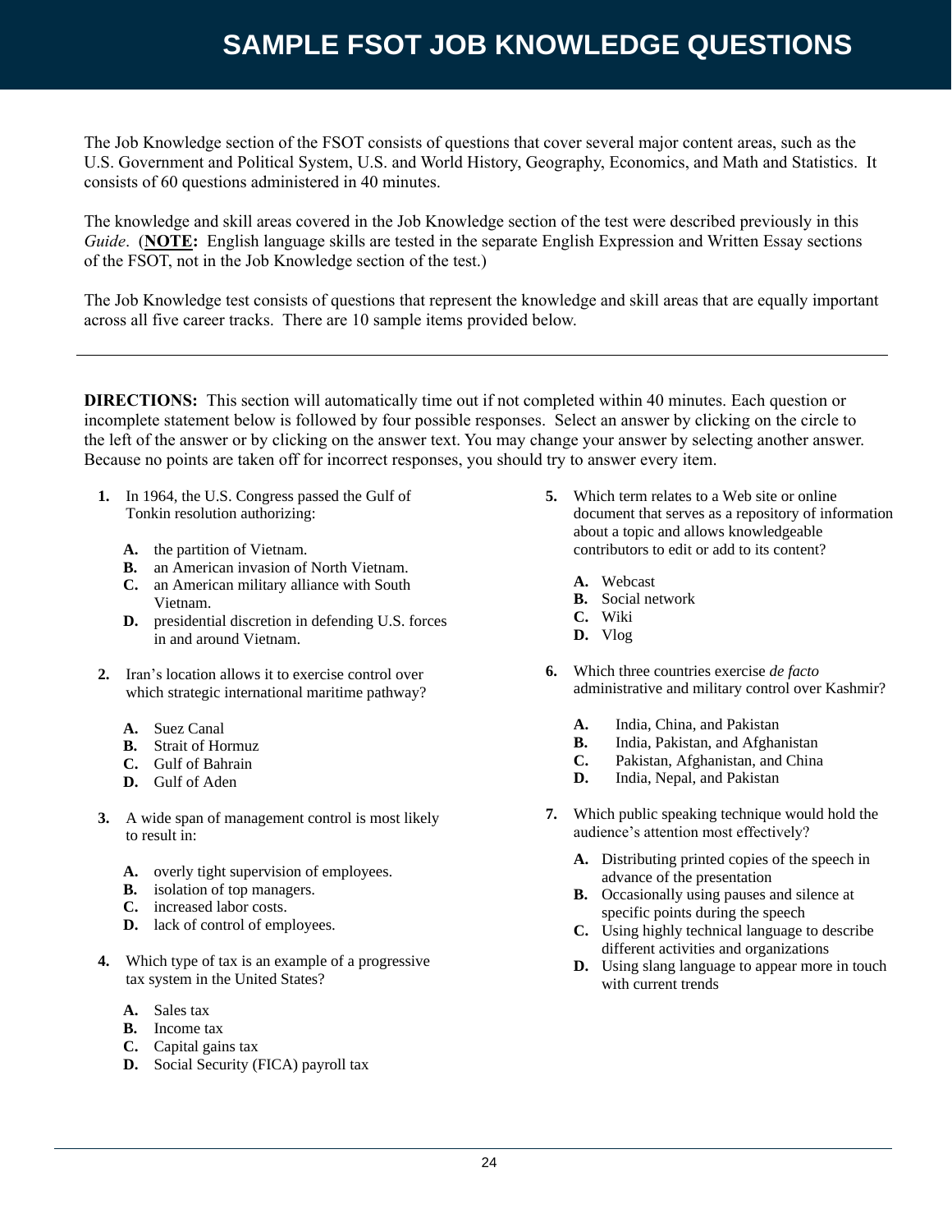# SAMPLE FSOT JOB KNOWLEDGE QUESTIONS

The Job Knowledge section of the FSOT consists of questions that cover several major content areas, such as the U.S. Government and Political System, U.S. and World History, Geography, Economics, and Math and Statistics. It consists of 60 questions administered in 40 minutes.

The knowledge and skill areas covered in the Job Knowledge section of the test were described previously in this *Guide*. (**NOTE:** English language skills are tested in the separate English Expression and Written Essay sections of the FSOT, not in the Job Knowledge section of the test.)

The Job Knowledge test consists of questions that represent the knowledge and skill areas that are equally important across all five career tracks. There are 10 sample items provided below.

---

**DIRECTIONS:** This section will automatically time out if not completed within 40 minutes. Each question or incomplete statement below is followed by four possible responses. Select an answer by clicking on the circle to the left of the answer or by clicking on the answer text. You may change your answer by selecting another answer. Because no points are taken off for incorrect responses, you should try to answer every item.

**1.** In 1964, the U.S. Congress passed the Gulf of Tonkin resolution authorizing:

- **A.** the partition of Vietnam.
- **B.** an American invasion of North Vietnam.
- **C.** an American military alliance with South Vietnam.
- **D.** presidential discretion in defending U.S. forces in and around Vietnam.

**2.** Iran's location allows it to exercise control over which strategic international maritime pathway?

- **A.** Suez Canal
- **B.** Strait of Hormuz
- **C.** Gulf of Bahrain
- **D.** Gulf of Aden

**3.** A wide span of management control is most likely to result in:

- **A.** overly tight supervision of employees.
- **B.** isolation of top managers.
- **C.** increased labor costs.
- **D.** lack of control of employees.

**4.** Which type of tax is an example of a progressive tax system in the United States?

- **A.** Sales tax
- **B.** Income tax
- **C.** Capital gains tax
- **D.** Social Security (FICA) payroll tax

**5.** Which term relates to a Web site or online document that serves as a repository of information about a topic and allows knowledgeable contributors to edit or add to its content?

- **A.** Webcast
- **B.** Social network
- **C.** Wiki
- **D.** Vlog

**6.** Which three countries exercise *de facto* administrative and military control over Kashmir?

- **A.** India, China, and Pakistan
- **B.** India, Pakistan, and Afghanistan
- **C.** Pakistan, Afghanistan, and China
- **D.** India, Nepal, and Pakistan

**7.** Which public speaking technique would hold the audience's attention most effectively?

- **A.** Distributing printed copies of the speech in advance of the presentation
- **B.** Occasionally using pauses and silence at specific points during the speech
- **C.** Using highly technical language to describe different activities and organizations
- **D.** Using slang language to appear more in touch with current trends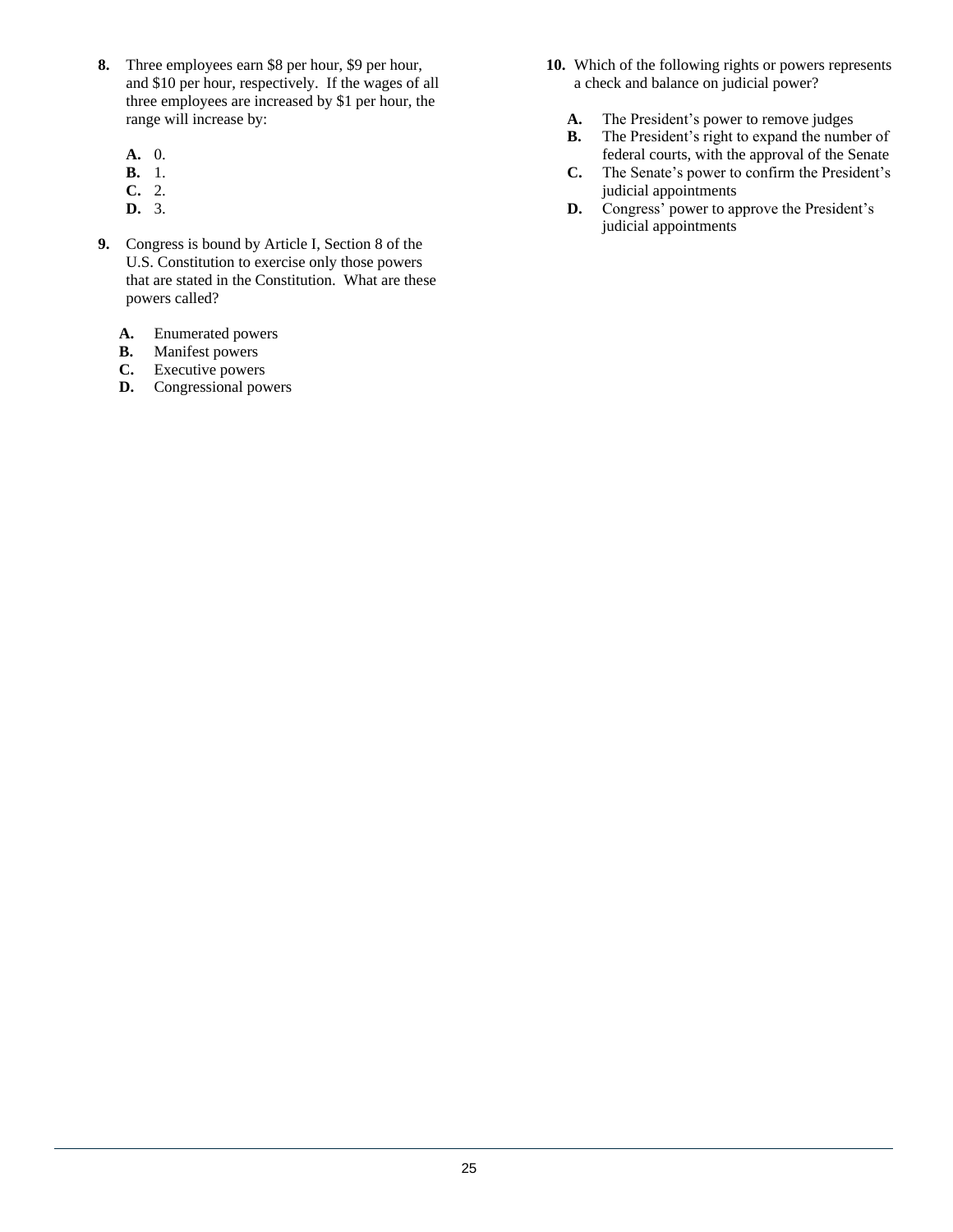**8.** Three employees earn $8 per hour, $9 per hour, and $10 per hour, respectively. If the wages of all three employees are increased by $1 per hour, the range will increase by:

- **A.** 0.
- **B.** 1.
- **C.** 2.
- **D.** 3.

**9.** Congress is bound by Article I, Section 8 of the U.S. Constitution to exercise only those powers that are stated in the Constitution. What are these powers called?

- **A.** Enumerated powers
- **B.** Manifest powers
- **C.** Executive powers
- **D.** Congressional powers

**10.** Which of the following rights or powers represents a check and balance on judicial power?

- **A.** The President's power to remove judges
- **B.** The President's right to expand the number of federal courts, with the approval of the Senate
- **C.** The Senate's power to confirm the President's judicial appointments
- **D.** Congress' power to approve the President's judicial appointments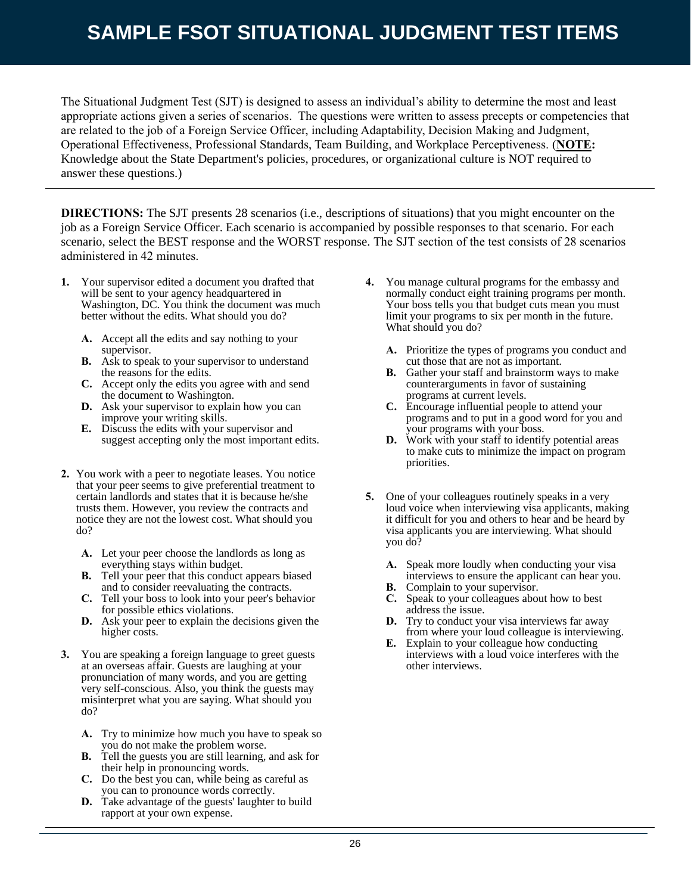# SAMPLE FSOT SITUATIONAL JUDGMENT TEST ITEMS

The Situational Judgment Test (SJT) is designed to assess an individual's ability to determine the most and least appropriate actions given a series of scenarios. The questions were written to assess precepts or competencies that are related to the job of a Foreign Service Officer, including Adaptability, Decision Making and Judgment, Operational Effectiveness, Professional Standards, Team Building, and Workplace Perceptiveness. (**NOTE:** Knowledge about the State Department's policies, procedures, or organizational culture is NOT required to answer these questions.)

---

**DIRECTIONS:** The SJT presents 28 scenarios (i.e., descriptions of situations) that you might encounter on the job as a Foreign Service Officer. Each scenario is accompanied by possible responses to that scenario. For each scenario, select the BEST response and the WORST response. The SJT section of the test consists of 28 scenarios administered in 42 minutes.

**1.** Your supervisor edited a document you drafted that will be sent to your agency headquartered in Washington, DC. You think the document was much better without the edits. What should you do?

- **A.** Accept all the edits and say nothing to your supervisor.
- **B.** Ask to speak to your supervisor to understand the reasons for the edits.
- **C.** Accept only the edits you agree with and send the document to Washington.
- **D.** Ask your supervisor to explain how you can improve your writing skills.
- **E.** Discuss the edits with your supervisor and suggest accepting only the most important edits.

**2.** You work with a peer to negotiate leases. You notice that your peer seems to give preferential treatment to certain landlords and states that it is because he/she trusts them. However, you review the contracts and notice they are not the lowest cost. What should you do?

- **A.** Let your peer choose the landlords as long as everything stays within budget.
- **B.** Tell your peer that this conduct appears biased and to consider reevaluating the contracts.
- **C.** Tell your boss to look into your peer's behavior for possible ethics violations.
- **D.** Ask your peer to explain the decisions given the higher costs.

**3.** You are speaking a foreign language to greet guests at an overseas affair. Guests are laughing at your pronunciation of many words, and you are getting very self-conscious. Also, you think the guests may misinterpret what you are saying. What should you do?

- **A.** Try to minimize how much you have to speak so you do not make the problem worse.
- **B.** Tell the guests you are still learning, and ask for their help in pronouncing words.
- **C.** Do the best you can, while being as careful as you can to pronounce words correctly.
- **D.** Take advantage of the guests' laughter to build rapport at your own expense.

**4.** You manage cultural programs for the embassy and normally conduct eight training programs per month. Your boss tells you that budget cuts mean you must limit your programs to six per month in the future. What should you do?

- **A.** Prioritize the types of programs you conduct and cut those that are not as important.
- **B.** Gather your staff and brainstorm ways to make counterarguments in favor of sustaining programs at current levels.
- **C.** Encourage influential people to attend your programs and to put in a good word for you and your programs with your boss.
- **D.** Work with your staff to identify potential areas to make cuts to minimize the impact on program priorities.

**5.** One of your colleagues routinely speaks in a very loud voice when interviewing visa applicants, making it difficult for you and others to hear and be heard by visa applicants you are interviewing. What should you do?

- **A.** Speak more loudly when conducting your visa interviews to ensure the applicant can hear you.
- **B.** Complain to your supervisor.
- **C.** Speak to your colleagues about how to best address the issue.
- **D.** Try to conduct your visa interviews far away from where your loud colleague is interviewing.
- **E.** Explain to your colleague how conducting interviews with a loud voice interferes with the other interviews.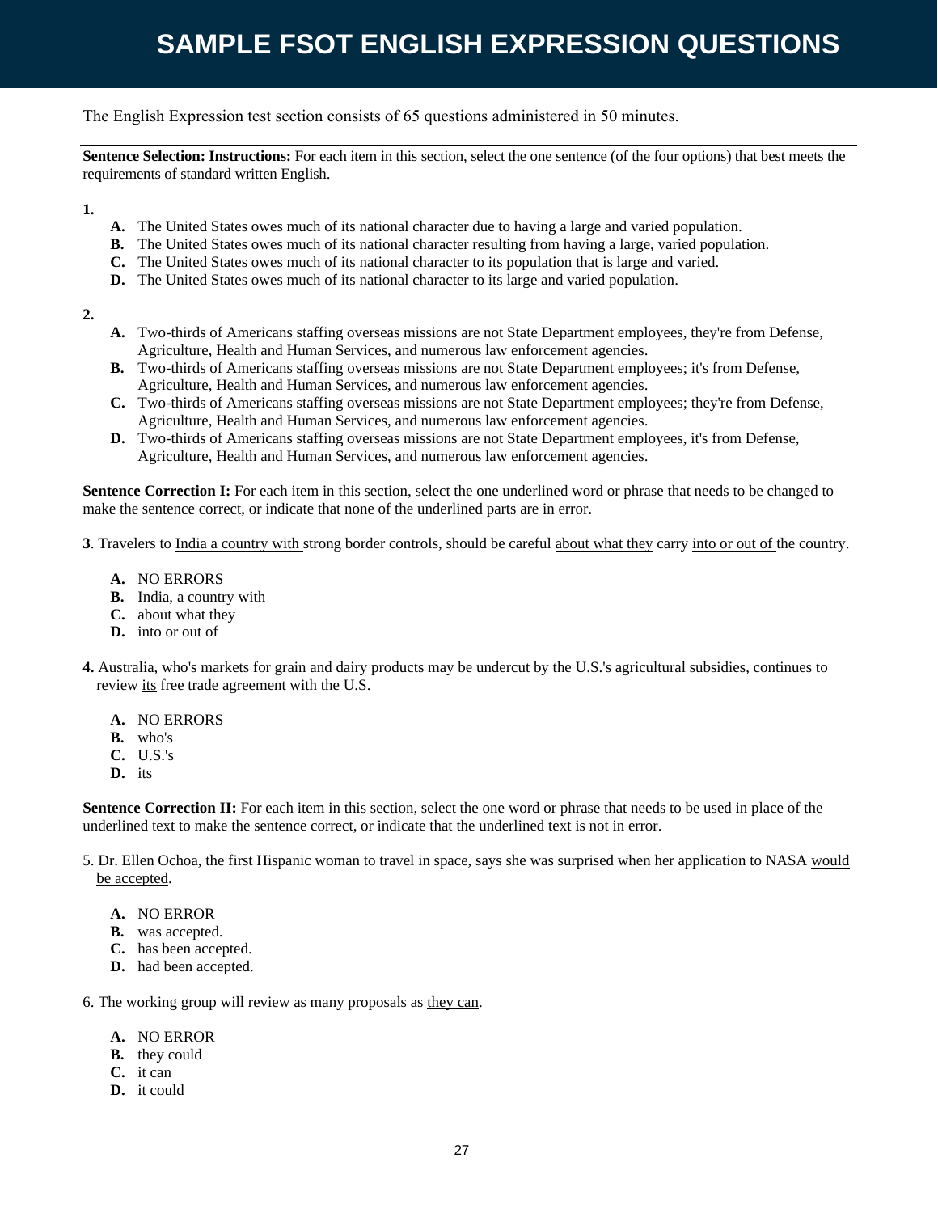# SAMPLE FSOT ENGLISH EXPRESSION QUESTIONS

The English Expression test section consists of 65 questions administered in 50 minutes.

**Sentence Selection: Instructions:** For each item in this section, select the one sentence (of the four options) that best meets the requirements of standard written English.

**1.**

- **A.** The United States owes much of its national character due to having a large and varied population.
- **B.** The United States owes much of its national character resulting from having a large, varied population.
- **C.** The United States owes much of its national character to its population that is large and varied.
- **D.** The United States owes much of its national character to its large and varied population.

**2.**

- **A.** Two-thirds of Americans staffing overseas missions are not State Department employees, they're from Defense, Agriculture, Health and Human Services, and numerous law enforcement agencies.
- **B.** Two-thirds of Americans staffing overseas missions are not State Department employees; it's from Defense, Agriculture, Health and Human Services, and numerous law enforcement agencies.
- **C.** Two-thirds of Americans staffing overseas missions are not State Department employees; they're from Defense, Agriculture, Health and Human Services, and numerous law enforcement agencies.
- **D.** Two-thirds of Americans staffing overseas missions are not State Department employees, it's from Defense, Agriculture, Health and Human Services, and numerous law enforcement agencies.

**Sentence Correction I:** For each item in this section, select the one underlined word or phrase that needs to be changed to make the sentence correct, or indicate that none of the underlined parts are in error.

**3**. Travelers to <u>India a country with</u> strong border controls, should be careful <u>about what they</u> carry <u>into or out of</u> the country.

- **A.** NO ERRORS
- **B.** India, a country with
- **C.** about what they
- **D.** into or out of

**4.** Australia, <u>who's</u> markets for grain and dairy products may be undercut by the <u>U.S.'s</u> agricultural subsidies, continues to review <u>its</u> free trade agreement with the U.S.

- **A.** NO ERRORS
- **B.** who's
- **C.** U.S.'s
- **D.** its

**Sentence Correction II:** For each item in this section, select the one word or phrase that needs to be used in place of the underlined text to make the sentence correct, or indicate that the underlined text is not in error.

5. Dr. Ellen Ochoa, the first Hispanic woman to travel in space, says she was surprised when her application to NASA <u>would be accepted</u>.

- **A.** NO ERROR
- **B.** was accepted.
- **C.** has been accepted.
- **D.** had been accepted.

6. The working group will review as many proposals as <u>they can</u>.

- **A.** NO ERROR
- **B.** they could
- **C.** it can
- **D.** it could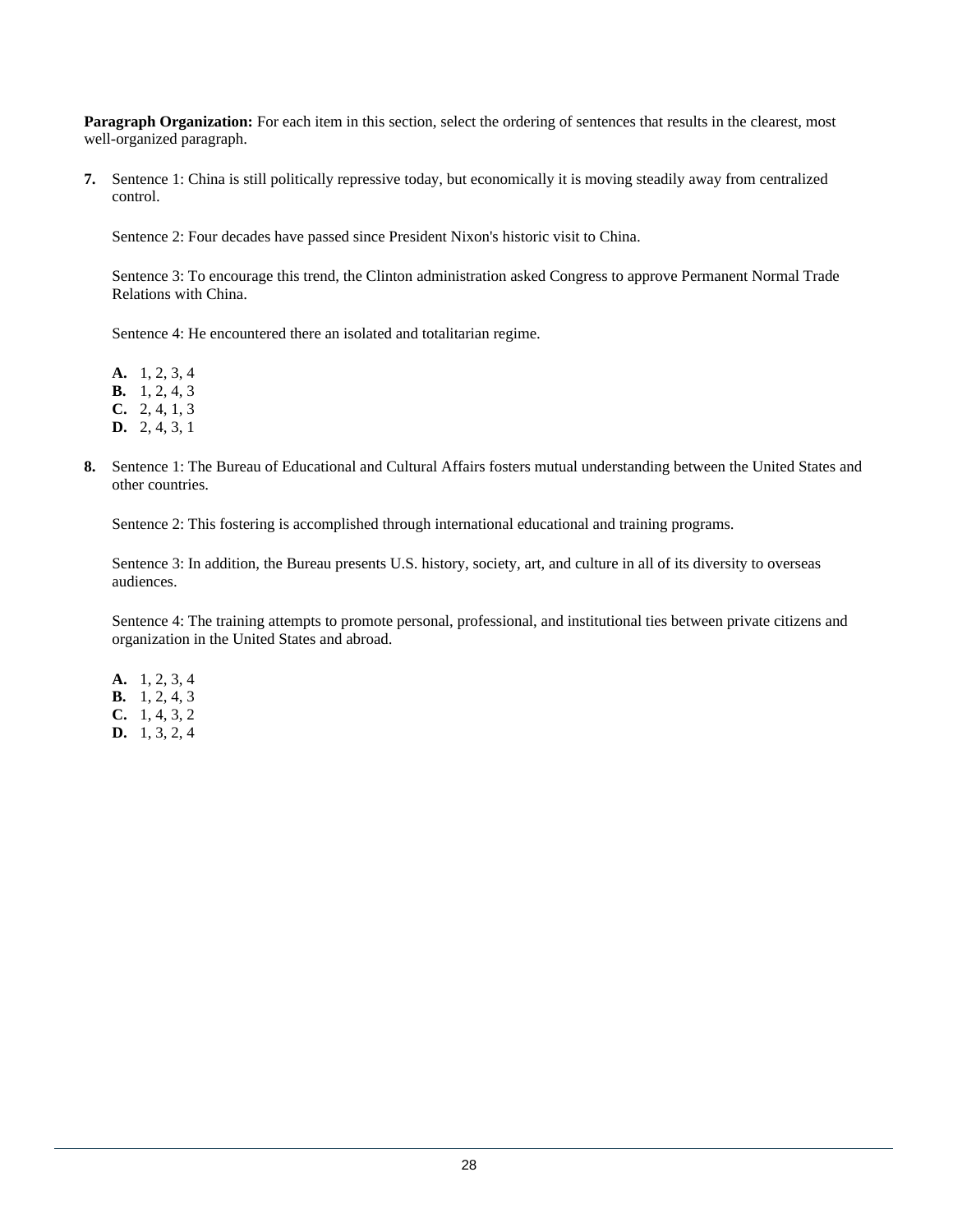**Paragraph Organization:** For each item in this section, select the ordering of sentences that results in the clearest, most well-organized paragraph.

**7.** Sentence 1: China is still politically repressive today, but economically it is moving steadily away from centralized control.

Sentence 2: Four decades have passed since President Nixon's historic visit to China.

Sentence 3: To encourage this trend, the Clinton administration asked Congress to approve Permanent Normal Trade Relations with China.

Sentence 4: He encountered there an isolated and totalitarian regime.

**A.** 1, 2, 3, 4
**B.** 1, 2, 4, 3
**C.** 2, 4, 1, 3
**D.** 2, 4, 3, 1

**8.** Sentence 1: The Bureau of Educational and Cultural Affairs fosters mutual understanding between the United States and other countries.

Sentence 2: This fostering is accomplished through international educational and training programs.

Sentence 3: In addition, the Bureau presents U.S. history, society, art, and culture in all of its diversity to overseas audiences.

Sentence 4: The training attempts to promote personal, professional, and institutional ties between private citizens and organization in the United States and abroad.

**A.** 1, 2, 3, 4
**B.** 1, 2, 4, 3
**C.** 1, 4, 3, 2
**D.** 1, 3, 2, 4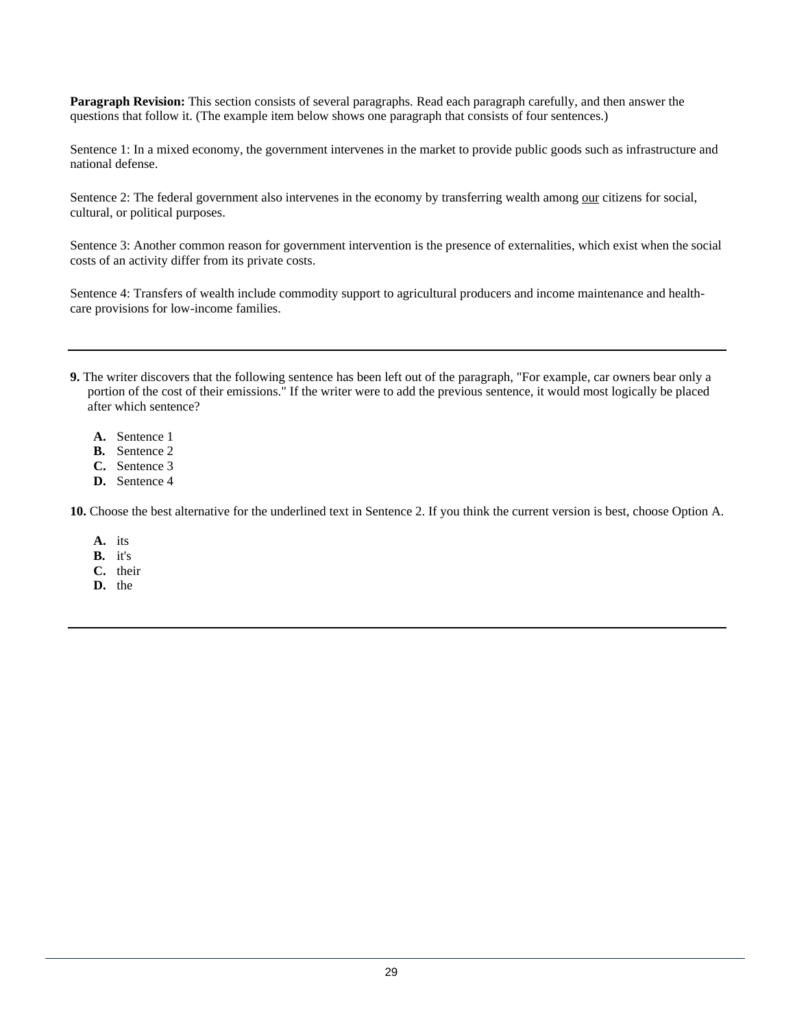**Paragraph Revision:** This section consists of several paragraphs. Read each paragraph carefully, and then answer the questions that follow it. (The example item below shows one paragraph that consists of four sentences.)

Sentence 1: In a mixed economy, the government intervenes in the market to provide public goods such as infrastructure and national defense.

Sentence 2: The federal government also intervenes in the economy by transferring wealth among <u>our</u> citizens for social, cultural, or political purposes.

Sentence 3: Another common reason for government intervention is the presence of externalities, which exist when the social costs of an activity differ from its private costs.

Sentence 4: Transfers of wealth include commodity support to agricultural producers and income maintenance and health-care provisions for low-income families.

---

**9.** The writer discovers that the following sentence has been left out of the paragraph, "For example, car owners bear only a portion of the cost of their emissions." If the writer were to add the previous sentence, it would most logically be placed after which sentence?

- **A.** Sentence 1
- **B.** Sentence 2
- **C.** Sentence 3
- **D.** Sentence 4

**10.** Choose the best alternative for the underlined text in Sentence 2. If you think the current version is best, choose Option A.

- **A.** its
- **B.** it's
- **C.** their
- **D.** the

---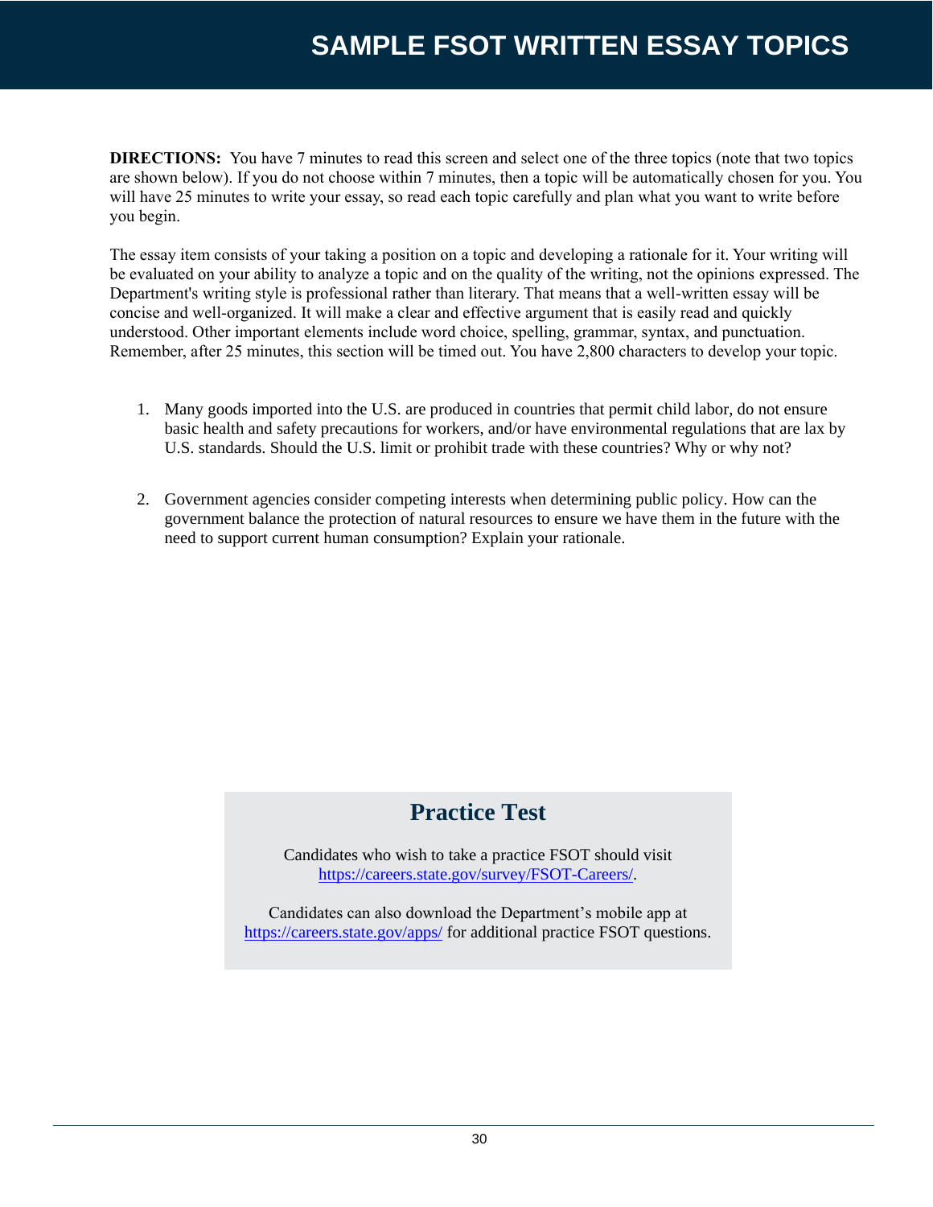# SAMPLE FSOT WRITTEN ESSAY TOPICS

**DIRECTIONS:** You have 7 minutes to read this screen and select one of the three topics (note that two topics are shown below). If you do not choose within 7 minutes, then a topic will be automatically chosen for you. You will have 25 minutes to write your essay, so read each topic carefully and plan what you want to write before you begin.

The essay item consists of your taking a position on a topic and developing a rationale for it. Your writing will be evaluated on your ability to analyze a topic and on the quality of the writing, not the opinions expressed. The Department's writing style is professional rather than literary. That means that a well-written essay will be concise and well-organized. It will make a clear and effective argument that is easily read and quickly understood. Other important elements include word choice, spelling, grammar, syntax, and punctuation. Remember, after 25 minutes, this section will be timed out. You have 2,800 characters to develop your topic.

1. Many goods imported into the U.S. are produced in countries that permit child labor, do not ensure basic health and safety precautions for workers, and/or have environmental regulations that are lax by U.S. standards. Should the U.S. limit or prohibit trade with these countries? Why or why not?

2. Government agencies consider competing interests when determining public policy. How can the government balance the protection of natural resources to ensure we have them in the future with the need to support current human consumption? Explain your rationale.

## Practice Test

Candidates who wish to take a practice FSOT should visit https://careers.state.gov/survey/FSOT-Careers/.

Candidates can also download the Department's mobile app at https://careers.state.gov/apps/ for additional practice FSOT questions.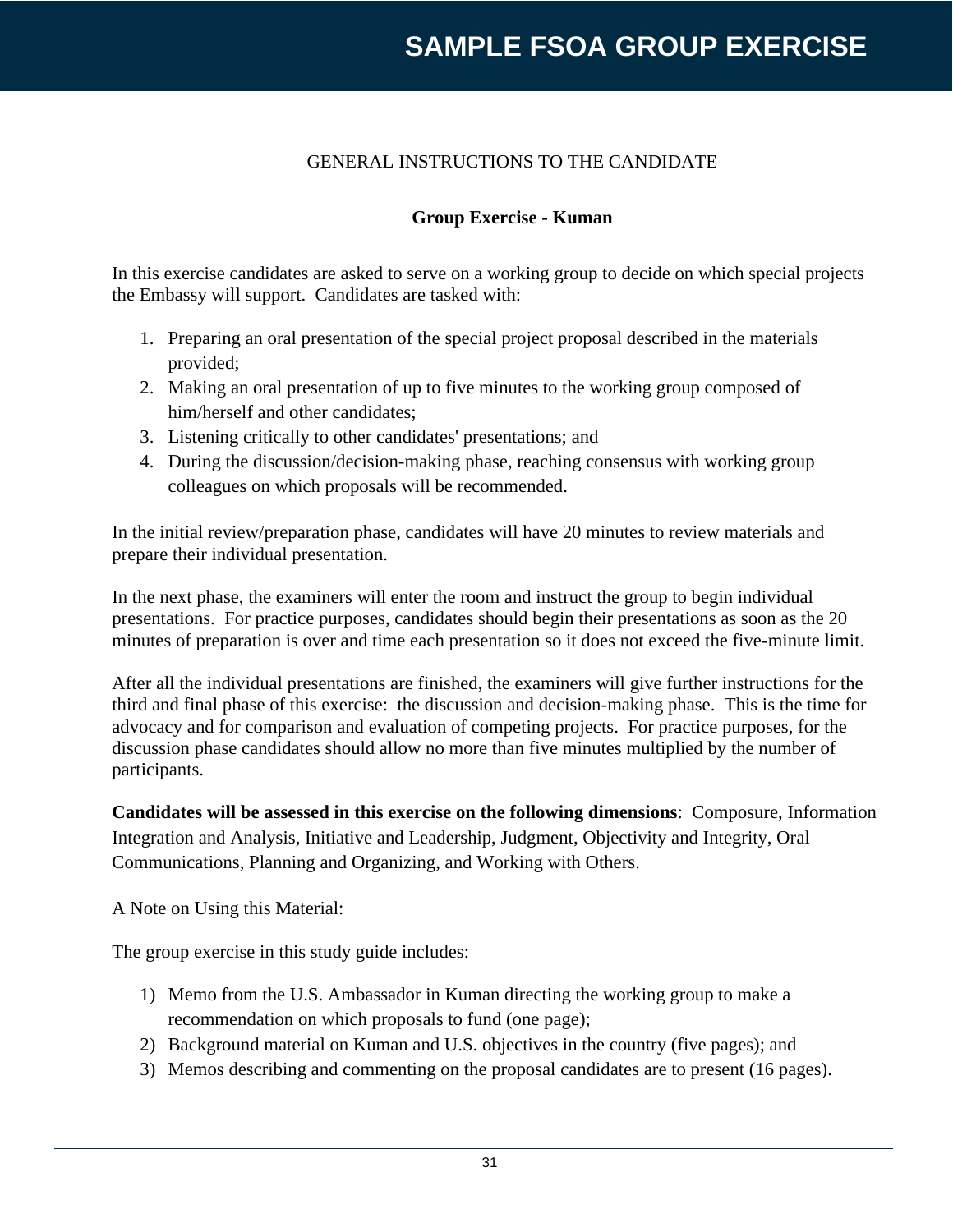# SAMPLE FSOA GROUP EXERCISE

GENERAL INSTRUCTIONS TO THE CANDIDATE

**Group Exercise - Kuman**

In this exercise candidates are asked to serve on a working group to decide on which special projects the Embassy will support. Candidates are tasked with:

1. Preparing an oral presentation of the special project proposal described in the materials provided;
2. Making an oral presentation of up to five minutes to the working group composed of him/herself and other candidates;
3. Listening critically to other candidates' presentations; and
4. During the discussion/decision-making phase, reaching consensus with working group colleagues on which proposals will be recommended.

In the initial review/preparation phase, candidates will have 20 minutes to review materials and prepare their individual presentation.

In the next phase, the examiners will enter the room and instruct the group to begin individual presentations. For practice purposes, candidates should begin their presentations as soon as the 20 minutes of preparation is over and time each presentation so it does not exceed the five-minute limit.

After all the individual presentations are finished, the examiners will give further instructions for the third and final phase of this exercise: the discussion and decision-making phase. This is the time for advocacy and for comparison and evaluation of competing projects. For practice purposes, for the discussion phase candidates should allow no more than five minutes multiplied by the number of participants.

**Candidates will be assessed in this exercise on the following dimensions**: Composure, Information Integration and Analysis, Initiative and Leadership, Judgment, Objectivity and Integrity, Oral Communications, Planning and Organizing, and Working with Others.

<u>A Note on Using this Material:</u>

The group exercise in this study guide includes:

1) Memo from the U.S. Ambassador in Kuman directing the working group to make a recommendation on which proposals to fund (one page);
2) Background material on Kuman and U.S. objectives in the country (five pages); and
3) Memos describing and commenting on the proposal candidates are to present (16 pages).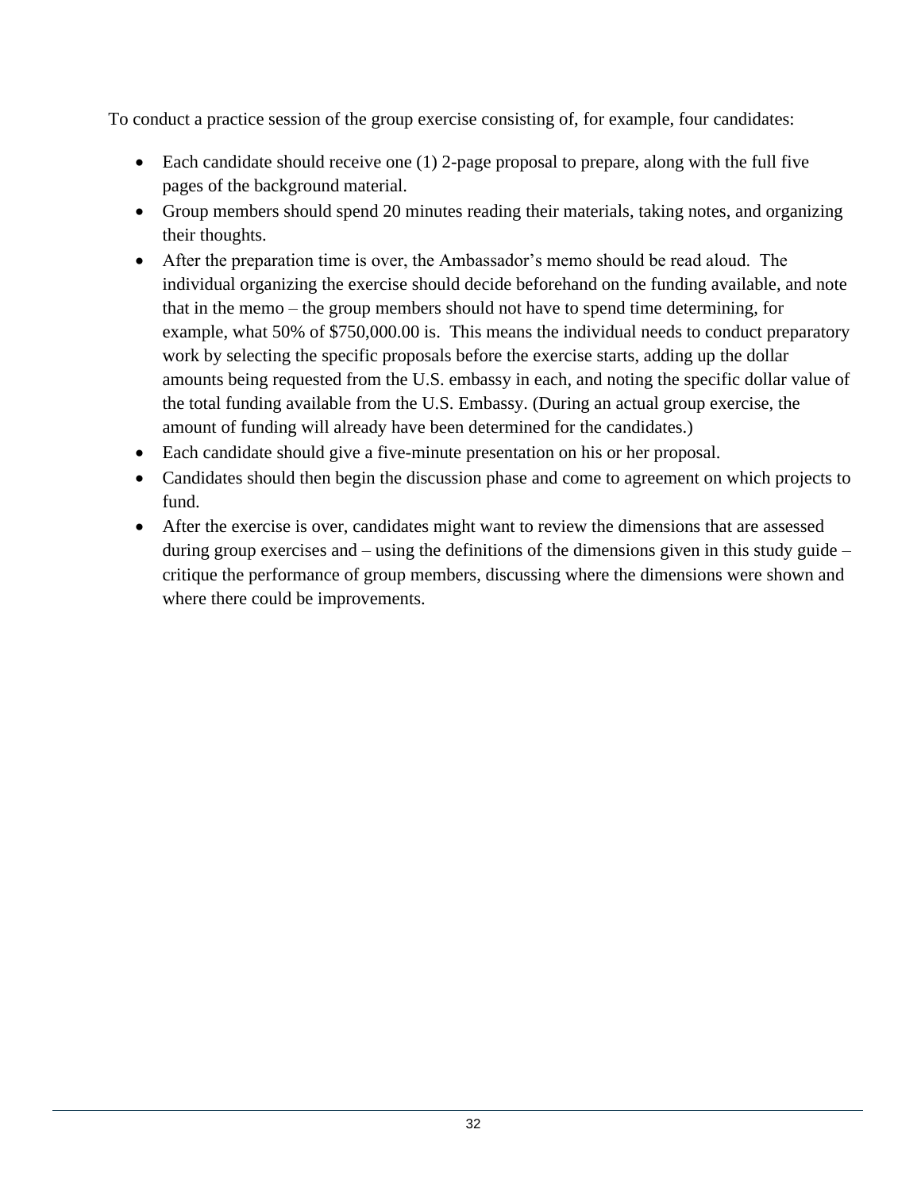To conduct a practice session of the group exercise consisting of, for example, four candidates:

- Each candidate should receive one (1) 2-page proposal to prepare, along with the full five pages of the background material.
- Group members should spend 20 minutes reading their materials, taking notes, and organizing their thoughts.
- After the preparation time is over, the Ambassador's memo should be read aloud. The individual organizing the exercise should decide beforehand on the funding available, and note that in the memo – the group members should not have to spend time determining, for example, what 50% of $750,000.00 is. This means the individual needs to conduct preparatory work by selecting the specific proposals before the exercise starts, adding up the dollar amounts being requested from the U.S. embassy in each, and noting the specific dollar value of the total funding available from the U.S. Embassy. (During an actual group exercise, the amount of funding will already have been determined for the candidates.)
- Each candidate should give a five-minute presentation on his or her proposal.
- Candidates should then begin the discussion phase and come to agreement on which projects to fund.
- After the exercise is over, candidates might want to review the dimensions that are assessed during group exercises and – using the definitions of the dimensions given in this study guide – critique the performance of group members, discussing where the dimensions were shown and where there could be improvements.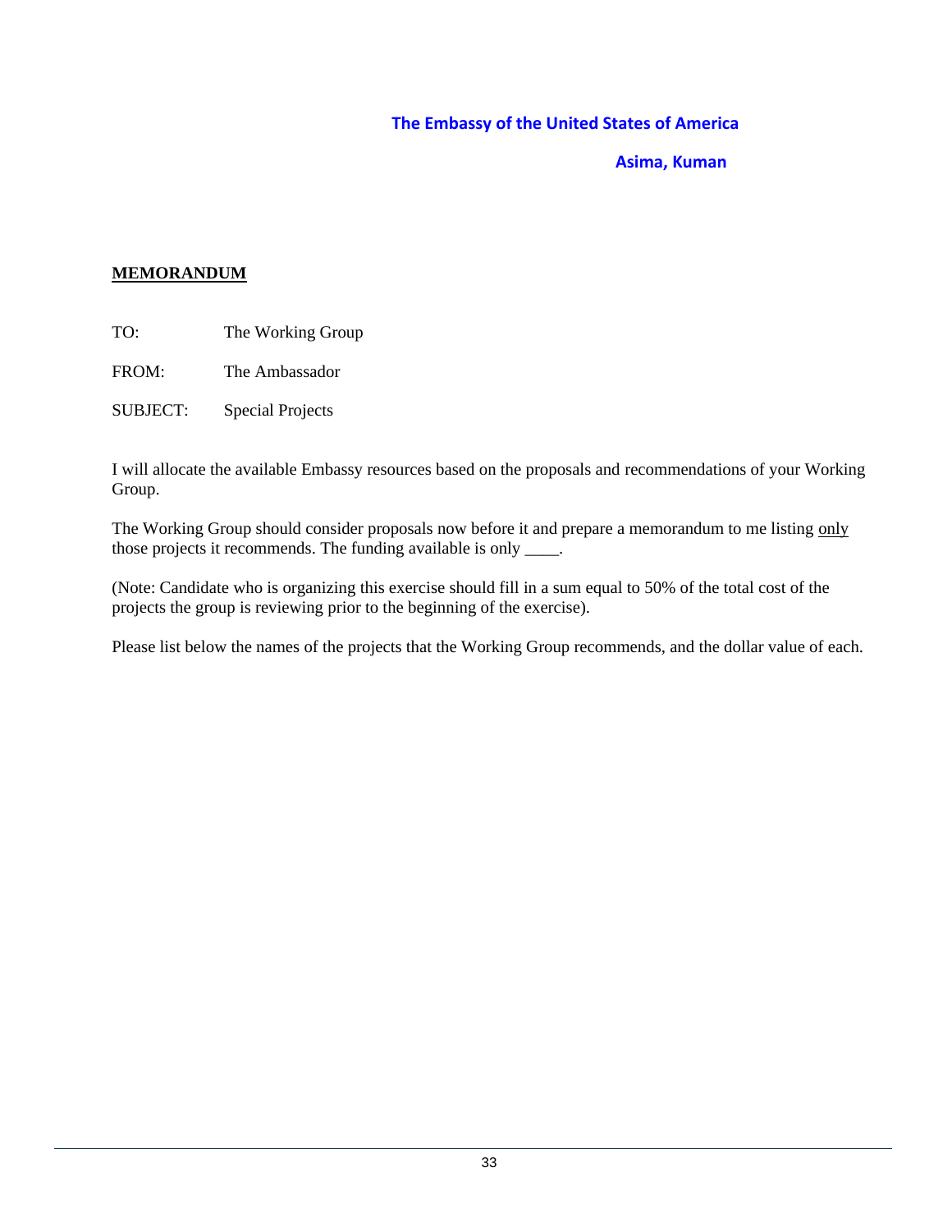**The Embassy of the United States of America**

**Asima, Kuman**

**MEMORANDUM**

TO: The Working Group

FROM: The Ambassador

SUBJECT: Special Projects

I will allocate the available Embassy resources based on the proposals and recommendations of your Working Group.

The Working Group should consider proposals now before it and prepare a memorandum to me listing only those projects it recommends. The funding available is only ____.

(Note: Candidate who is organizing this exercise should fill in a sum equal to 50% of the total cost of the projects the group is reviewing prior to the beginning of the exercise).

Please list below the names of the projects that the Working Group recommends, and the dollar value of each.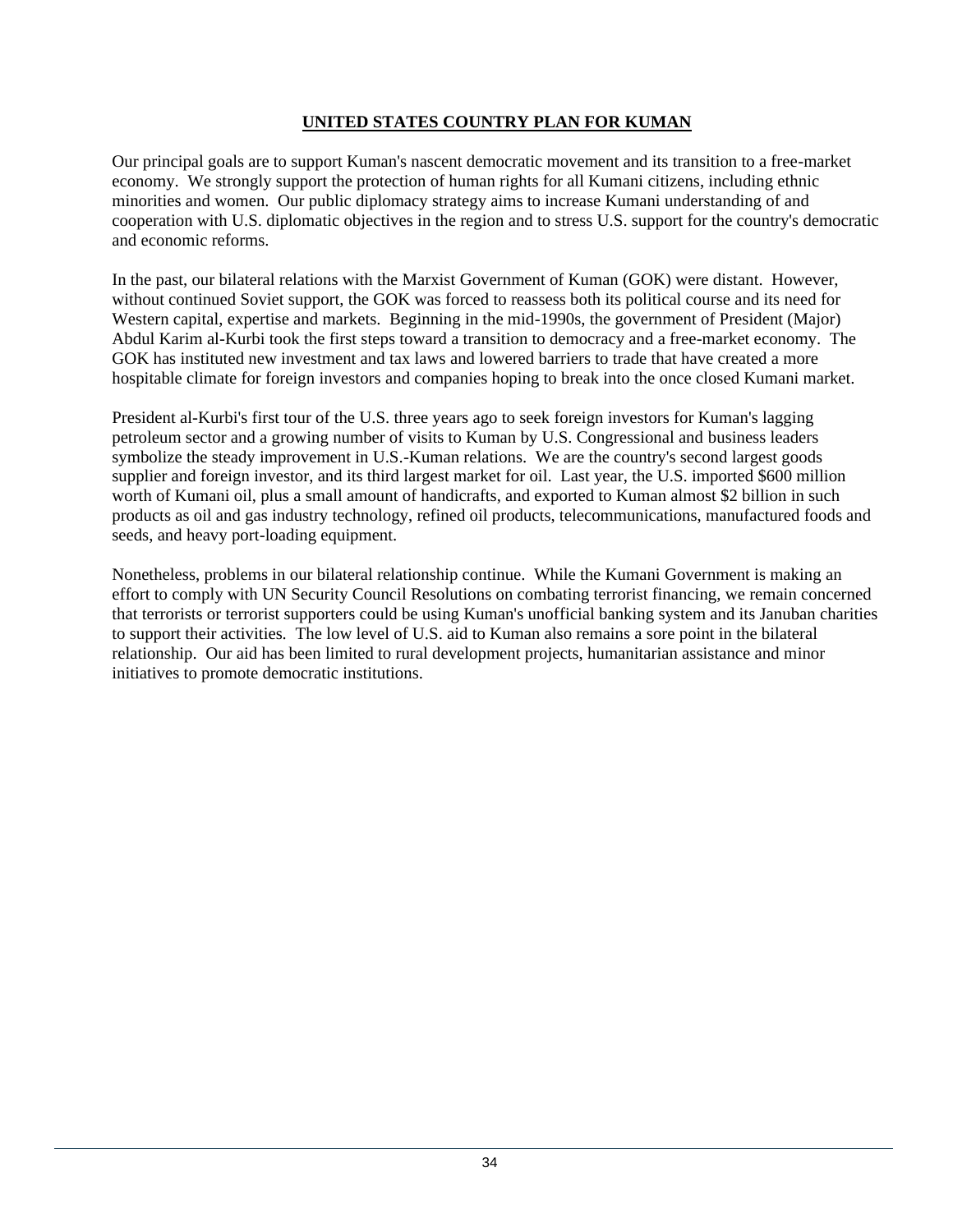## UNITED STATES COUNTRY PLAN FOR KUMAN

Our principal goals are to support Kuman's nascent democratic movement and its transition to a free-market economy. We strongly support the protection of human rights for all Kumani citizens, including ethnic minorities and women. Our public diplomacy strategy aims to increase Kumani understanding of and cooperation with U.S. diplomatic objectives in the region and to stress U.S. support for the country's democratic and economic reforms.

In the past, our bilateral relations with the Marxist Government of Kuman (GOK) were distant. However, without continued Soviet support, the GOK was forced to reassess both its political course and its need for Western capital, expertise and markets. Beginning in the mid-1990s, the government of President (Major) Abdul Karim al-Kurbi took the first steps toward a transition to democracy and a free-market economy. The GOK has instituted new investment and tax laws and lowered barriers to trade that have created a more hospitable climate for foreign investors and companies hoping to break into the once closed Kumani market.

President al-Kurbi's first tour of the U.S. three years ago to seek foreign investors for Kuman's lagging petroleum sector and a growing number of visits to Kuman by U.S. Congressional and business leaders symbolize the steady improvement in U.S.-Kuman relations. We are the country's second largest goods supplier and foreign investor, and its third largest market for oil. Last year, the U.S. imported $600 million worth of Kumani oil, plus a small amount of handicrafts, and exported to Kuman almost $2 billion in such products as oil and gas industry technology, refined oil products, telecommunications, manufactured foods and seeds, and heavy port-loading equipment.

Nonetheless, problems in our bilateral relationship continue. While the Kumani Government is making an effort to comply with UN Security Council Resolutions on combating terrorist financing, we remain concerned that terrorists or terrorist supporters could be using Kuman's unofficial banking system and its Januban charities to support their activities. The low level of U.S. aid to Kuman also remains a sore point in the bilateral relationship. Our aid has been limited to rural development projects, humanitarian assistance and minor initiatives to promote democratic institutions.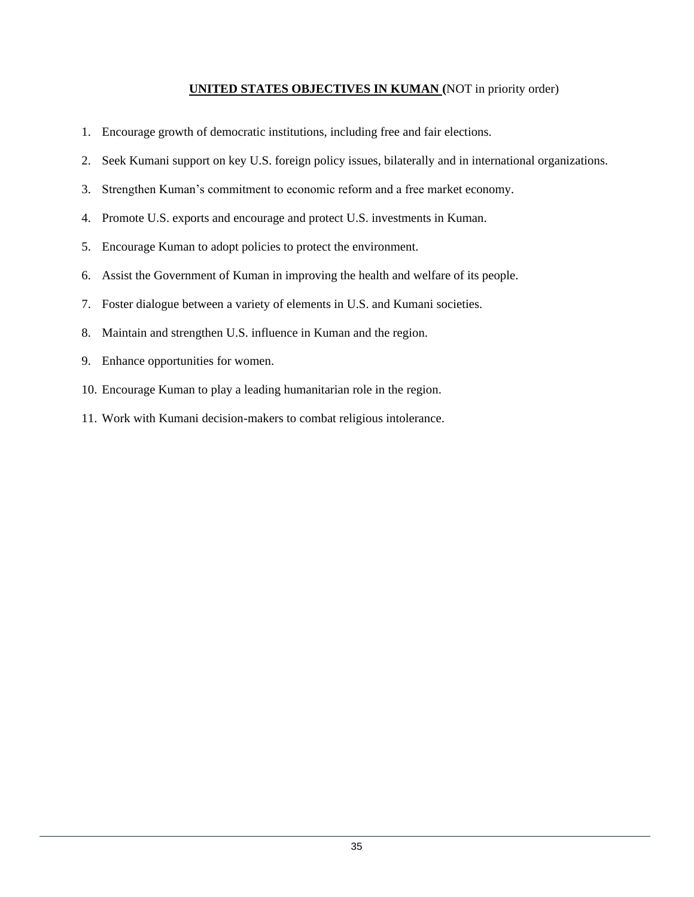## **UNITED STATES OBJECTIVES IN KUMAN** (NOT in priority order)

1. Encourage growth of democratic institutions, including free and fair elections.
2. Seek Kumani support on key U.S. foreign policy issues, bilaterally and in international organizations.
3. Strengthen Kuman's commitment to economic reform and a free market economy.
4. Promote U.S. exports and encourage and protect U.S. investments in Kuman.
5. Encourage Kuman to adopt policies to protect the environment.
6. Assist the Government of Kuman in improving the health and welfare of its people.
7. Foster dialogue between a variety of elements in U.S. and Kumani societies.
8. Maintain and strengthen U.S. influence in Kuman and the region.
9. Enhance opportunities for women.
10. Encourage Kuman to play a leading humanitarian role in the region.
11. Work with Kumani decision-makers to combat religious intolerance.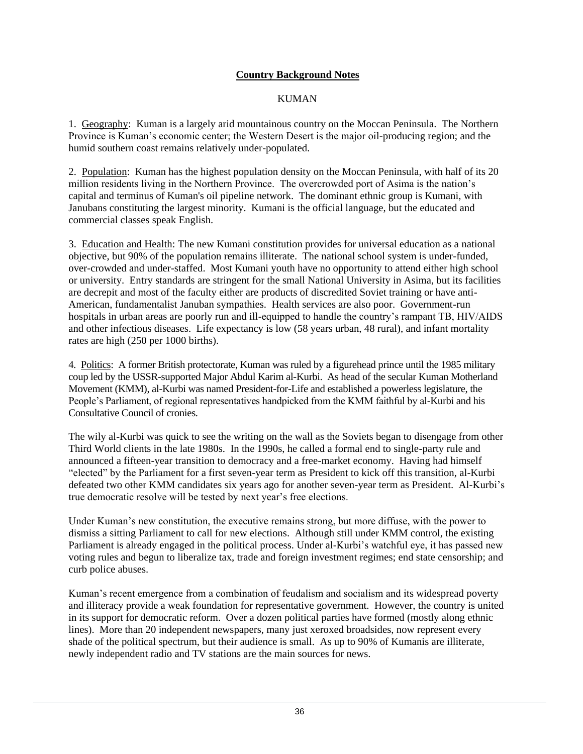**Country Background Notes**

KUMAN

1. Geography: Kuman is a largely arid mountainous country on the Moccan Peninsula. The Northern Province is Kuman's economic center; the Western Desert is the major oil-producing region; and the humid southern coast remains relatively under-populated.

2. Population: Kuman has the highest population density on the Moccan Peninsula, with half of its 20 million residents living in the Northern Province. The overcrowded port of Asima is the nation's capital and terminus of Kuman's oil pipeline network. The dominant ethnic group is Kumani, with Janubans constituting the largest minority. Kumani is the official language, but the educated and commercial classes speak English.

3. Education and Health: The new Kumani constitution provides for universal education as a national objective, but 90% of the population remains illiterate. The national school system is under-funded, over-crowded and under-staffed. Most Kumani youth have no opportunity to attend either high school or university. Entry standards are stringent for the small National University in Asima, but its facilities are decrepit and most of the faculty either are products of discredited Soviet training or have anti-American, fundamentalist Januban sympathies. Health services are also poor. Government-run hospitals in urban areas are poorly run and ill-equipped to handle the country's rampant TB, HIV/AIDS and other infectious diseases. Life expectancy is low (58 years urban, 48 rural), and infant mortality rates are high (250 per 1000 births).

4. Politics: A former British protectorate, Kuman was ruled by a figurehead prince until the 1985 military coup led by the USSR-supported Major Abdul Karim al-Kurbi. As head of the secular Kuman Motherland Movement (KMM), al-Kurbi was named President-for-Life and established a powerless legislature, the People's Parliament, of regional representatives handpicked from the KMM faithful by al-Kurbi and his Consultative Council of cronies.

The wily al-Kurbi was quick to see the writing on the wall as the Soviets began to disengage from other Third World clients in the late 1980s. In the 1990s, he called a formal end to single-party rule and announced a fifteen-year transition to democracy and a free-market economy. Having had himself "elected" by the Parliament for a first seven-year term as President to kick off this transition, al-Kurbi defeated two other KMM candidates six years ago for another seven-year term as President. Al-Kurbi's true democratic resolve will be tested by next year's free elections.

Under Kuman's new constitution, the executive remains strong, but more diffuse, with the power to dismiss a sitting Parliament to call for new elections. Although still under KMM control, the existing Parliament is already engaged in the political process. Under al-Kurbi's watchful eye, it has passed new voting rules and begun to liberalize tax, trade and foreign investment regimes; end state censorship; and curb police abuses.

Kuman's recent emergence from a combination of feudalism and socialism and its widespread poverty and illiteracy provide a weak foundation for representative government. However, the country is united in its support for democratic reform. Over a dozen political parties have formed (mostly along ethnic lines). More than 20 independent newspapers, many just xeroxed broadsides, now represent every shade of the political spectrum, but their audience is small. As up to 90% of Kumanis are illiterate, newly independent radio and TV stations are the main sources for news.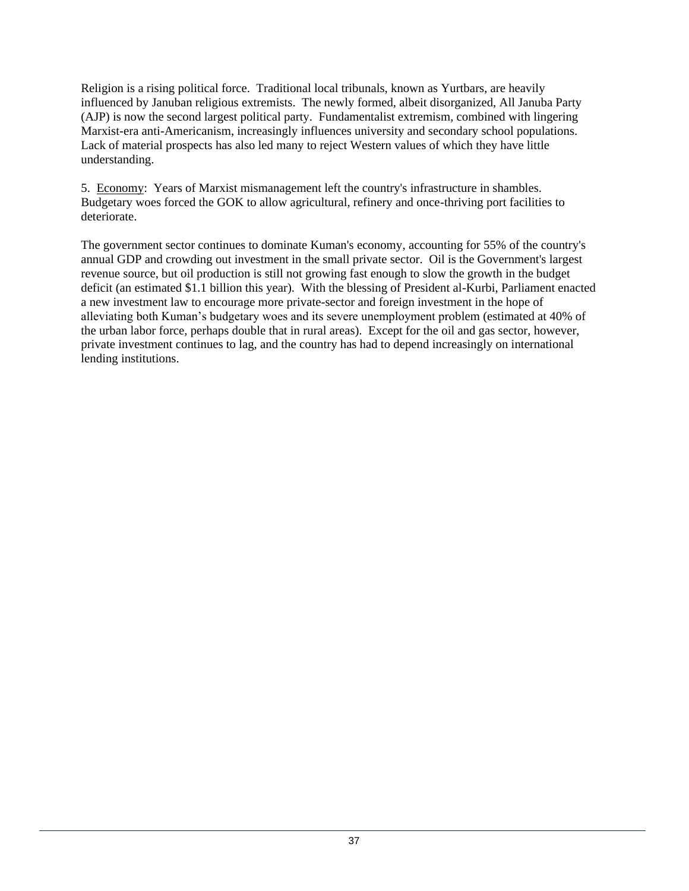Religion is a rising political force. Traditional local tribunals, known as Yurtbars, are heavily influenced by Januban religious extremists. The newly formed, albeit disorganized, All Januba Party (AJP) is now the second largest political party. Fundamentalist extremism, combined with lingering Marxist-era anti-Americanism, increasingly influences university and secondary school populations. Lack of material prospects has also led many to reject Western values of which they have little understanding.

5. <u>Economy</u>: Years of Marxist mismanagement left the country's infrastructure in shambles. Budgetary woes forced the GOK to allow agricultural, refinery and once-thriving port facilities to deteriorate.

The government sector continues to dominate Kuman's economy, accounting for 55% of the country's annual GDP and crowding out investment in the small private sector. Oil is the Government's largest revenue source, but oil production is still not growing fast enough to slow the growth in the budget deficit (an estimated $1.1 billion this year). With the blessing of President al-Kurbi, Parliament enacted a new investment law to encourage more private-sector and foreign investment in the hope of alleviating both Kuman's budgetary woes and its severe unemployment problem (estimated at 40% of the urban labor force, perhaps double that in rural areas). Except for the oil and gas sector, however, private investment continues to lag, and the country has had to depend increasingly on international lending institutions.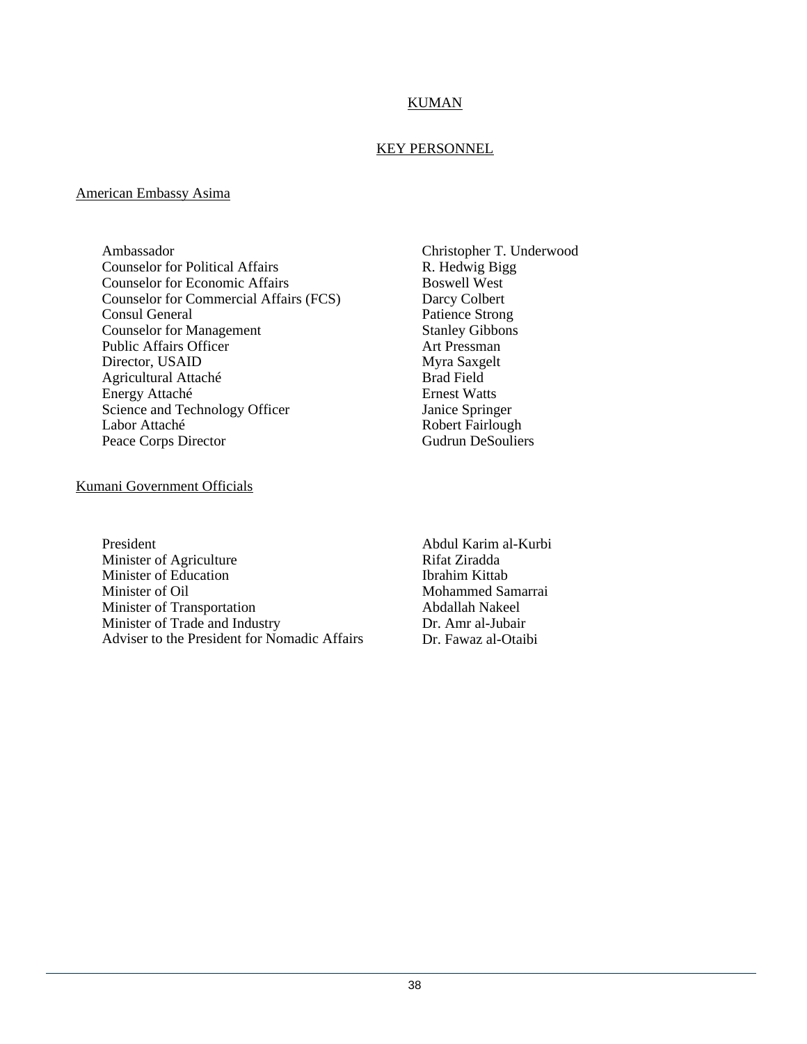# KUMAN

## KEY PERSONNEL

### American Embassy Asima

| | |
|---|---|
| Ambassador | Christopher T. Underwood |
| Counselor for Political Affairs | R. Hedwig Bigg |
| Counselor for Economic Affairs | Boswell West |
| Counselor for Commercial Affairs (FCS) | Darcy Colbert |
| Consul General | Patience Strong |
| Counselor for Management | Stanley Gibbons |
| Public Affairs Officer | Art Pressman |
| Director, USAID | Myra Saxgelt |
| Agricultural Attaché | Brad Field |
| Energy Attaché | Ernest Watts |
| Science and Technology Officer | Janice Springer |
| Labor Attaché | Robert Fairlough |
| Peace Corps Director | Gudrun DeSouliers |

### Kumani Government Officials

| | |
|---|---|
| President | Abdul Karim al-Kurbi |
| Minister of Agriculture | Rifat Ziradda |
| Minister of Education | Ibrahim Kittab |
| Minister of Oil | Mohammed Samarrai |
| Minister of Transportation | Abdallah Nakeel |
| Minister of Trade and Industry | Dr. Amr al-Jubair |
| Adviser to the President for Nomadic Affairs | Dr. Fawaz al-Otaibi |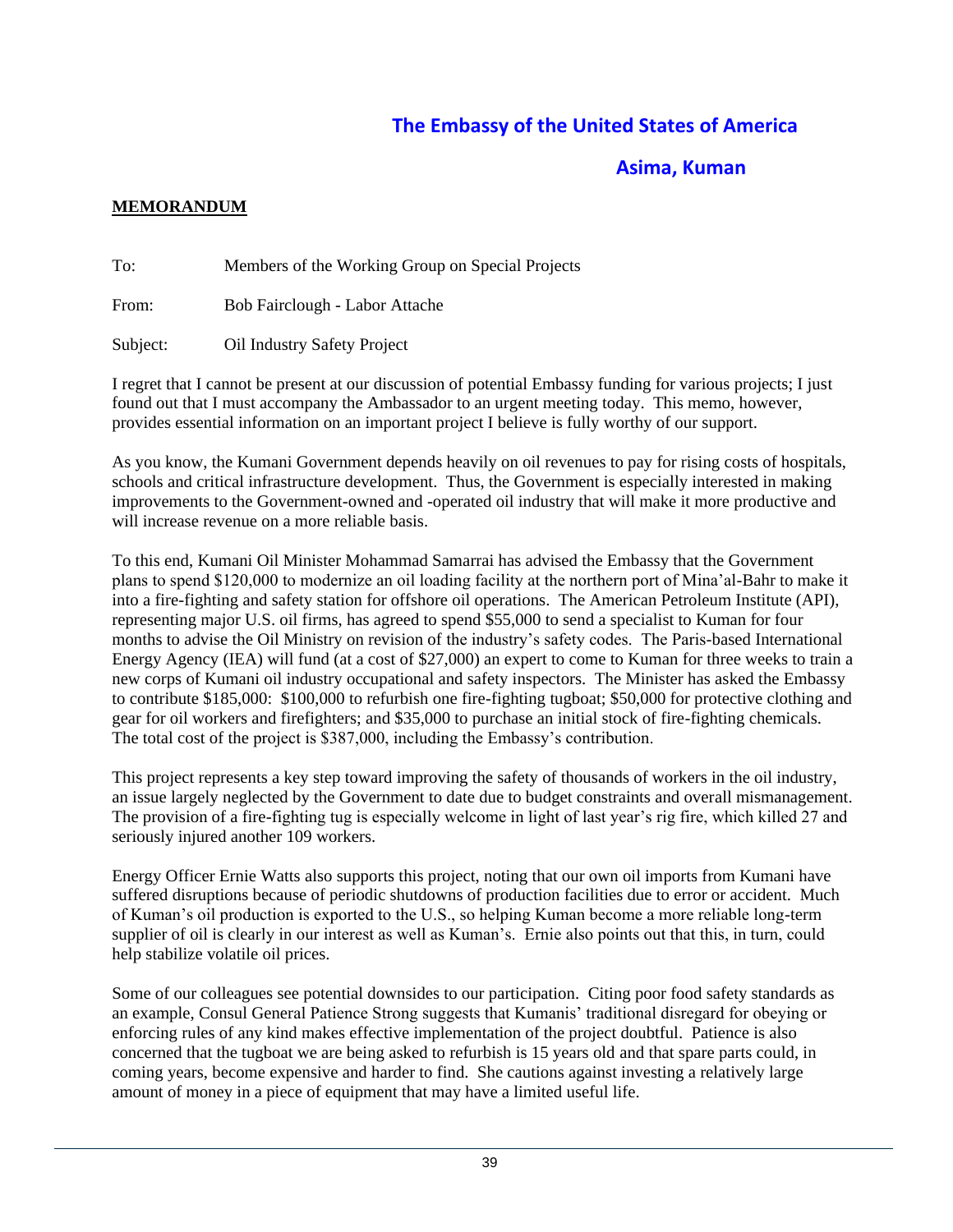# The Embassy of the United States of America

## Asima, Kuman

**MEMORANDUM**

To: Members of the Working Group on Special Projects

From: Bob Fairclough - Labor Attache

Subject: Oil Industry Safety Project

I regret that I cannot be present at our discussion of potential Embassy funding for various projects; I just found out that I must accompany the Ambassador to an urgent meeting today. This memo, however, provides essential information on an important project I believe is fully worthy of our support.

As you know, the Kumani Government depends heavily on oil revenues to pay for rising costs of hospitals, schools and critical infrastructure development. Thus, the Government is especially interested in making improvements to the Government-owned and -operated oil industry that will make it more productive and will increase revenue on a more reliable basis.

To this end, Kumani Oil Minister Mohammad Samarrai has advised the Embassy that the Government plans to spend $120,000 to modernize an oil loading facility at the northern port of Mina'al-Bahr to make it into a fire-fighting and safety station for offshore oil operations. The American Petroleum Institute (API), representing major U.S. oil firms, has agreed to spend $55,000 to send a specialist to Kuman for four months to advise the Oil Ministry on revision of the industry's safety codes. The Paris-based International Energy Agency (IEA) will fund (at a cost of $27,000) an expert to come to Kuman for three weeks to train a new corps of Kumani oil industry occupational and safety inspectors. The Minister has asked the Embassy to contribute $185,000: $100,000 to refurbish one fire-fighting tugboat; $50,000 for protective clothing and gear for oil workers and firefighters; and $35,000 to purchase an initial stock of fire-fighting chemicals. The total cost of the project is $387,000, including the Embassy's contribution.

This project represents a key step toward improving the safety of thousands of workers in the oil industry, an issue largely neglected by the Government to date due to budget constraints and overall mismanagement. The provision of a fire-fighting tug is especially welcome in light of last year's rig fire, which killed 27 and seriously injured another 109 workers.

Energy Officer Ernie Watts also supports this project, noting that our own oil imports from Kumani have suffered disruptions because of periodic shutdowns of production facilities due to error or accident. Much of Kuman's oil production is exported to the U.S., so helping Kuman become a more reliable long-term supplier of oil is clearly in our interest as well as Kuman's. Ernie also points out that this, in turn, could help stabilize volatile oil prices.

Some of our colleagues see potential downsides to our participation. Citing poor food safety standards as an example, Consul General Patience Strong suggests that Kumanis' traditional disregard for obeying or enforcing rules of any kind makes effective implementation of the project doubtful. Patience is also concerned that the tugboat we are being asked to refurbish is 15 years old and that spare parts could, in coming years, become expensive and harder to find. She cautions against investing a relatively large amount of money in a piece of equipment that may have a limited useful life.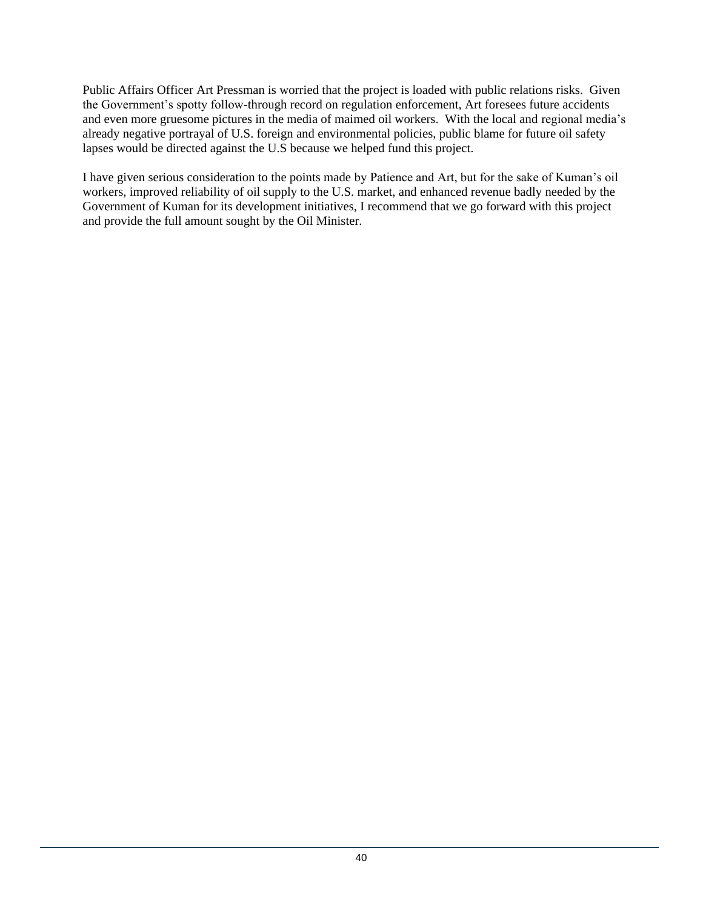Public Affairs Officer Art Pressman is worried that the project is loaded with public relations risks. Given the Government's spotty follow-through record on regulation enforcement, Art foresees future accidents and even more gruesome pictures in the media of maimed oil workers. With the local and regional media's already negative portrayal of U.S. foreign and environmental policies, public blame for future oil safety lapses would be directed against the U.S because we helped fund this project.

I have given serious consideration to the points made by Patience and Art, but for the sake of Kuman's oil workers, improved reliability of oil supply to the U.S. market, and enhanced revenue badly needed by the Government of Kuman for its development initiatives, I recommend that we go forward with this project and provide the full amount sought by the Oil Minister.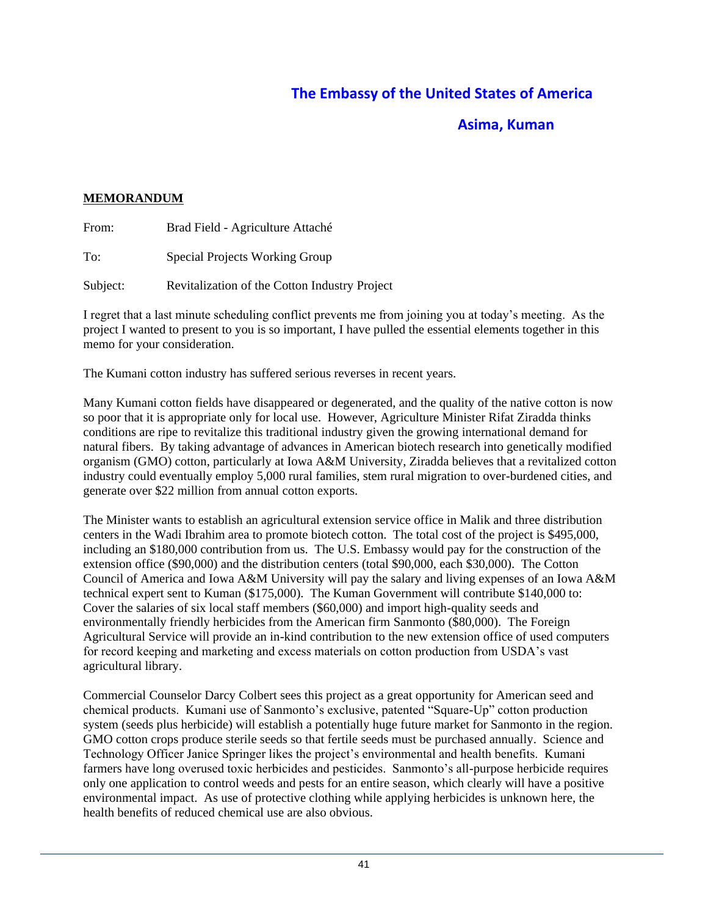## The Embassy of the United States of America

### Asima, Kuman

**MEMORANDUM**

From: Brad Field - Agriculture Attaché

To: Special Projects Working Group

Subject: Revitalization of the Cotton Industry Project

I regret that a last minute scheduling conflict prevents me from joining you at today's meeting. As the project I wanted to present to you is so important, I have pulled the essential elements together in this memo for your consideration.

The Kumani cotton industry has suffered serious reverses in recent years.

Many Kumani cotton fields have disappeared or degenerated, and the quality of the native cotton is now so poor that it is appropriate only for local use. However, Agriculture Minister Rifat Ziradda thinks conditions are ripe to revitalize this traditional industry given the growing international demand for natural fibers. By taking advantage of advances in American biotech research into genetically modified organism (GMO) cotton, particularly at Iowa A&M University, Ziradda believes that a revitalized cotton industry could eventually employ 5,000 rural families, stem rural migration to over-burdened cities, and generate over $22 million from annual cotton exports.

The Minister wants to establish an agricultural extension service office in Malik and three distribution centers in the Wadi Ibrahim area to promote biotech cotton. The total cost of the project is $495,000, including an $180,000 contribution from us. The U.S. Embassy would pay for the construction of the extension office ($90,000) and the distribution centers (total $90,000, each $30,000). The Cotton Council of America and Iowa A&M University will pay the salary and living expenses of an Iowa A&M technical expert sent to Kuman ($175,000). The Kuman Government will contribute $140,000 to: Cover the salaries of six local staff members ($60,000) and import high-quality seeds and environmentally friendly herbicides from the American firm Sanmonto ($80,000). The Foreign Agricultural Service will provide an in-kind contribution to the new extension office of used computers for record keeping and marketing and excess materials on cotton production from USDA's vast agricultural library.

Commercial Counselor Darcy Colbert sees this project as a great opportunity for American seed and chemical products. Kumani use of Sanmonto's exclusive, patented "Square-Up" cotton production system (seeds plus herbicide) will establish a potentially huge future market for Sanmonto in the region. GMO cotton crops produce sterile seeds so that fertile seeds must be purchased annually. Science and Technology Officer Janice Springer likes the project's environmental and health benefits. Kumani farmers have long overused toxic herbicides and pesticides. Sanmonto's all-purpose herbicide requires only one application to control weeds and pests for an entire season, which clearly will have a positive environmental impact. As use of protective clothing while applying herbicides is unknown here, the health benefits of reduced chemical use are also obvious.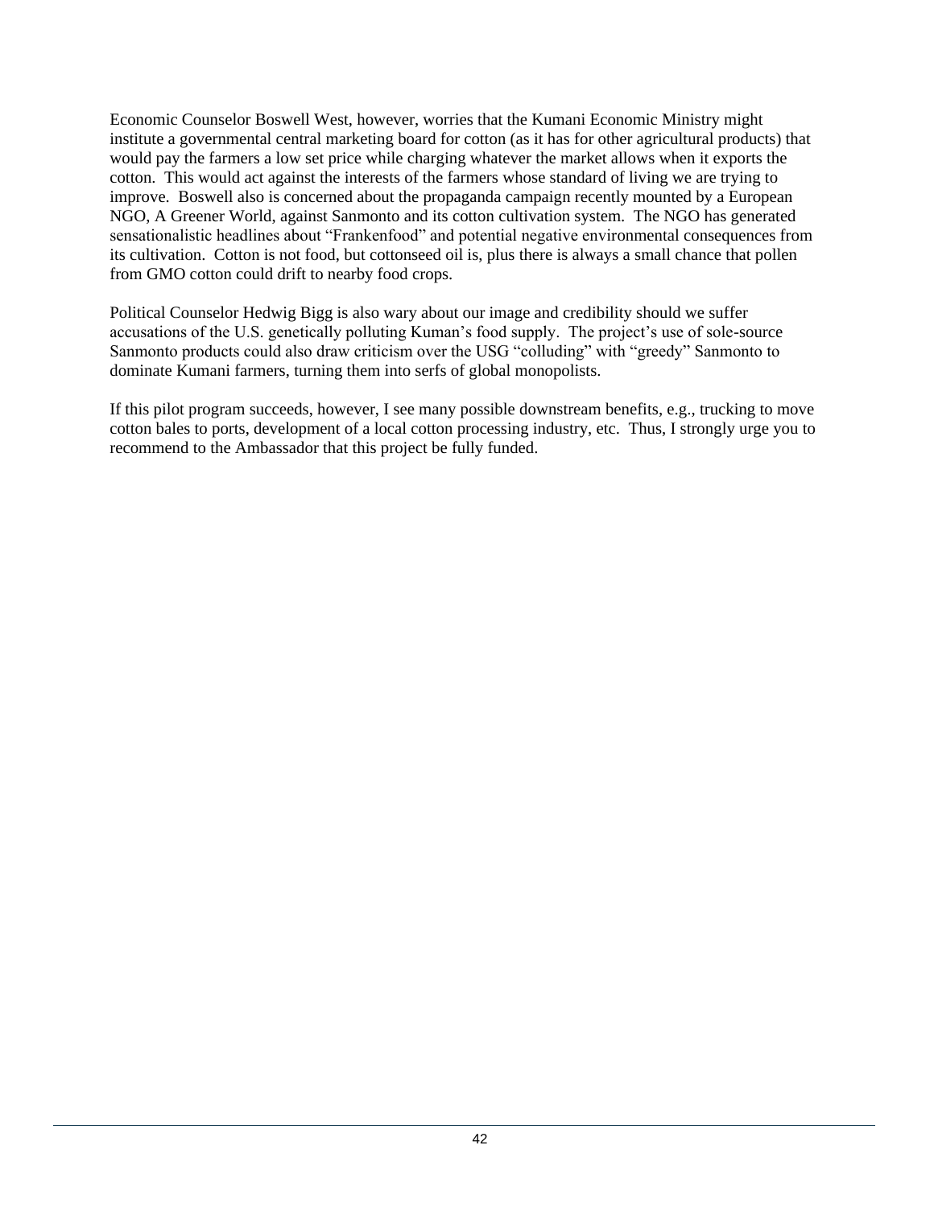Economic Counselor Boswell West, however, worries that the Kumani Economic Ministry might institute a governmental central marketing board for cotton (as it has for other agricultural products) that would pay the farmers a low set price while charging whatever the market allows when it exports the cotton. This would act against the interests of the farmers whose standard of living we are trying to improve. Boswell also is concerned about the propaganda campaign recently mounted by a European NGO, A Greener World, against Sanmonto and its cotton cultivation system. The NGO has generated sensationalistic headlines about "Frankenfood" and potential negative environmental consequences from its cultivation. Cotton is not food, but cottonseed oil is, plus there is always a small chance that pollen from GMO cotton could drift to nearby food crops.

Political Counselor Hedwig Bigg is also wary about our image and credibility should we suffer accusations of the U.S. genetically polluting Kuman's food supply. The project's use of sole-source Sanmonto products could also draw criticism over the USG "colluding" with "greedy" Sanmonto to dominate Kumani farmers, turning them into serfs of global monopolists.

If this pilot program succeeds, however, I see many possible downstream benefits, e.g., trucking to move cotton bales to ports, development of a local cotton processing industry, etc. Thus, I strongly urge you to recommend to the Ambassador that this project be fully funded.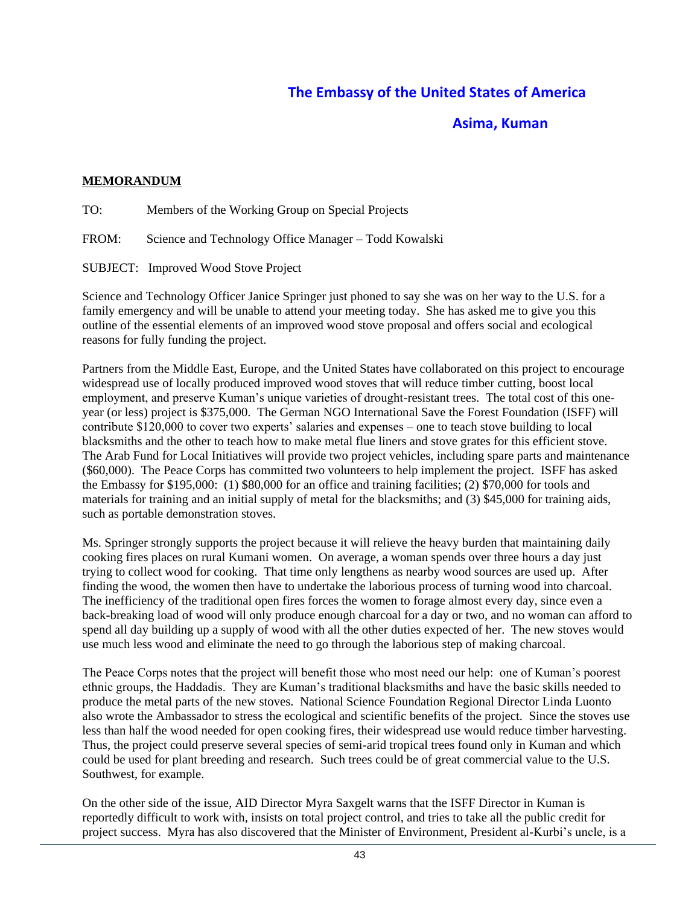# The Embassy of the United States of America

## Asima, Kuman

**MEMORANDUM**

TO: Members of the Working Group on Special Projects

FROM: Science and Technology Office Manager – Todd Kowalski

SUBJECT: Improved Wood Stove Project

Science and Technology Officer Janice Springer just phoned to say she was on her way to the U.S. for a family emergency and will be unable to attend your meeting today. She has asked me to give you this outline of the essential elements of an improved wood stove proposal and offers social and ecological reasons for fully funding the project.

Partners from the Middle East, Europe, and the United States have collaborated on this project to encourage widespread use of locally produced improved wood stoves that will reduce timber cutting, boost local employment, and preserve Kuman's unique varieties of drought-resistant trees. The total cost of this one-year (or less) project is $375,000. The German NGO International Save the Forest Foundation (ISFF) will contribute $120,000 to cover two experts' salaries and expenses – one to teach stove building to local blacksmiths and the other to teach how to make metal flue liners and stove grates for this efficient stove. The Arab Fund for Local Initiatives will provide two project vehicles, including spare parts and maintenance ($60,000). The Peace Corps has committed two volunteers to help implement the project. ISFF has asked the Embassy for $195,000: (1) $80,000 for an office and training facilities; (2) $70,000 for tools and materials for training and an initial supply of metal for the blacksmiths; and (3) $45,000 for training aids, such as portable demonstration stoves.

Ms. Springer strongly supports the project because it will relieve the heavy burden that maintaining daily cooking fires places on rural Kumani women. On average, a woman spends over three hours a day just trying to collect wood for cooking. That time only lengthens as nearby wood sources are used up. After finding the wood, the women then have to undertake the laborious process of turning wood into charcoal. The inefficiency of the traditional open fires forces the women to forage almost every day, since even a back-breaking load of wood will only produce enough charcoal for a day or two, and no woman can afford to spend all day building up a supply of wood with all the other duties expected of her. The new stoves would use much less wood and eliminate the need to go through the laborious step of making charcoal.

The Peace Corps notes that the project will benefit those who most need our help: one of Kuman's poorest ethnic groups, the Haddadis. They are Kuman's traditional blacksmiths and have the basic skills needed to produce the metal parts of the new stoves. National Science Foundation Regional Director Linda Luonto also wrote the Ambassador to stress the ecological and scientific benefits of the project. Since the stoves use less than half the wood needed for open cooking fires, their widespread use would reduce timber harvesting. Thus, the project could preserve several species of semi-arid tropical trees found only in Kuman and which could be used for plant breeding and research. Such trees could be of great commercial value to the U.S. Southwest, for example.

On the other side of the issue, AID Director Myra Saxgelt warns that the ISFF Director in Kuman is reportedly difficult to work with, insists on total project control, and tries to take all the public credit for project success. Myra has also discovered that the Minister of Environment, President al-Kurbi's uncle, is a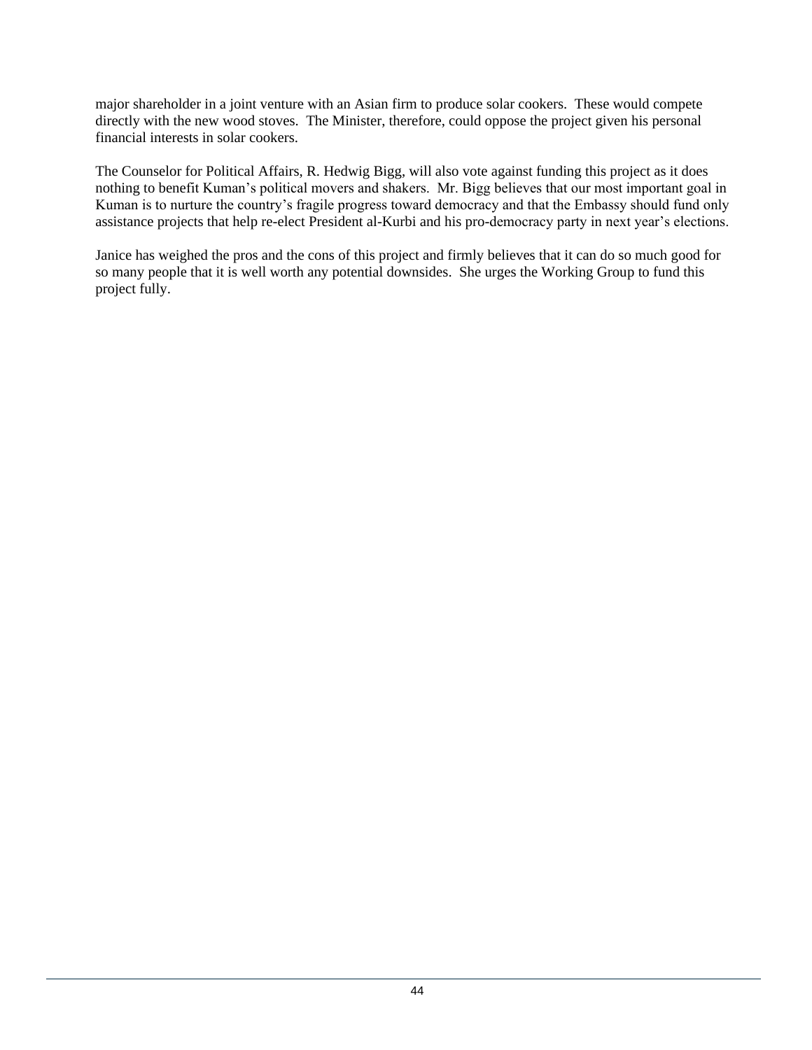major shareholder in a joint venture with an Asian firm to produce solar cookers. These would compete directly with the new wood stoves. The Minister, therefore, could oppose the project given his personal financial interests in solar cookers.

The Counselor for Political Affairs, R. Hedwig Bigg, will also vote against funding this project as it does nothing to benefit Kuman's political movers and shakers. Mr. Bigg believes that our most important goal in Kuman is to nurture the country's fragile progress toward democracy and that the Embassy should fund only assistance projects that help re-elect President al-Kurbi and his pro-democracy party in next year's elections.

Janice has weighed the pros and the cons of this project and firmly believes that it can do so much good for so many people that it is well worth any potential downsides. She urges the Working Group to fund this project fully.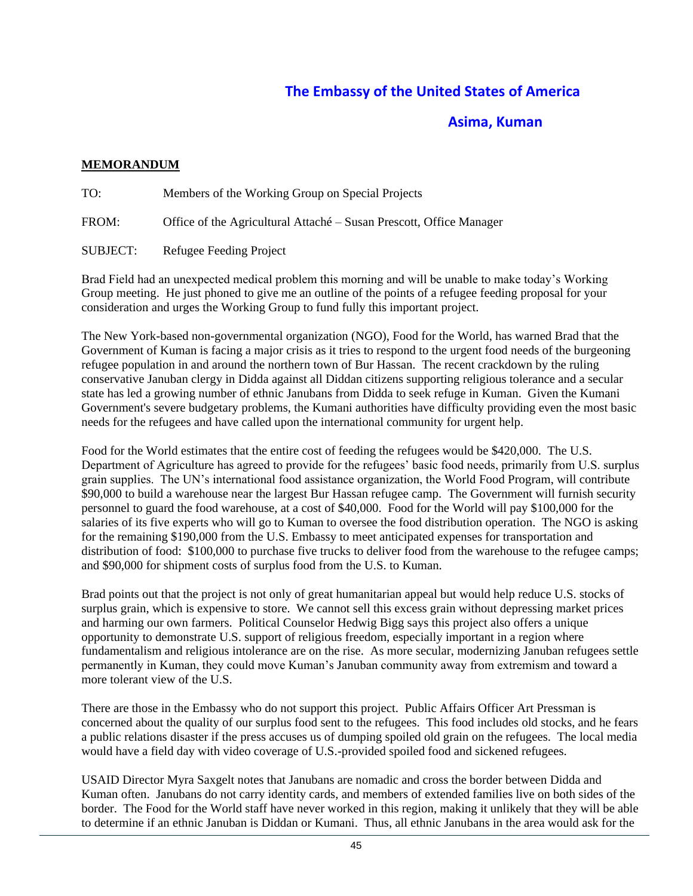# The Embassy of the United States of America

## Asima, Kuman

**MEMORANDUM**

TO: Members of the Working Group on Special Projects

FROM: Office of the Agricultural Attaché – Susan Prescott, Office Manager

SUBJECT: Refugee Feeding Project

Brad Field had an unexpected medical problem this morning and will be unable to make today's Working Group meeting. He just phoned to give me an outline of the points of a refugee feeding proposal for your consideration and urges the Working Group to fund fully this important project.

The New York-based non-governmental organization (NGO), Food for the World, has warned Brad that the Government of Kuman is facing a major crisis as it tries to respond to the urgent food needs of the burgeoning refugee population in and around the northern town of Bur Hassan. The recent crackdown by the ruling conservative Januban clergy in Didda against all Diddan citizens supporting religious tolerance and a secular state has led a growing number of ethnic Janubans from Didda to seek refuge in Kuman. Given the Kumani Government's severe budgetary problems, the Kumani authorities have difficulty providing even the most basic needs for the refugees and have called upon the international community for urgent help.

Food for the World estimates that the entire cost of feeding the refugees would be $420,000. The U.S. Department of Agriculture has agreed to provide for the refugees' basic food needs, primarily from U.S. surplus grain supplies. The UN's international food assistance organization, the World Food Program, will contribute $90,000 to build a warehouse near the largest Bur Hassan refugee camp. The Government will furnish security personnel to guard the food warehouse, at a cost of $40,000. Food for the World will pay $100,000 for the salaries of its five experts who will go to Kuman to oversee the food distribution operation. The NGO is asking for the remaining $190,000 from the U.S. Embassy to meet anticipated expenses for transportation and distribution of food: $100,000 to purchase five trucks to deliver food from the warehouse to the refugee camps; and $90,000 for shipment costs of surplus food from the U.S. to Kuman.

Brad points out that the project is not only of great humanitarian appeal but would help reduce U.S. stocks of surplus grain, which is expensive to store. We cannot sell this excess grain without depressing market prices and harming our own farmers. Political Counselor Hedwig Bigg says this project also offers a unique opportunity to demonstrate U.S. support of religious freedom, especially important in a region where fundamentalism and religious intolerance are on the rise. As more secular, modernizing Januban refugees settle permanently in Kuman, they could move Kuman's Januban community away from extremism and toward a more tolerant view of the U.S.

There are those in the Embassy who do not support this project. Public Affairs Officer Art Pressman is concerned about the quality of our surplus food sent to the refugees. This food includes old stocks, and he fears a public relations disaster if the press accuses us of dumping spoiled old grain on the refugees. The local media would have a field day with video coverage of U.S.-provided spoiled food and sickened refugees.

USAID Director Myra Saxgelt notes that Janubans are nomadic and cross the border between Didda and Kuman often. Janubans do not carry identity cards, and members of extended families live on both sides of the border. The Food for the World staff have never worked in this region, making it unlikely that they will be able to determine if an ethnic Januban is Diddan or Kumani. Thus, all ethnic Janubans in the area would ask for the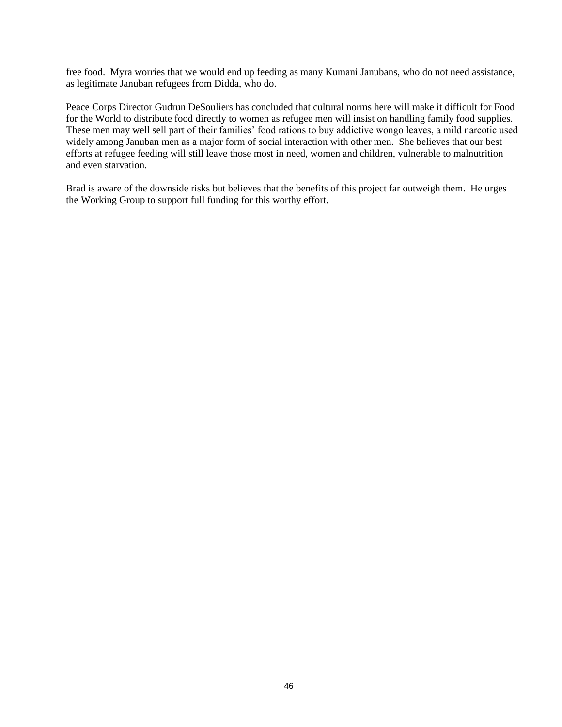free food.  Myra worries that we would end up feeding as many Kumani Janubans, who do not need assistance, as legitimate Januban refugees from Didda, who do.

Peace Corps Director Gudrun DeSouliers has concluded that cultural norms here will make it difficult for Food for the World to distribute food directly to women as refugee men will insist on handling family food supplies. These men may well sell part of their families' food rations to buy addictive wongo leaves, a mild narcotic used widely among Januban men as a major form of social interaction with other men.  She believes that our best efforts at refugee feeding will still leave those most in need, women and children, vulnerable to malnutrition and even starvation.

Brad is aware of the downside risks but believes that the benefits of this project far outweigh them.  He urges the Working Group to support full funding for this worthy effort.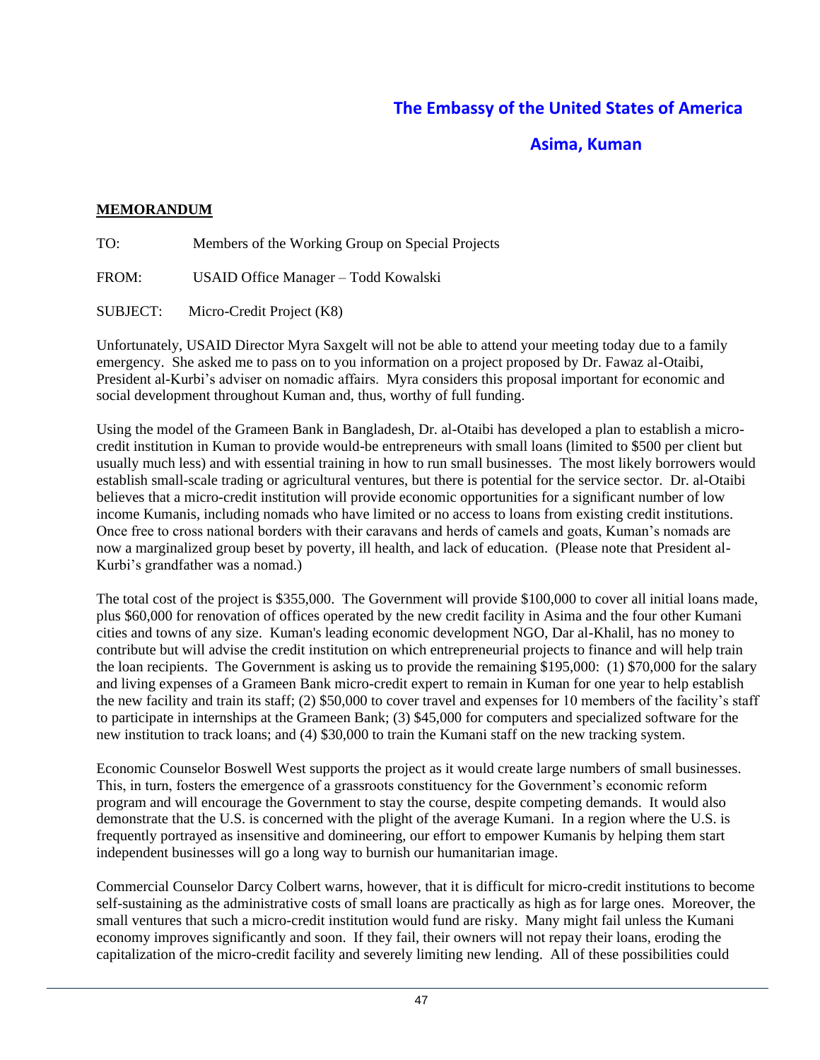**The Embassy of the United States of America**

**Asima, Kuman**

**MEMORANDUM**

TO: Members of the Working Group on Special Projects

FROM: USAID Office Manager – Todd Kowalski

SUBJECT: Micro-Credit Project (K8)

Unfortunately, USAID Director Myra Saxgelt will not be able to attend your meeting today due to a family emergency. She asked me to pass on to you information on a project proposed by Dr. Fawaz al-Otaibi, President al-Kurbi's adviser on nomadic affairs. Myra considers this proposal important for economic and social development throughout Kuman and, thus, worthy of full funding.

Using the model of the Grameen Bank in Bangladesh, Dr. al-Otaibi has developed a plan to establish a micro-credit institution in Kuman to provide would-be entrepreneurs with small loans (limited to $500 per client but usually much less) and with essential training in how to run small businesses. The most likely borrowers would establish small-scale trading or agricultural ventures, but there is potential for the service sector. Dr. al-Otaibi believes that a micro-credit institution will provide economic opportunities for a significant number of low income Kumanis, including nomads who have limited or no access to loans from existing credit institutions. Once free to cross national borders with their caravans and herds of camels and goats, Kuman's nomads are now a marginalized group beset by poverty, ill health, and lack of education. (Please note that President al-Kurbi's grandfather was a nomad.)

The total cost of the project is $355,000. The Government will provide $100,000 to cover all initial loans made, plus $60,000 for renovation of offices operated by the new credit facility in Asima and the four other Kumani cities and towns of any size. Kuman's leading economic development NGO, Dar al-Khalil, has no money to contribute but will advise the credit institution on which entrepreneurial projects to finance and will help train the loan recipients. The Government is asking us to provide the remaining $195,000: (1) $70,000 for the salary and living expenses of a Grameen Bank micro-credit expert to remain in Kuman for one year to help establish the new facility and train its staff; (2) $50,000 to cover travel and expenses for 10 members of the facility's staff to participate in internships at the Grameen Bank; (3) $45,000 for computers and specialized software for the new institution to track loans; and (4) $30,000 to train the Kumani staff on the new tracking system.

Economic Counselor Boswell West supports the project as it would create large numbers of small businesses. This, in turn, fosters the emergence of a grassroots constituency for the Government's economic reform program and will encourage the Government to stay the course, despite competing demands. It would also demonstrate that the U.S. is concerned with the plight of the average Kumani. In a region where the U.S. is frequently portrayed as insensitive and domineering, our effort to empower Kumanis by helping them start independent businesses will go a long way to burnish our humanitarian image.

Commercial Counselor Darcy Colbert warns, however, that it is difficult for micro-credit institutions to become self-sustaining as the administrative costs of small loans are practically as high as for large ones. Moreover, the small ventures that such a micro-credit institution would fund are risky. Many might fail unless the Kumani economy improves significantly and soon. If they fail, their owners will not repay their loans, eroding the capitalization of the micro-credit facility and severely limiting new lending. All of these possibilities could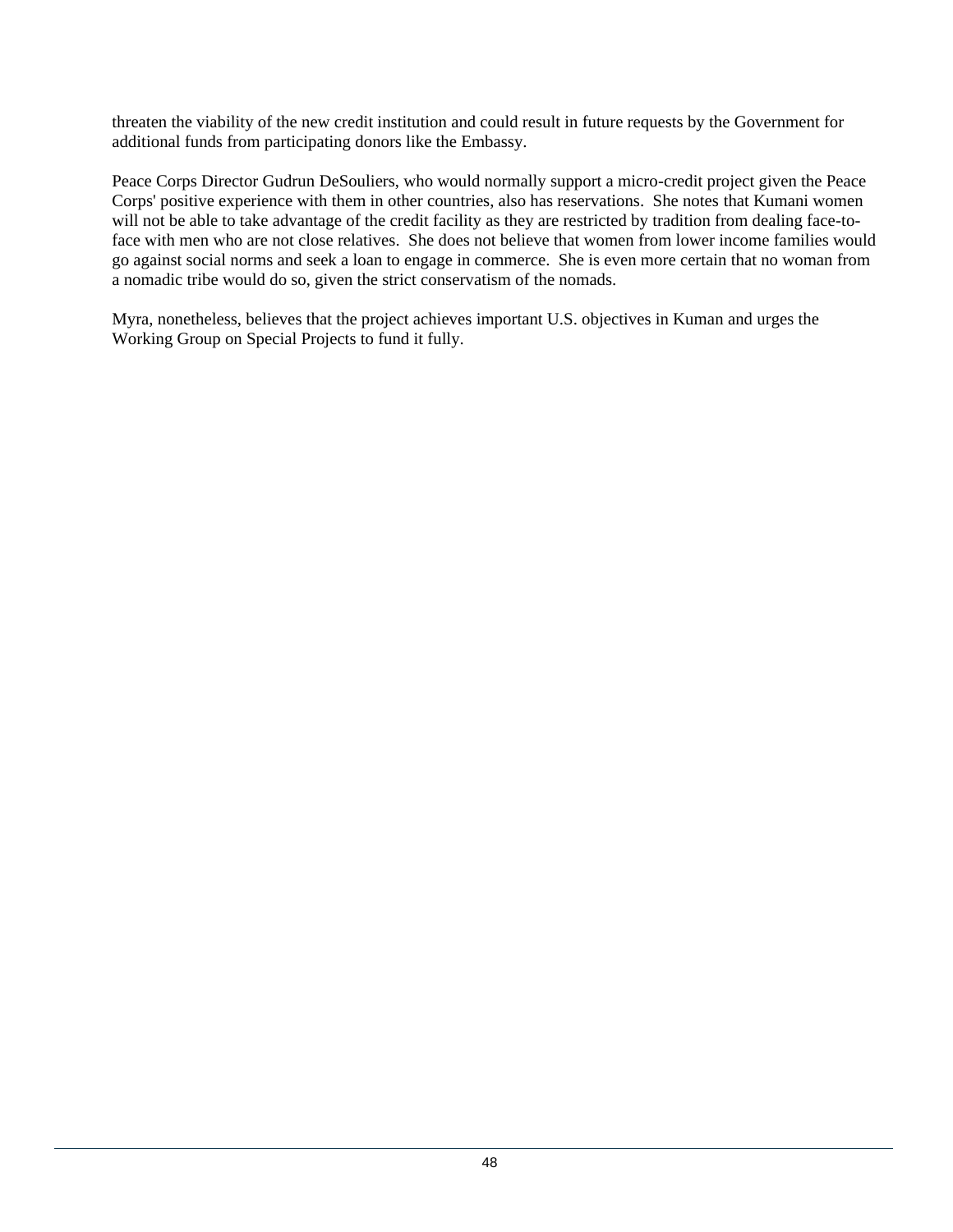threaten the viability of the new credit institution and could result in future requests by the Government for additional funds from participating donors like the Embassy.

Peace Corps Director Gudrun DeSouliers, who would normally support a micro-credit project given the Peace Corps' positive experience with them in other countries, also has reservations. She notes that Kumani women will not be able to take advantage of the credit facility as they are restricted by tradition from dealing face-to-face with men who are not close relatives. She does not believe that women from lower income families would go against social norms and seek a loan to engage in commerce. She is even more certain that no woman from a nomadic tribe would do so, given the strict conservatism of the nomads.

Myra, nonetheless, believes that the project achieves important U.S. objectives in Kuman and urges the Working Group on Special Projects to fund it fully.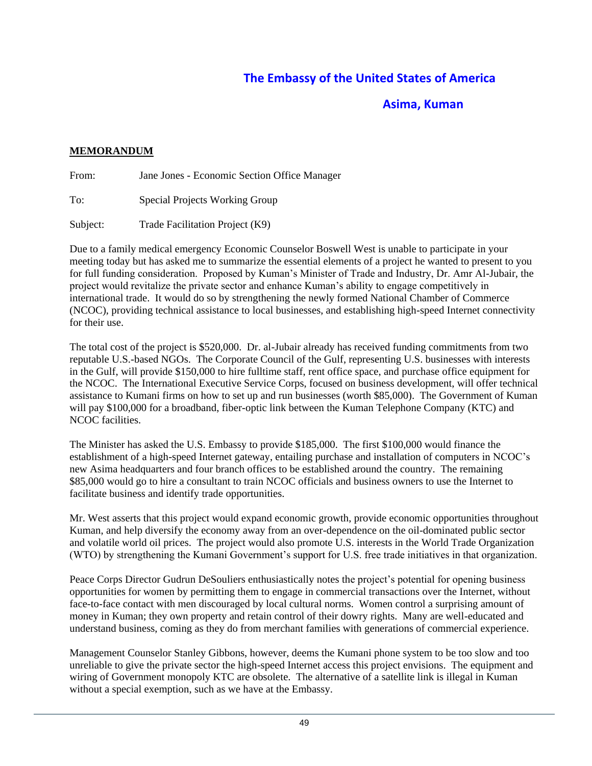# The Embassy of the United States of America

## Asima, Kuman

**MEMORANDUM**

From: Jane Jones - Economic Section Office Manager

To: Special Projects Working Group

Subject: Trade Facilitation Project (K9)

Due to a family medical emergency Economic Counselor Boswell West is unable to participate in your meeting today but has asked me to summarize the essential elements of a project he wanted to present to you for full funding consideration. Proposed by Kuman's Minister of Trade and Industry, Dr. Amr Al-Jubair, the project would revitalize the private sector and enhance Kuman's ability to engage competitively in international trade. It would do so by strengthening the newly formed National Chamber of Commerce (NCOC), providing technical assistance to local businesses, and establishing high-speed Internet connectivity for their use.

The total cost of the project is $520,000. Dr. al-Jubair already has received funding commitments from two reputable U.S.-based NGOs. The Corporate Council of the Gulf, representing U.S. businesses with interests in the Gulf, will provide $150,000 to hire fulltime staff, rent office space, and purchase office equipment for the NCOC. The International Executive Service Corps, focused on business development, will offer technical assistance to Kumani firms on how to set up and run businesses (worth $85,000). The Government of Kuman will pay $100,000 for a broadband, fiber-optic link between the Kuman Telephone Company (KTC) and NCOC facilities.

The Minister has asked the U.S. Embassy to provide $185,000. The first $100,000 would finance the establishment of a high-speed Internet gateway, entailing purchase and installation of computers in NCOC's new Asima headquarters and four branch offices to be established around the country. The remaining $85,000 would go to hire a consultant to train NCOC officials and business owners to use the Internet to facilitate business and identify trade opportunities.

Mr. West asserts that this project would expand economic growth, provide economic opportunities throughout Kuman, and help diversify the economy away from an over-dependence on the oil-dominated public sector and volatile world oil prices. The project would also promote U.S. interests in the World Trade Organization (WTO) by strengthening the Kumani Government's support for U.S. free trade initiatives in that organization.

Peace Corps Director Gudrun DeSouliers enthusiastically notes the project's potential for opening business opportunities for women by permitting them to engage in commercial transactions over the Internet, without face-to-face contact with men discouraged by local cultural norms. Women control a surprising amount of money in Kuman; they own property and retain control of their dowry rights. Many are well-educated and understand business, coming as they do from merchant families with generations of commercial experience.

Management Counselor Stanley Gibbons, however, deems the Kumani phone system to be too slow and too unreliable to give the private sector the high-speed Internet access this project envisions. The equipment and wiring of Government monopoly KTC are obsolete. The alternative of a satellite link is illegal in Kuman without a special exemption, such as we have at the Embassy.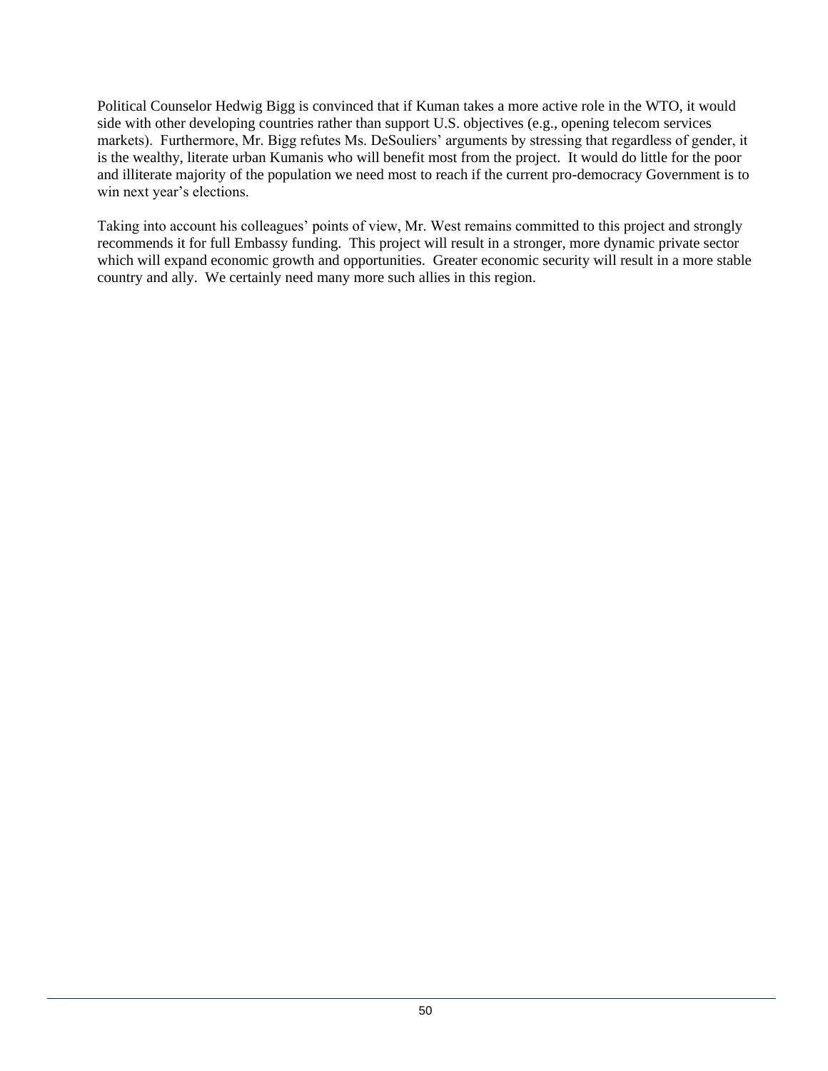Political Counselor Hedwig Bigg is convinced that if Kuman takes a more active role in the WTO, it would side with other developing countries rather than support U.S. objectives (e.g., opening telecom services markets). Furthermore, Mr. Bigg refutes Ms. DeSouliers' arguments by stressing that regardless of gender, it is the wealthy, literate urban Kumanis who will benefit most from the project. It would do little for the poor and illiterate majority of the population we need most to reach if the current pro-democracy Government is to win next year's elections.

Taking into account his colleagues' points of view, Mr. West remains committed to this project and strongly recommends it for full Embassy funding. This project will result in a stronger, more dynamic private sector which will expand economic growth and opportunities. Greater economic security will result in a more stable country and ally. We certainly need many more such allies in this region.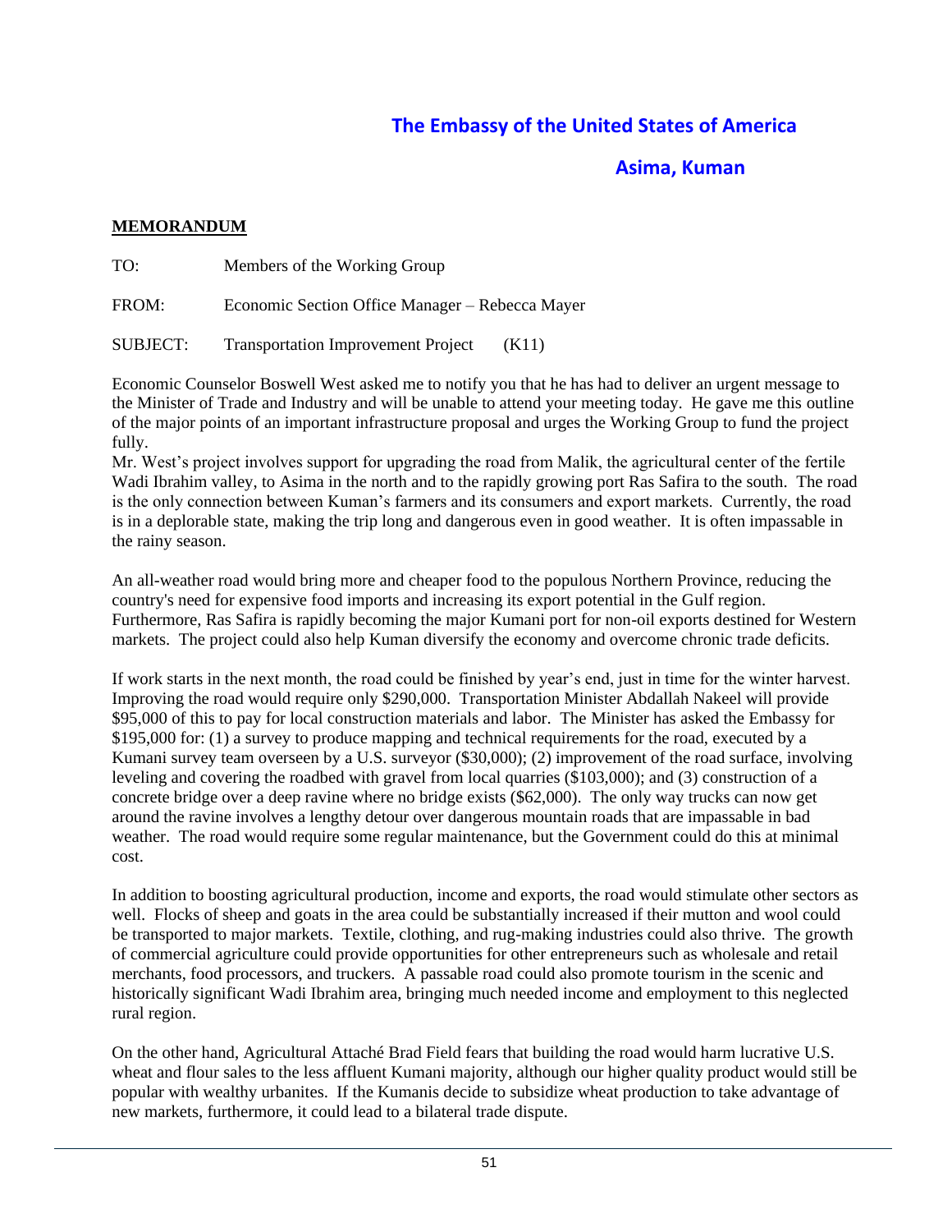# The Embassy of the United States of America

## Asima, Kuman

**MEMORANDUM**

TO: Members of the Working Group

FROM: Economic Section Office Manager – Rebecca Mayer

SUBJECT: Transportation Improvement Project (K11)

Economic Counselor Boswell West asked me to notify you that he has had to deliver an urgent message to the Minister of Trade and Industry and will be unable to attend your meeting today. He gave me this outline of the major points of an important infrastructure proposal and urges the Working Group to fund the project fully.

Mr. West's project involves support for upgrading the road from Malik, the agricultural center of the fertile Wadi Ibrahim valley, to Asima in the north and to the rapidly growing port Ras Safira to the south. The road is the only connection between Kuman's farmers and its consumers and export markets. Currently, the road is in a deplorable state, making the trip long and dangerous even in good weather. It is often impassable in the rainy season.

An all-weather road would bring more and cheaper food to the populous Northern Province, reducing the country's need for expensive food imports and increasing its export potential in the Gulf region. Furthermore, Ras Safira is rapidly becoming the major Kumani port for non-oil exports destined for Western markets. The project could also help Kuman diversify the economy and overcome chronic trade deficits.

If work starts in the next month, the road could be finished by year's end, just in time for the winter harvest. Improving the road would require only $290,000. Transportation Minister Abdallah Nakeel will provide $95,000 of this to pay for local construction materials and labor. The Minister has asked the Embassy for $195,000 for: (1) a survey to produce mapping and technical requirements for the road, executed by a Kumani survey team overseen by a U.S. surveyor ($30,000); (2) improvement of the road surface, involving leveling and covering the roadbed with gravel from local quarries ($103,000); and (3) construction of a concrete bridge over a deep ravine where no bridge exists ($62,000). The only way trucks can now get around the ravine involves a lengthy detour over dangerous mountain roads that are impassable in bad weather. The road would require some regular maintenance, but the Government could do this at minimal cost.

In addition to boosting agricultural production, income and exports, the road would stimulate other sectors as well. Flocks of sheep and goats in the area could be substantially increased if their mutton and wool could be transported to major markets. Textile, clothing, and rug-making industries could also thrive. The growth of commercial agriculture could provide opportunities for other entrepreneurs such as wholesale and retail merchants, food processors, and truckers. A passable road could also promote tourism in the scenic and historically significant Wadi Ibrahim area, bringing much needed income and employment to this neglected rural region.

On the other hand, Agricultural Attaché Brad Field fears that building the road would harm lucrative U.S. wheat and flour sales to the less affluent Kumani majority, although our higher quality product would still be popular with wealthy urbanites. If the Kumanis decide to subsidize wheat production to take advantage of new markets, furthermore, it could lead to a bilateral trade dispute.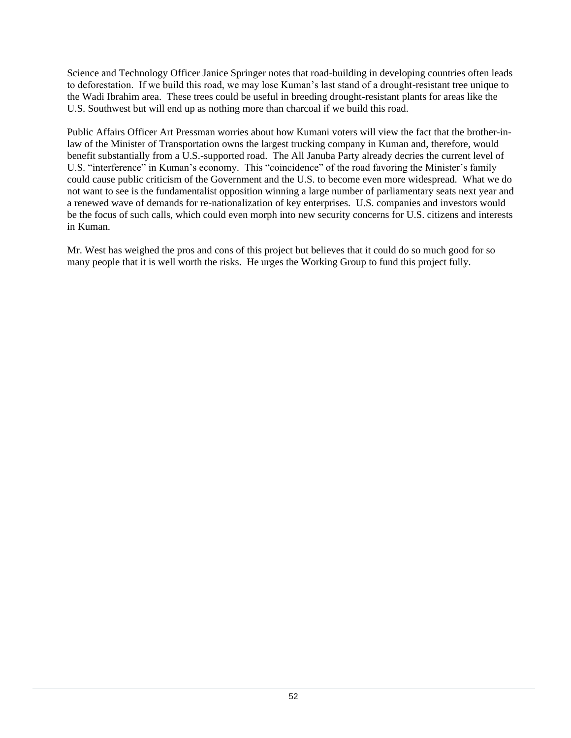Science and Technology Officer Janice Springer notes that road-building in developing countries often leads to deforestation. If we build this road, we may lose Kuman's last stand of a drought-resistant tree unique to the Wadi Ibrahim area. These trees could be useful in breeding drought-resistant plants for areas like the U.S. Southwest but will end up as nothing more than charcoal if we build this road.

Public Affairs Officer Art Pressman worries about how Kumani voters will view the fact that the brother-in-law of the Minister of Transportation owns the largest trucking company in Kuman and, therefore, would benefit substantially from a U.S.-supported road. The All Januba Party already decries the current level of U.S. "interference" in Kuman's economy. This "coincidence" of the road favoring the Minister's family could cause public criticism of the Government and the U.S. to become even more widespread. What we do not want to see is the fundamentalist opposition winning a large number of parliamentary seats next year and a renewed wave of demands for re-nationalization of key enterprises. U.S. companies and investors would be the focus of such calls, which could even morph into new security concerns for U.S. citizens and interests in Kuman.

Mr. West has weighed the pros and cons of this project but believes that it could do so much good for so many people that it is well worth the risks. He urges the Working Group to fund this project fully.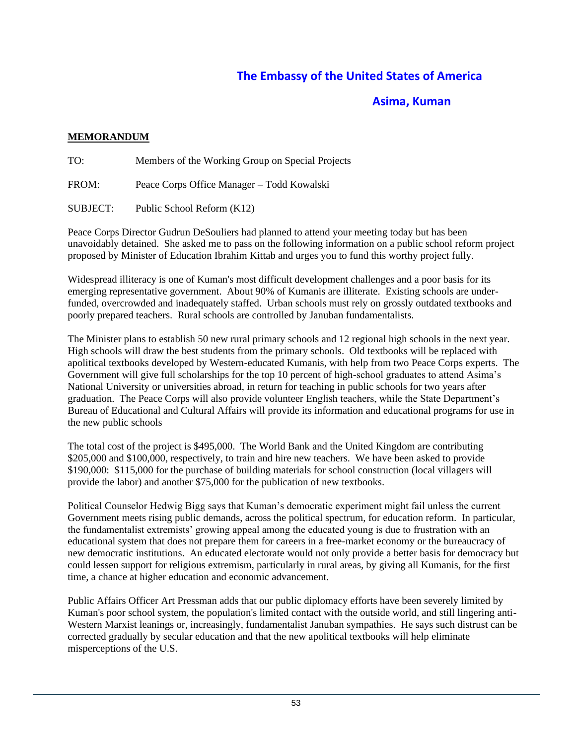# The Embassy of the United States of America

## Asima, Kuman

**MEMORANDUM**

TO: Members of the Working Group on Special Projects

FROM: Peace Corps Office Manager – Todd Kowalski

SUBJECT: Public School Reform (K12)

Peace Corps Director Gudrun DeSouliers had planned to attend your meeting today but has been unavoidably detained. She asked me to pass on the following information on a public school reform project proposed by Minister of Education Ibrahim Kittab and urges you to fund this worthy project fully.

Widespread illiteracy is one of Kuman's most difficult development challenges and a poor basis for its emerging representative government. About 90% of Kumanis are illiterate. Existing schools are under-funded, overcrowded and inadequately staffed. Urban schools must rely on grossly outdated textbooks and poorly prepared teachers. Rural schools are controlled by Januban fundamentalists.

The Minister plans to establish 50 new rural primary schools and 12 regional high schools in the next year. High schools will draw the best students from the primary schools. Old textbooks will be replaced with apolitical textbooks developed by Western-educated Kumanis, with help from two Peace Corps experts. The Government will give full scholarships for the top 10 percent of high-school graduates to attend Asima's National University or universities abroad, in return for teaching in public schools for two years after graduation. The Peace Corps will also provide volunteer English teachers, while the State Department's Bureau of Educational and Cultural Affairs will provide its information and educational programs for use in the new public schools

The total cost of the project is $495,000. The World Bank and the United Kingdom are contributing $205,000 and $100,000, respectively, to train and hire new teachers. We have been asked to provide $190,000: $115,000 for the purchase of building materials for school construction (local villagers will provide the labor) and another $75,000 for the publication of new textbooks.

Political Counselor Hedwig Bigg says that Kuman's democratic experiment might fail unless the current Government meets rising public demands, across the political spectrum, for education reform. In particular, the fundamentalist extremists' growing appeal among the educated young is due to frustration with an educational system that does not prepare them for careers in a free-market economy or the bureaucracy of new democratic institutions. An educated electorate would not only provide a better basis for democracy but could lessen support for religious extremism, particularly in rural areas, by giving all Kumanis, for the first time, a chance at higher education and economic advancement.

Public Affairs Officer Art Pressman adds that our public diplomacy efforts have been severely limited by Kuman's poor school system, the population's limited contact with the outside world, and still lingering anti-Western Marxist leanings or, increasingly, fundamentalist Januban sympathies. He says such distrust can be corrected gradually by secular education and that the new apolitical textbooks will help eliminate misperceptions of the U.S.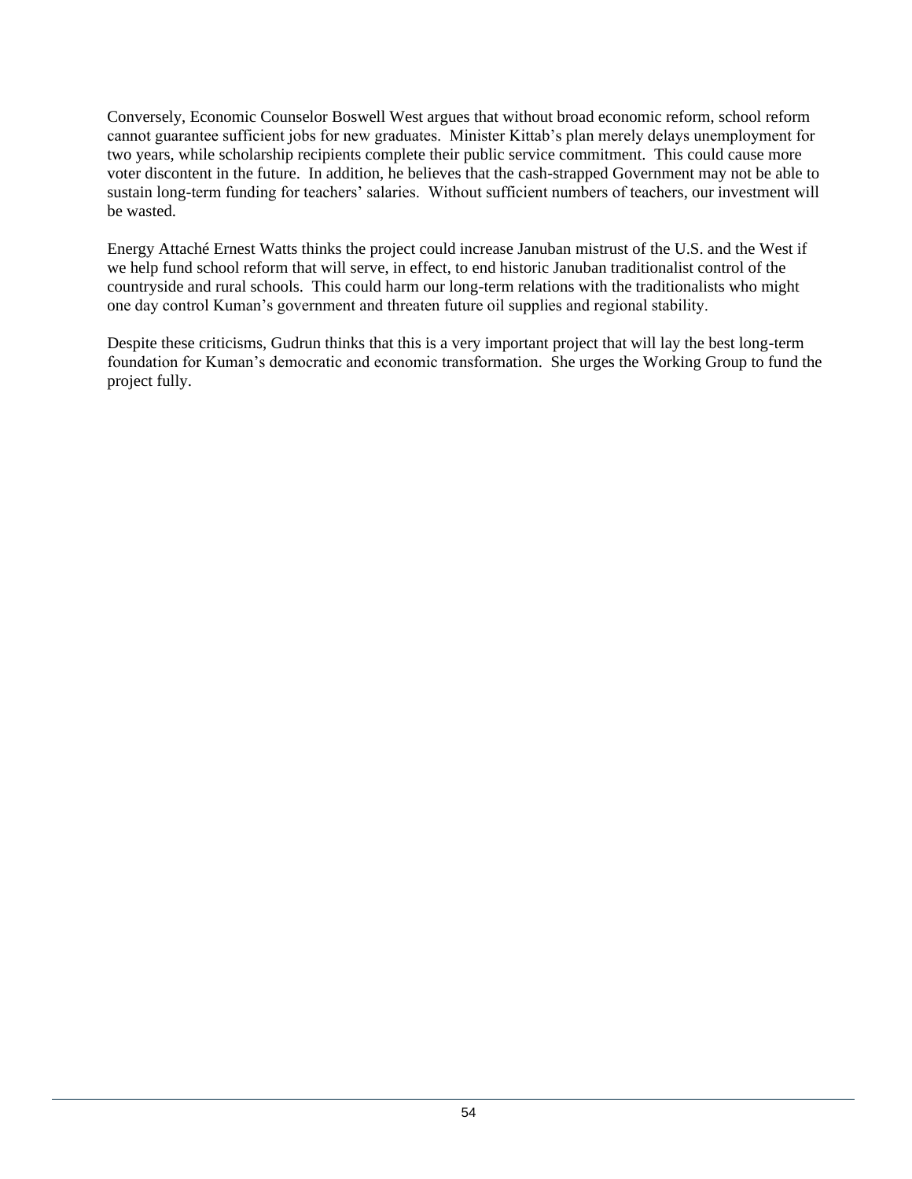Conversely, Economic Counselor Boswell West argues that without broad economic reform, school reform cannot guarantee sufficient jobs for new graduates. Minister Kittab's plan merely delays unemployment for two years, while scholarship recipients complete their public service commitment. This could cause more voter discontent in the future. In addition, he believes that the cash-strapped Government may not be able to sustain long-term funding for teachers' salaries. Without sufficient numbers of teachers, our investment will be wasted.

Energy Attaché Ernest Watts thinks the project could increase Januban mistrust of the U.S. and the West if we help fund school reform that will serve, in effect, to end historic Januban traditionalist control of the countryside and rural schools. This could harm our long-term relations with the traditionalists who might one day control Kuman's government and threaten future oil supplies and regional stability.

Despite these criticisms, Gudrun thinks that this is a very important project that will lay the best long-term foundation for Kuman's democratic and economic transformation. She urges the Working Group to fund the project fully.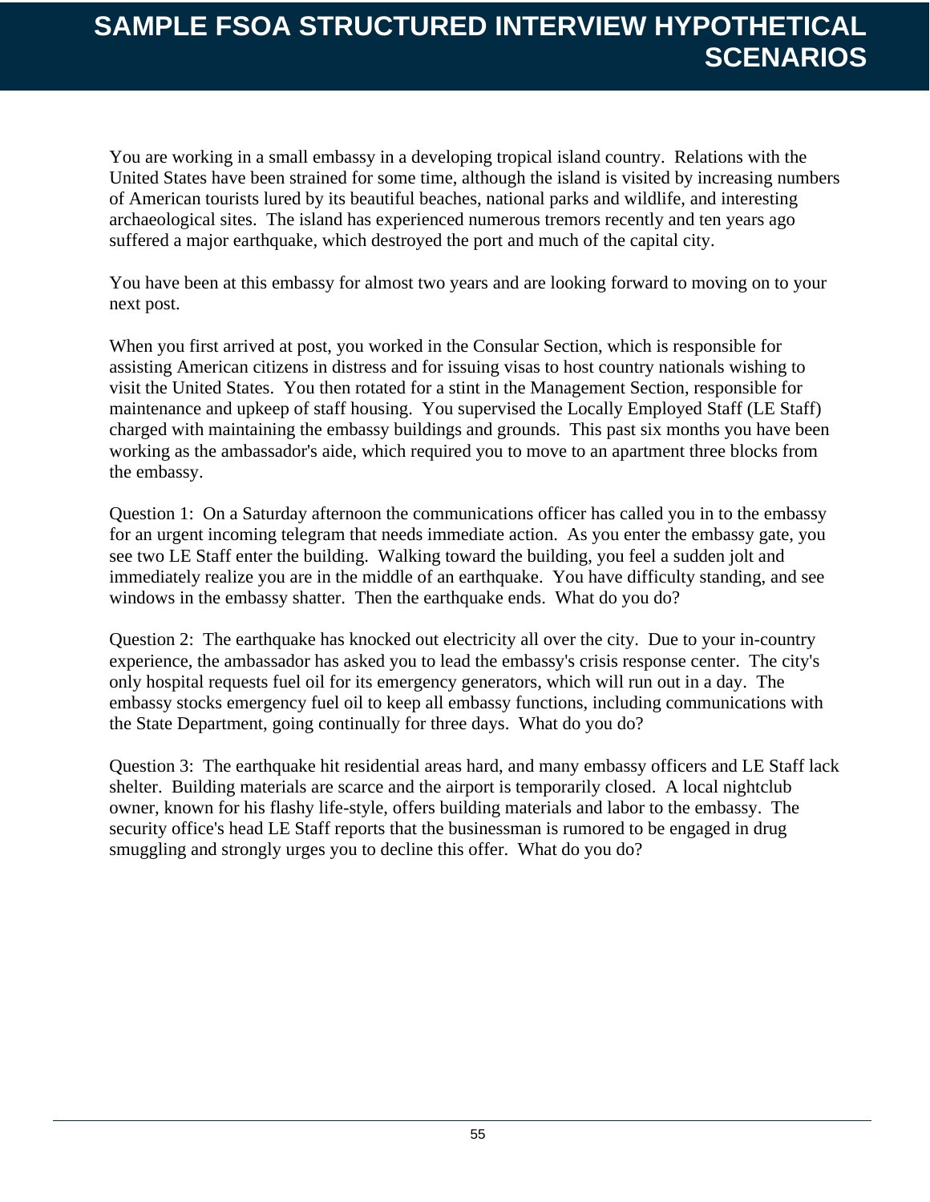# SAMPLE FSOA STRUCTURED INTERVIEW HYPOTHETICAL SCENARIOS

You are working in a small embassy in a developing tropical island country. Relations with the United States have been strained for some time, although the island is visited by increasing numbers of American tourists lured by its beautiful beaches, national parks and wildlife, and interesting archaeological sites. The island has experienced numerous tremors recently and ten years ago suffered a major earthquake, which destroyed the port and much of the capital city.

You have been at this embassy for almost two years and are looking forward to moving on to your next post.

When you first arrived at post, you worked in the Consular Section, which is responsible for assisting American citizens in distress and for issuing visas to host country nationals wishing to visit the United States. You then rotated for a stint in the Management Section, responsible for maintenance and upkeep of staff housing. You supervised the Locally Employed Staff (LE Staff) charged with maintaining the embassy buildings and grounds. This past six months you have been working as the ambassador's aide, which required you to move to an apartment three blocks from the embassy.

Question 1: On a Saturday afternoon the communications officer has called you in to the embassy for an urgent incoming telegram that needs immediate action. As you enter the embassy gate, you see two LE Staff enter the building. Walking toward the building, you feel a sudden jolt and immediately realize you are in the middle of an earthquake. You have difficulty standing, and see windows in the embassy shatter. Then the earthquake ends. What do you do?

Question 2: The earthquake has knocked out electricity all over the city. Due to your in-country experience, the ambassador has asked you to lead the embassy's crisis response center. The city's only hospital requests fuel oil for its emergency generators, which will run out in a day. The embassy stocks emergency fuel oil to keep all embassy functions, including communications with the State Department, going continually for three days. What do you do?

Question 3: The earthquake hit residential areas hard, and many embassy officers and LE Staff lack shelter. Building materials are scarce and the airport is temporarily closed. A local nightclub owner, known for his flashy life-style, offers building materials and labor to the embassy. The security office's head LE Staff reports that the businessman is rumored to be engaged in drug smuggling and strongly urges you to decline this offer. What do you do?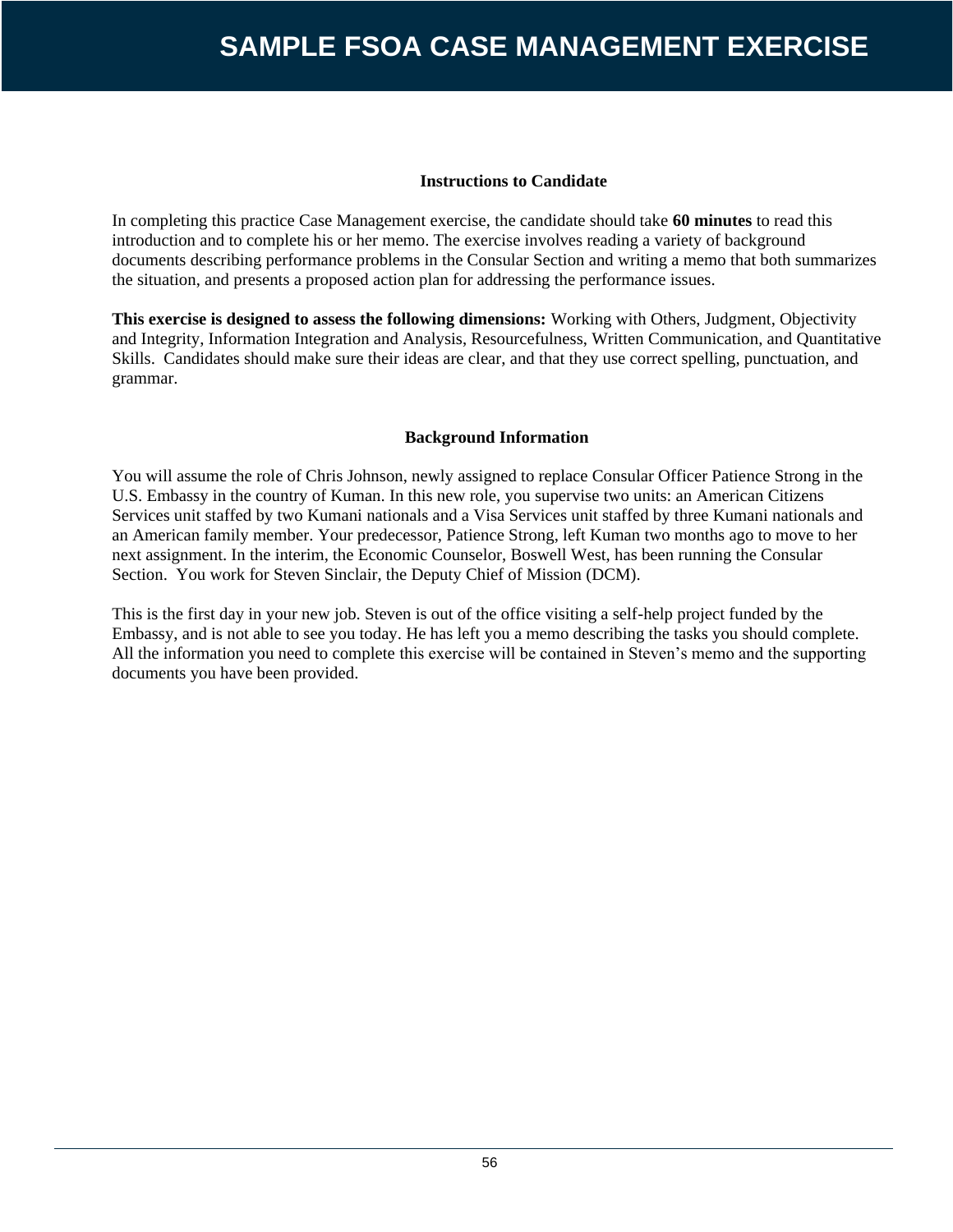# SAMPLE FSOA CASE MANAGEMENT EXERCISE

### Instructions to Candidate

In completing this practice Case Management exercise, the candidate should take **60 minutes** to read this introduction and to complete his or her memo. The exercise involves reading a variety of background documents describing performance problems in the Consular Section and writing a memo that both summarizes the situation, and presents a proposed action plan for addressing the performance issues.

**This exercise is designed to assess the following dimensions:** Working with Others, Judgment, Objectivity and Integrity, Information Integration and Analysis, Resourcefulness, Written Communication, and Quantitative Skills. Candidates should make sure their ideas are clear, and that they use correct spelling, punctuation, and grammar.

### Background Information

You will assume the role of Chris Johnson, newly assigned to replace Consular Officer Patience Strong in the U.S. Embassy in the country of Kuman. In this new role, you supervise two units: an American Citizens Services unit staffed by two Kumani nationals and a Visa Services unit staffed by three Kumani nationals and an American family member. Your predecessor, Patience Strong, left Kuman two months ago to move to her next assignment. In the interim, the Economic Counselor, Boswell West, has been running the Consular Section. You work for Steven Sinclair, the Deputy Chief of Mission (DCM).

This is the first day in your new job. Steven is out of the office visiting a self-help project funded by the Embassy, and is not able to see you today. He has left you a memo describing the tasks you should complete. All the information you need to complete this exercise will be contained in Steven's memo and the supporting documents you have been provided.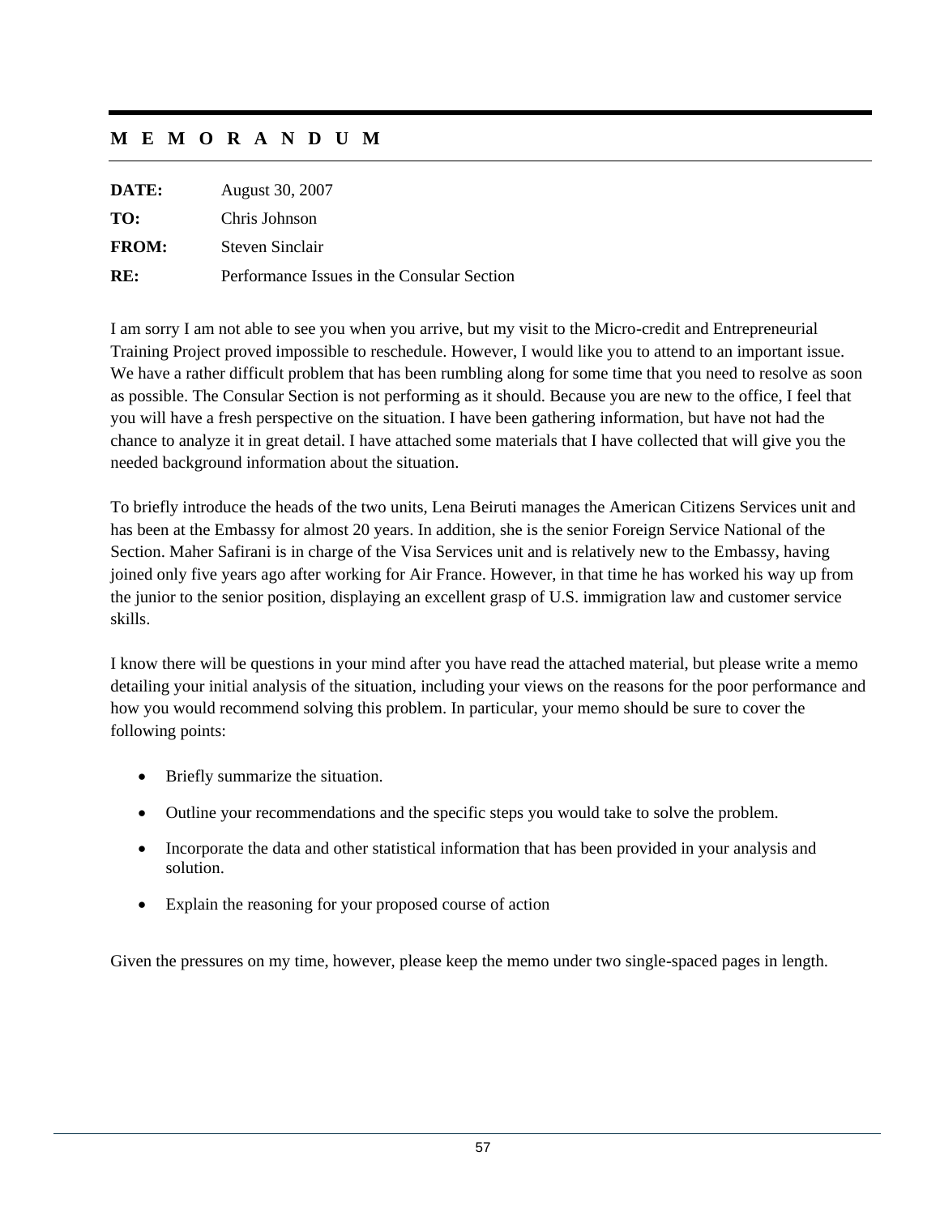## M E M O R A N D U M

| | |
|---|---|
| **DATE:** | August 30, 2007 |
| **TO:** | Chris Johnson |
| **FROM:** | Steven Sinclair |
| **RE:** | Performance Issues in the Consular Section |

I am sorry I am not able to see you when you arrive, but my visit to the Micro-credit and Entrepreneurial Training Project proved impossible to reschedule. However, I would like you to attend to an important issue. We have a rather difficult problem that has been rumbling along for some time that you need to resolve as soon as possible. The Consular Section is not performing as it should. Because you are new to the office, I feel that you will have a fresh perspective on the situation. I have been gathering information, but have not had the chance to analyze it in great detail. I have attached some materials that I have collected that will give you the needed background information about the situation.

To briefly introduce the heads of the two units, Lena Beiruti manages the American Citizens Services unit and has been at the Embassy for almost 20 years. In addition, she is the senior Foreign Service National of the Section. Maher Safirani is in charge of the Visa Services unit and is relatively new to the Embassy, having joined only five years ago after working for Air France. However, in that time he has worked his way up from the junior to the senior position, displaying an excellent grasp of U.S. immigration law and customer service skills.

I know there will be questions in your mind after you have read the attached material, but please write a memo detailing your initial analysis of the situation, including your views on the reasons for the poor performance and how you would recommend solving this problem. In particular, your memo should be sure to cover the following points:

- Briefly summarize the situation.
- Outline your recommendations and the specific steps you would take to solve the problem.
- Incorporate the data and other statistical information that has been provided in your analysis and solution.
- Explain the reasoning for your proposed course of action

Given the pressures on my time, however, please keep the memo under two single-spaced pages in length.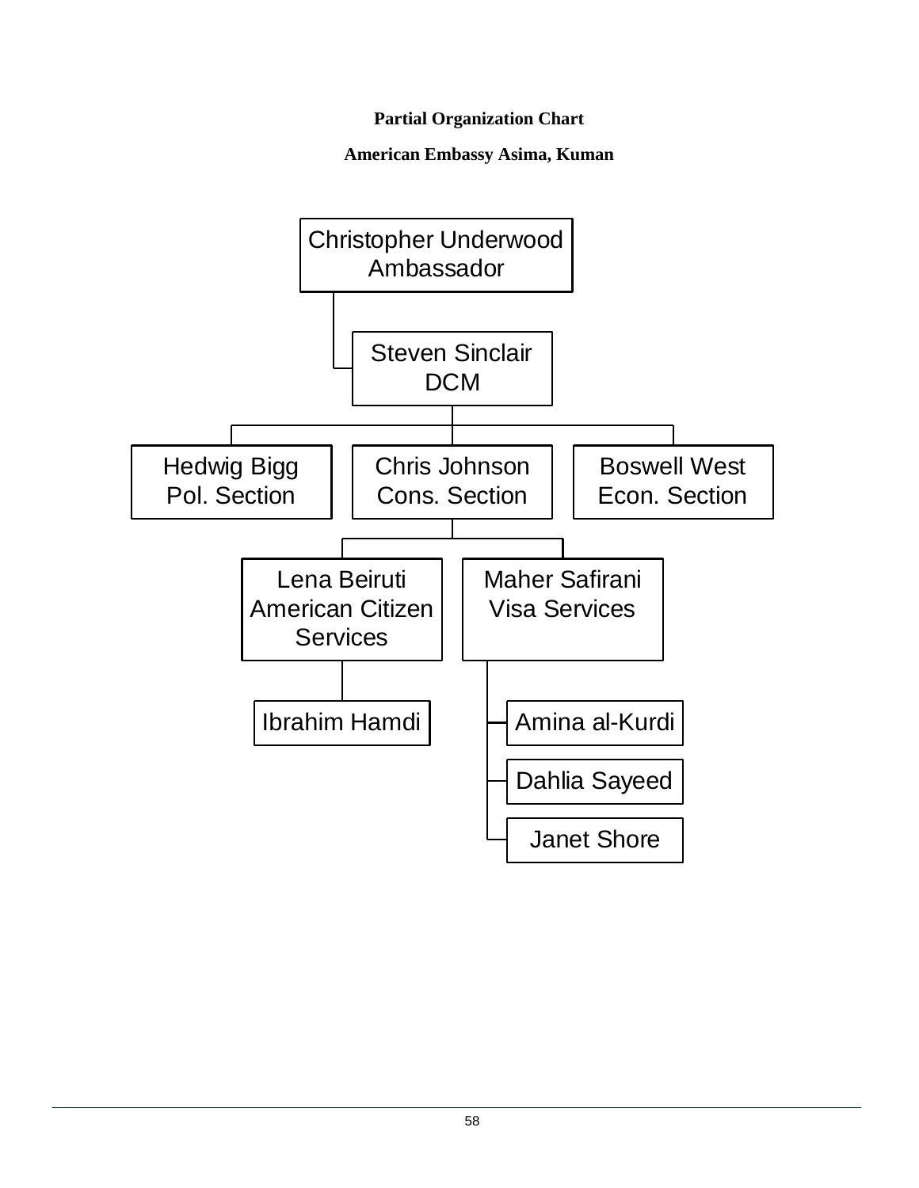**Partial Organization Chart**

**American Embassy Asima, Kuman**

- Christopher Underwood — Ambassador
  - Steven Sinclair — DCM
    - Hedwig Bigg — Pol. Section
    - Chris Johnson — Cons. Section
      - Lena Beiruti — American Citizen Services
        - Ibrahim Hamdi
      - Maher Safirani — Visa Services
        - Amina al-Kurdi
        - Dahlia Sayeed
        - Janet Shore
    - Boswell West — Econ. Section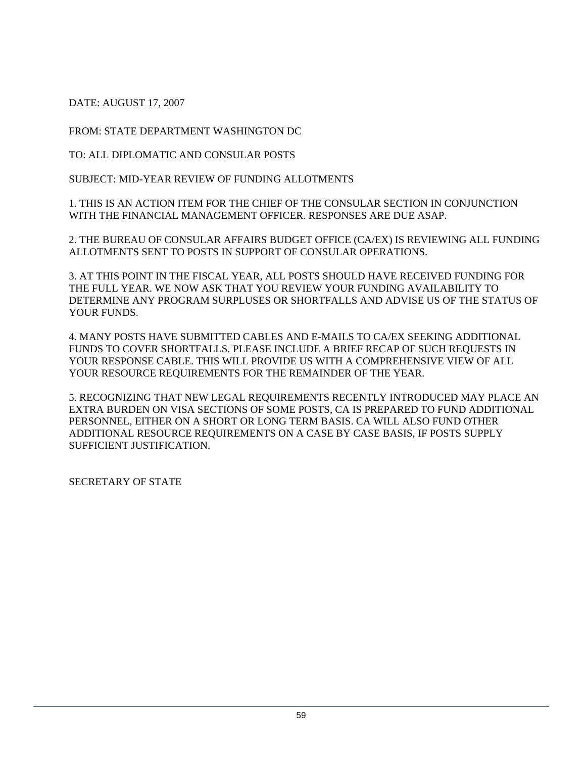DATE: AUGUST 17, 2007

FROM: STATE DEPARTMENT WASHINGTON DC

TO: ALL DIPLOMATIC AND CONSULAR POSTS

SUBJECT: MID-YEAR REVIEW OF FUNDING ALLOTMENTS

1. THIS IS AN ACTION ITEM FOR THE CHIEF OF THE CONSULAR SECTION IN CONJUNCTION WITH THE FINANCIAL MANAGEMENT OFFICER. RESPONSES ARE DUE ASAP.

2. THE BUREAU OF CONSULAR AFFAIRS BUDGET OFFICE (CA/EX) IS REVIEWING ALL FUNDING ALLOTMENTS SENT TO POSTS IN SUPPORT OF CONSULAR OPERATIONS.

3. AT THIS POINT IN THE FISCAL YEAR, ALL POSTS SHOULD HAVE RECEIVED FUNDING FOR THE FULL YEAR. WE NOW ASK THAT YOU REVIEW YOUR FUNDING AVAILABILITY TO DETERMINE ANY PROGRAM SURPLUSES OR SHORTFALLS AND ADVISE US OF THE STATUS OF YOUR FUNDS.

4. MANY POSTS HAVE SUBMITTED CABLES AND E-MAILS TO CA/EX SEEKING ADDITIONAL FUNDS TO COVER SHORTFALLS. PLEASE INCLUDE A BRIEF RECAP OF SUCH REQUESTS IN YOUR RESPONSE CABLE. THIS WILL PROVIDE US WITH A COMPREHENSIVE VIEW OF ALL YOUR RESOURCE REQUIREMENTS FOR THE REMAINDER OF THE YEAR.

5. RECOGNIZING THAT NEW LEGAL REQUIREMENTS RECENTLY INTRODUCED MAY PLACE AN EXTRA BURDEN ON VISA SECTIONS OF SOME POSTS, CA IS PREPARED TO FUND ADDITIONAL PERSONNEL, EITHER ON A SHORT OR LONG TERM BASIS. CA WILL ALSO FUND OTHER ADDITIONAL RESOURCE REQUIREMENTS ON A CASE BY CASE BASIS, IF POSTS SUPPLY SUFFICIENT JUSTIFICATION.

SECRETARY OF STATE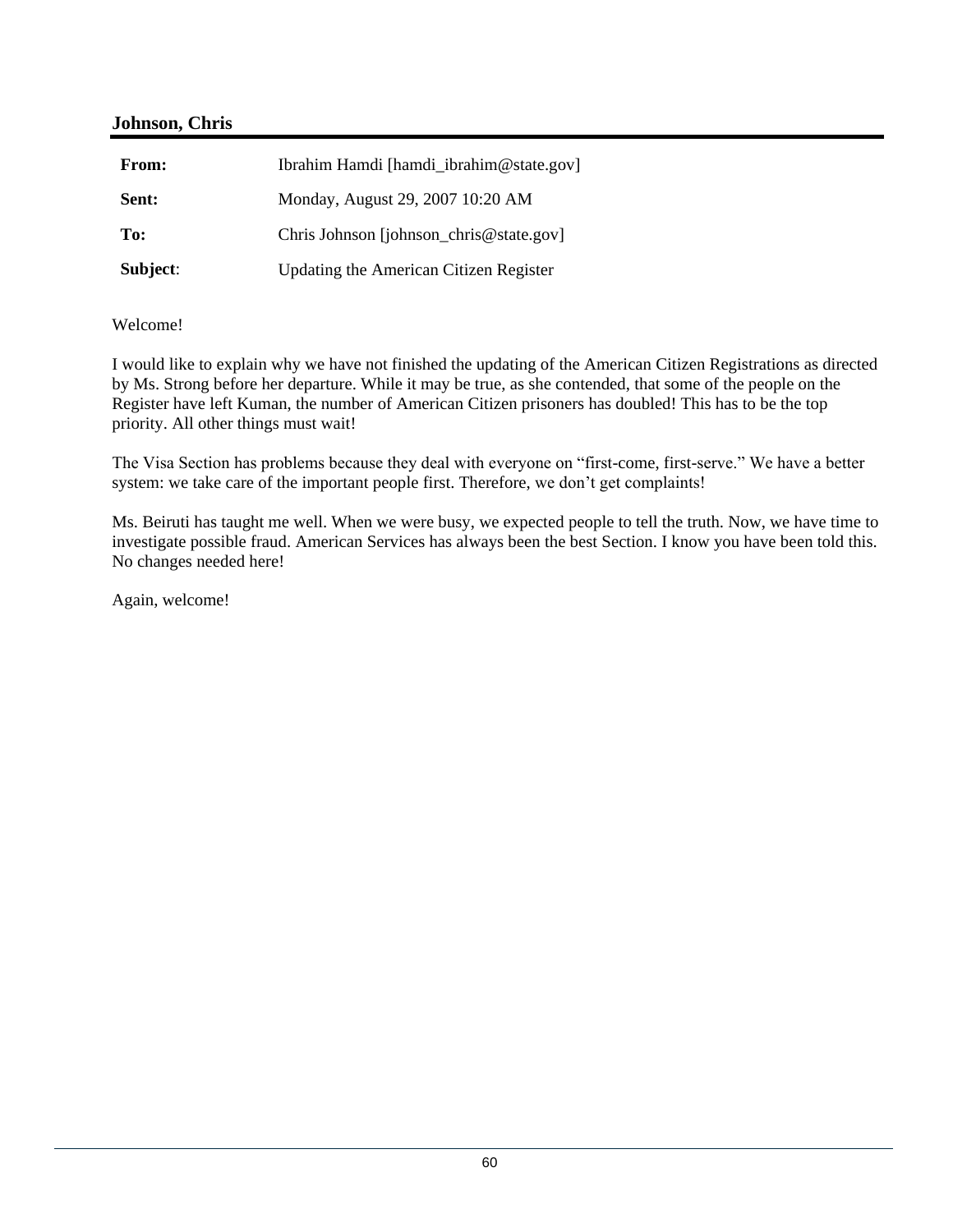**Johnson, Chris**

| | |
|---|---|
| **From:** | Ibrahim Hamdi [hamdi_ibrahim@state.gov] |
| **Sent:** | Monday, August 29, 2007 10:20 AM |
| **To:** | Chris Johnson [johnson_chris@state.gov] |
| **Subject**: | Updating the American Citizen Register |

Welcome!

I would like to explain why we have not finished the updating of the American Citizen Registrations as directed by Ms. Strong before her departure. While it may be true, as she contended, that some of the people on the Register have left Kuman, the number of American Citizen prisoners has doubled! This has to be the top priority. All other things must wait!

The Visa Section has problems because they deal with everyone on "first-come, first-serve." We have a better system: we take care of the important people first. Therefore, we don't get complaints!

Ms. Beiruti has taught me well. When we were busy, we expected people to tell the truth. Now, we have time to investigate possible fraud. American Services has always been the best Section. I know you have been told this. No changes needed here!

Again, welcome!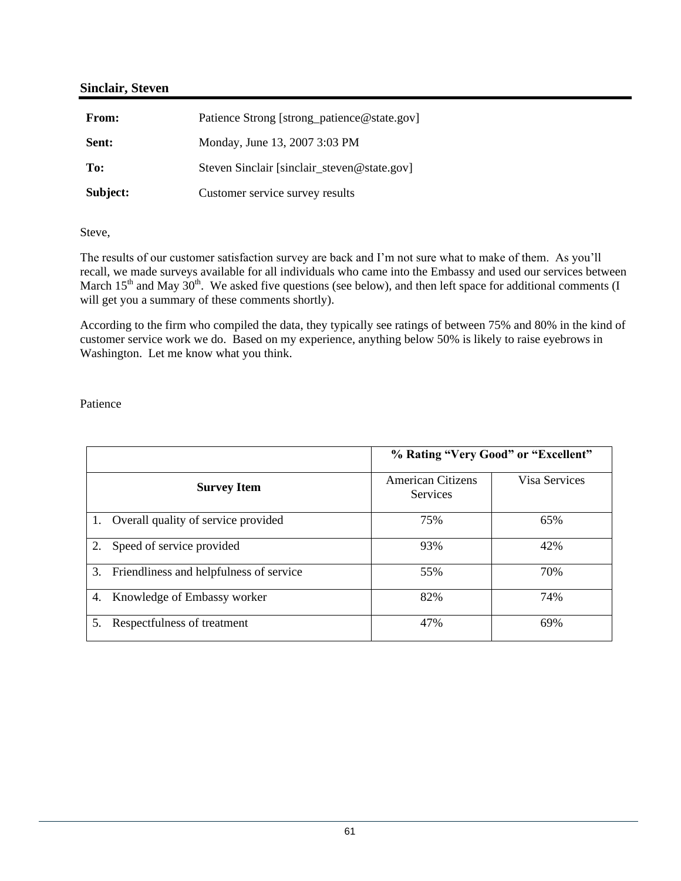**Sinclair, Steven**

| | |
|---|---|
| **From:** | Patience Strong [strong_patience@state.gov] |
| **Sent:** | Monday, June 13, 2007 3:03 PM |
| **To:** | Steven Sinclair [sinclair_steven@state.gov] |
| **Subject:** | Customer service survey results |

Steve,

The results of our customer satisfaction survey are back and I'm not sure what to make of them. As you'll recall, we made surveys available for all individuals who came into the Embassy and used our services between March 15th and May 30th. We asked five questions (see below), and then left space for additional comments (I will get you a summary of these comments shortly).

According to the firm who compiled the data, they typically see ratings of between 75% and 80% in the kind of customer service work we do. Based on my experience, anything below 50% is likely to raise eyebrows in Washington. Let me know what you think.

Patience

| | % Rating "Very Good" or "Excellent" | |
|---|---|---|
| **Survey Item** | American Citizens Services | Visa Services |
| 1. Overall quality of service provided | 75% | 65% |
| 2. Speed of service provided | 93% | 42% |
| 3. Friendliness and helpfulness of service | 55% | 70% |
| 4. Knowledge of Embassy worker | 82% | 74% |
| 5. Respectfulness of treatment | 47% | 69% |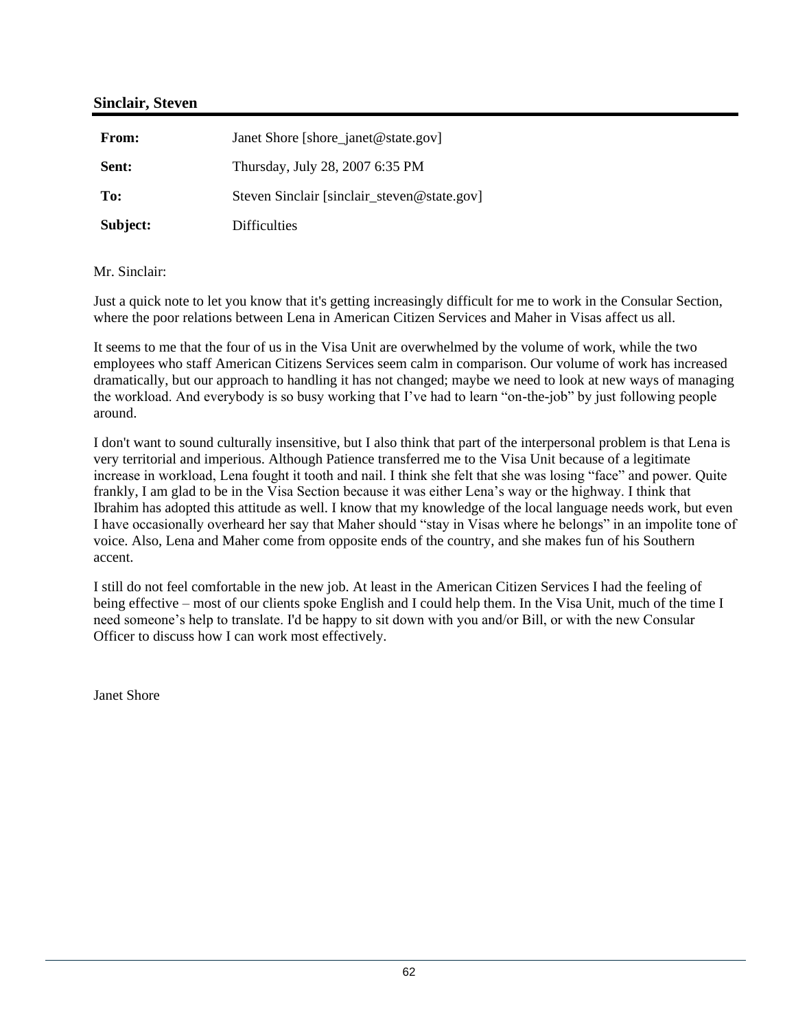**Sinclair, Steven**

| | |
|---|---|
| **From:** | Janet Shore [shore_janet@state.gov] |
| **Sent:** | Thursday, July 28, 2007 6:35 PM |
| **To:** | Steven Sinclair [sinclair_steven@state.gov] |
| **Subject:** | Difficulties |

Mr. Sinclair:

Just a quick note to let you know that it's getting increasingly difficult for me to work in the Consular Section, where the poor relations between Lena in American Citizen Services and Maher in Visas affect us all.

It seems to me that the four of us in the Visa Unit are overwhelmed by the volume of work, while the two employees who staff American Citizens Services seem calm in comparison. Our volume of work has increased dramatically, but our approach to handling it has not changed; maybe we need to look at new ways of managing the workload. And everybody is so busy working that I've had to learn "on-the-job" by just following people around.

I don't want to sound culturally insensitive, but I also think that part of the interpersonal problem is that Lena is very territorial and imperious. Although Patience transferred me to the Visa Unit because of a legitimate increase in workload, Lena fought it tooth and nail. I think she felt that she was losing "face" and power. Quite frankly, I am glad to be in the Visa Section because it was either Lena's way or the highway. I think that Ibrahim has adopted this attitude as well. I know that my knowledge of the local language needs work, but even I have occasionally overheard her say that Maher should "stay in Visas where he belongs" in an impolite tone of voice. Also, Lena and Maher come from opposite ends of the country, and she makes fun of his Southern accent.

I still do not feel comfortable in the new job. At least in the American Citizen Services I had the feeling of being effective – most of our clients spoke English and I could help them. In the Visa Unit, much of the time I need someone's help to translate. I'd be happy to sit down with you and/or Bill, or with the new Consular Officer to discuss how I can work most effectively.

Janet Shore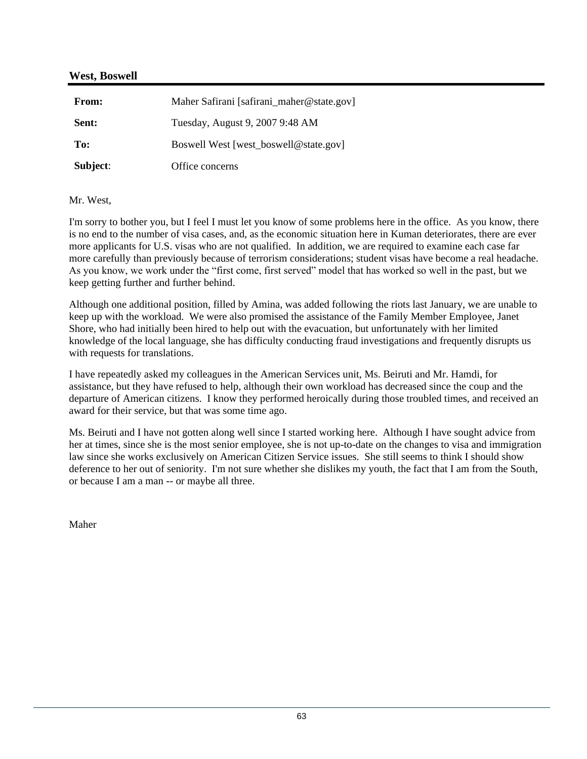**West, Boswell**

| | |
|---|---|
| **From:** | Maher Safirani [safirani_maher@state.gov] |
| **Sent:** | Tuesday, August 9, 2007 9:48 AM |
| **To:** | Boswell West [west_boswell@state.gov] |
| **Subject**: | Office concerns |

Mr. West,

I'm sorry to bother you, but I feel I must let you know of some problems here in the office. As you know, there is no end to the number of visa cases, and, as the economic situation here in Kuman deteriorates, there are ever more applicants for U.S. visas who are not qualified. In addition, we are required to examine each case far more carefully than previously because of terrorism considerations; student visas have become a real headache. As you know, we work under the "first come, first served" model that has worked so well in the past, but we keep getting further and further behind.

Although one additional position, filled by Amina, was added following the riots last January, we are unable to keep up with the workload. We were also promised the assistance of the Family Member Employee, Janet Shore, who had initially been hired to help out with the evacuation, but unfortunately with her limited knowledge of the local language, she has difficulty conducting fraud investigations and frequently disrupts us with requests for translations.

I have repeatedly asked my colleagues in the American Services unit, Ms. Beiruti and Mr. Hamdi, for assistance, but they have refused to help, although their own workload has decreased since the coup and the departure of American citizens. I know they performed heroically during those troubled times, and received an award for their service, but that was some time ago.

Ms. Beiruti and I have not gotten along well since I started working here. Although I have sought advice from her at times, since she is the most senior employee, she is not up-to-date on the changes to visa and immigration law since she works exclusively on American Citizen Service issues. She still seems to think I should show deference to her out of seniority. I'm not sure whether she dislikes my youth, the fact that I am from the South, or because I am a man -- or maybe all three.

Maher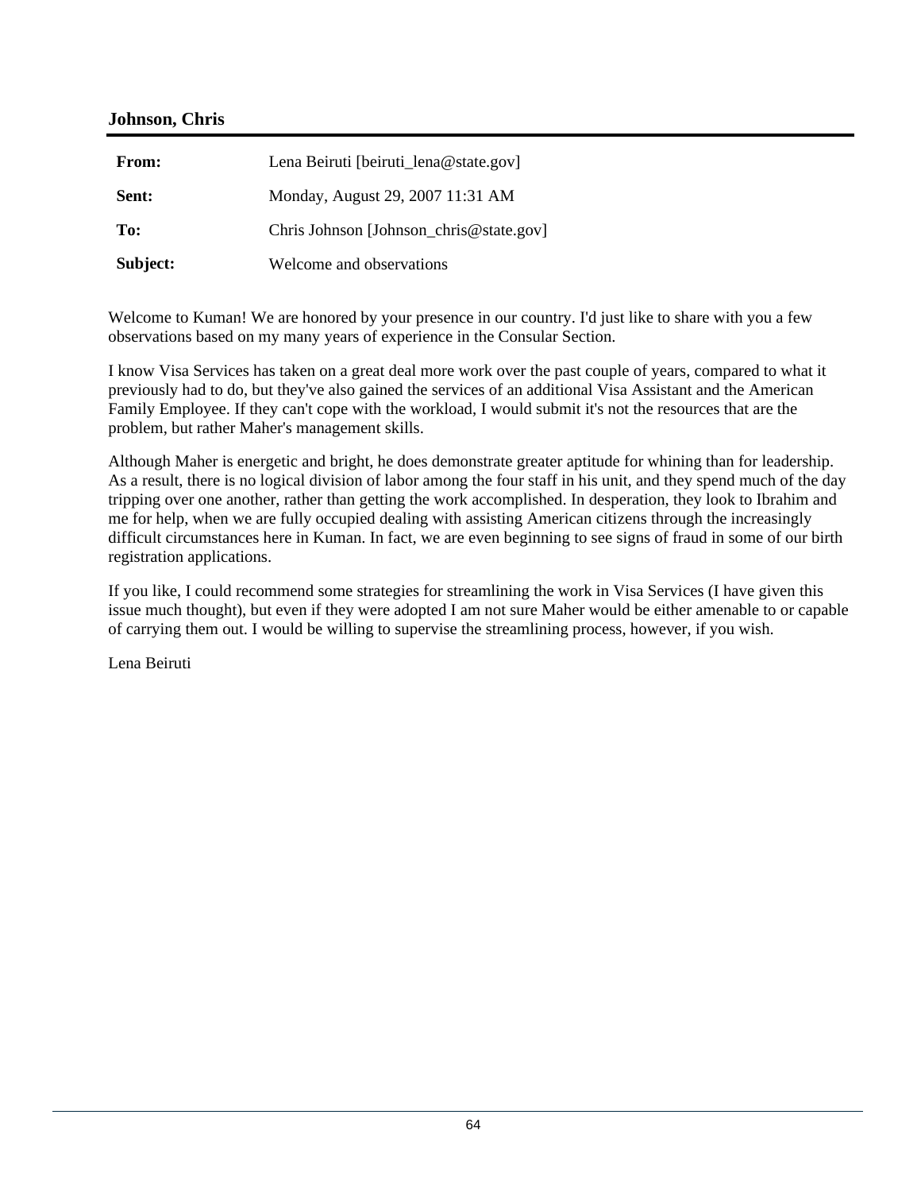**Johnson, Chris**

| | |
|---|---|
| **From:** | Lena Beiruti [beiruti_lena@state.gov] |
| **Sent:** | Monday, August 29, 2007 11:31 AM |
| **To:** | Chris Johnson [Johnson_chris@state.gov] |
| **Subject:** | Welcome and observations |

Welcome to Kuman! We are honored by your presence in our country. I'd just like to share with you a few observations based on my many years of experience in the Consular Section.

I know Visa Services has taken on a great deal more work over the past couple of years, compared to what it previously had to do, but they've also gained the services of an additional Visa Assistant and the American Family Employee. If they can't cope with the workload, I would submit it's not the resources that are the problem, but rather Maher's management skills.

Although Maher is energetic and bright, he does demonstrate greater aptitude for whining than for leadership. As a result, there is no logical division of labor among the four staff in his unit, and they spend much of the day tripping over one another, rather than getting the work accomplished. In desperation, they look to Ibrahim and me for help, when we are fully occupied dealing with assisting American citizens through the increasingly difficult circumstances here in Kuman. In fact, we are even beginning to see signs of fraud in some of our birth registration applications.

If you like, I could recommend some strategies for streamlining the work in Visa Services (I have given this issue much thought), but even if they were adopted I am not sure Maher would be either amenable to or capable of carrying them out. I would be willing to supervise the streamlining process, however, if you wish.

Lena Beiruti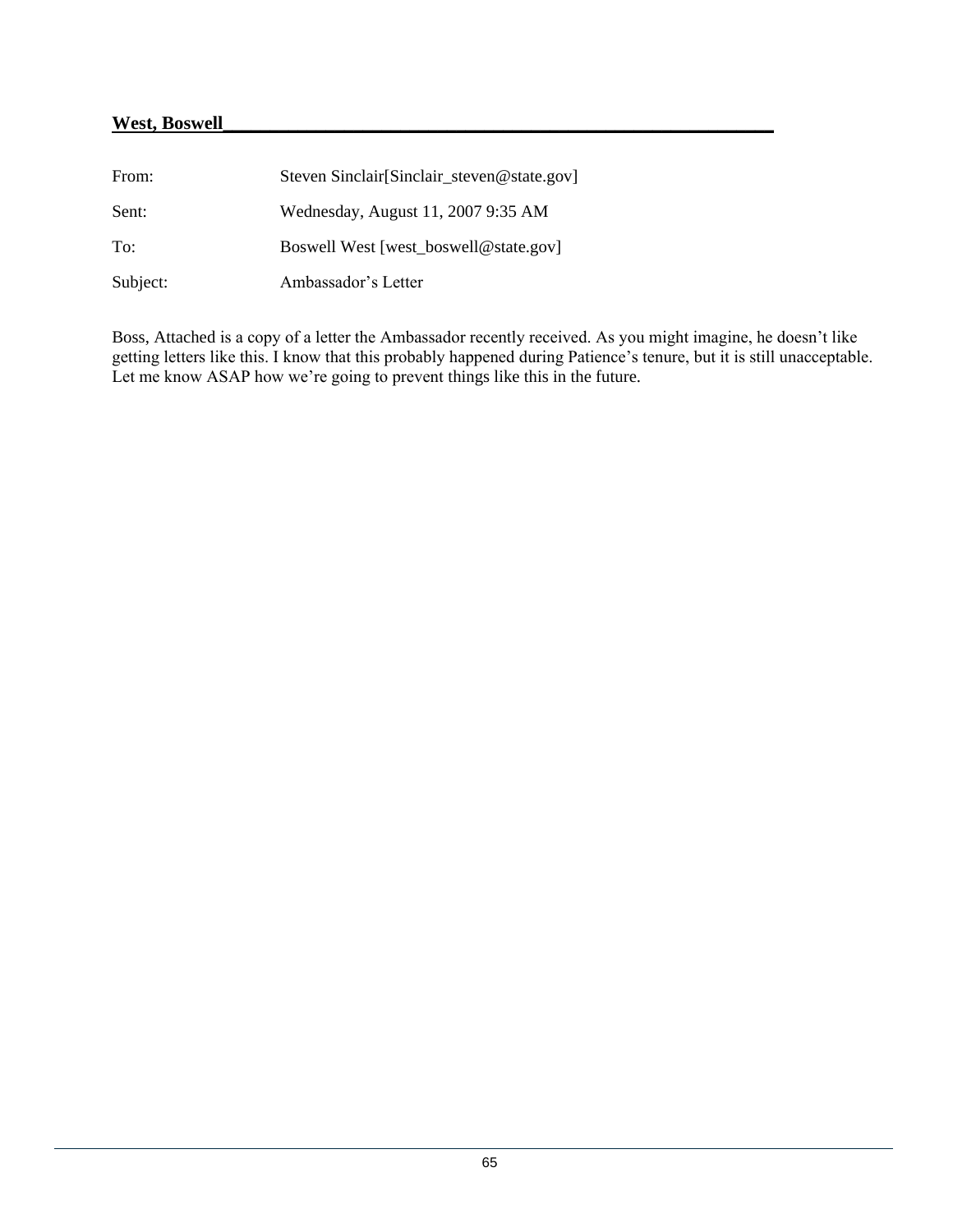**West, Boswell**

| | |
|---|---|
| From: | Steven Sinclair[Sinclair_steven@state.gov] |
| Sent: | Wednesday, August 11, 2007 9:35 AM |
| To: | Boswell West [west_boswell@state.gov] |
| Subject: | Ambassador’s Letter |

Boss, Attached is a copy of a letter the Ambassador recently received. As you might imagine, he doesn’t like getting letters like this. I know that this probably happened during Patience’s tenure, but it is still unacceptable. Let me know ASAP how we’re going to prevent things like this in the future.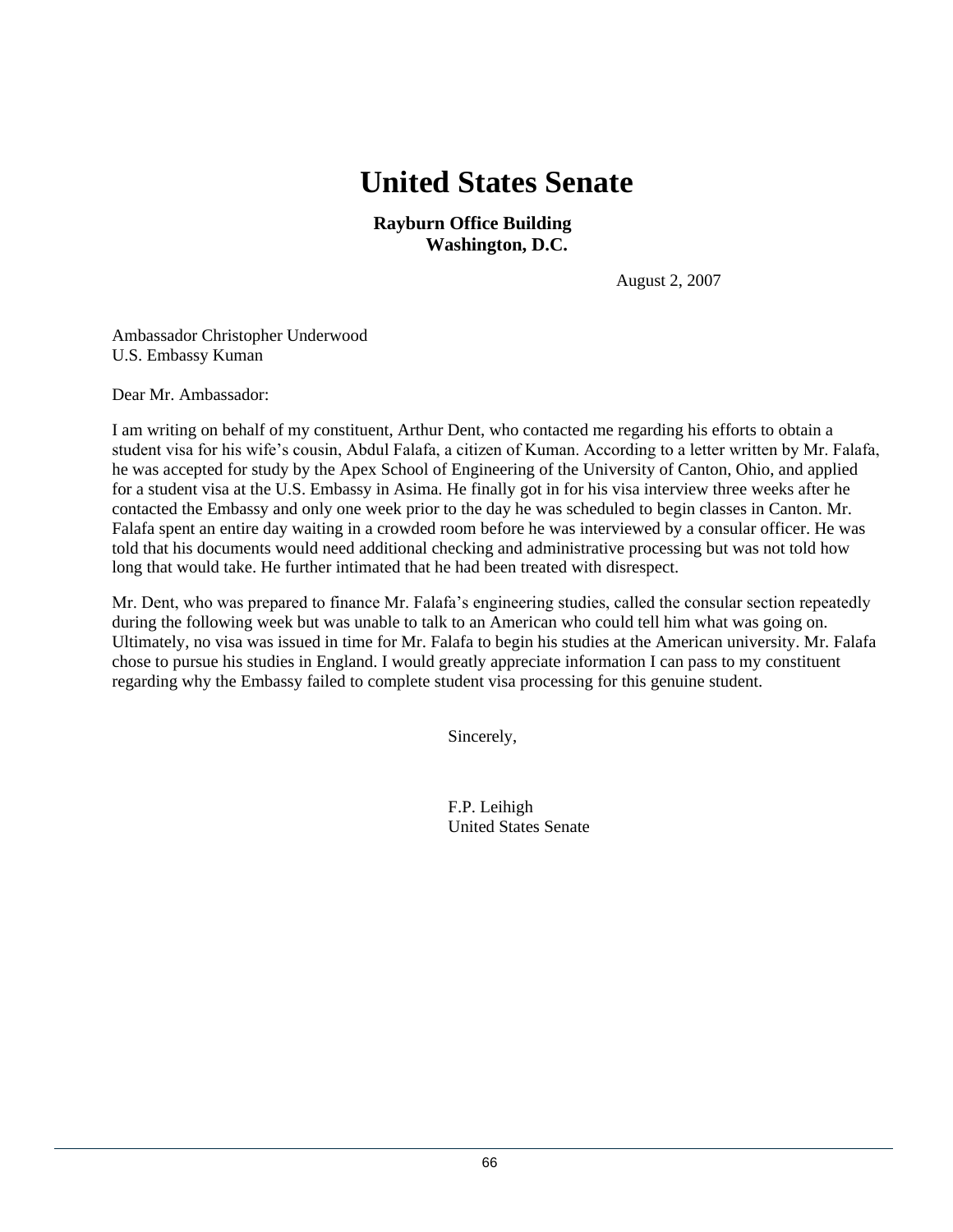# United States Senate

**Rayburn Office Building**
**Washington, D.C.**

August 2, 2007

Ambassador Christopher Underwood
U.S. Embassy Kuman

Dear Mr. Ambassador:

I am writing on behalf of my constituent, Arthur Dent, who contacted me regarding his efforts to obtain a student visa for his wife's cousin, Abdul Falafa, a citizen of Kuman. According to a letter written by Mr. Falafa, he was accepted for study by the Apex School of Engineering of the University of Canton, Ohio, and applied for a student visa at the U.S. Embassy in Asima. He finally got in for his visa interview three weeks after he contacted the Embassy and only one week prior to the day he was scheduled to begin classes in Canton. Mr. Falafa spent an entire day waiting in a crowded room before he was interviewed by a consular officer. He was told that his documents would need additional checking and administrative processing but was not told how long that would take. He further intimated that he had been treated with disrespect.

Mr. Dent, who was prepared to finance Mr. Falafa's engineering studies, called the consular section repeatedly during the following week but was unable to talk to an American who could tell him what was going on. Ultimately, no visa was issued in time for Mr. Falafa to begin his studies at the American university. Mr. Falafa chose to pursue his studies in England. I would greatly appreciate information I can pass to my constituent regarding why the Embassy failed to complete student visa processing for this genuine student.

Sincerely,

F.P. Leihigh
United States Senate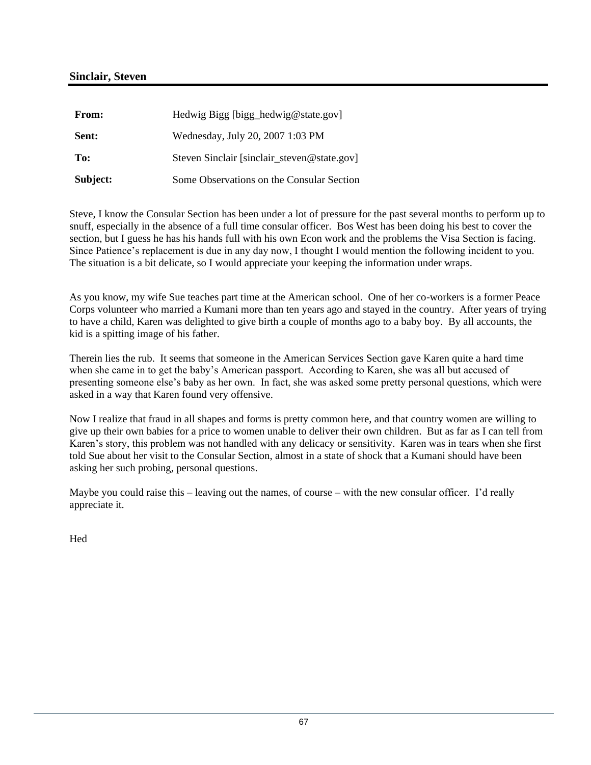**Sinclair, Steven**

| | |
|---|---|
| **From:** | Hedwig Bigg [bigg_hedwig@state.gov] |
| **Sent:** | Wednesday, July 20, 2007 1:03 PM |
| **To:** | Steven Sinclair [sinclair_steven@state.gov] |
| **Subject:** | Some Observations on the Consular Section |

Steve, I know the Consular Section has been under a lot of pressure for the past several months to perform up to snuff, especially in the absence of a full time consular officer. Bos West has been doing his best to cover the section, but I guess he has his hands full with his own Econ work and the problems the Visa Section is facing. Since Patience's replacement is due in any day now, I thought I would mention the following incident to you. The situation is a bit delicate, so I would appreciate your keeping the information under wraps.

As you know, my wife Sue teaches part time at the American school. One of her co-workers is a former Peace Corps volunteer who married a Kumani more than ten years ago and stayed in the country. After years of trying to have a child, Karen was delighted to give birth a couple of months ago to a baby boy. By all accounts, the kid is a spitting image of his father.

Therein lies the rub. It seems that someone in the American Services Section gave Karen quite a hard time when she came in to get the baby's American passport. According to Karen, she was all but accused of presenting someone else's baby as her own. In fact, she was asked some pretty personal questions, which were asked in a way that Karen found very offensive.

Now I realize that fraud in all shapes and forms is pretty common here, and that country women are willing to give up their own babies for a price to women unable to deliver their own children. But as far as I can tell from Karen's story, this problem was not handled with any delicacy or sensitivity. Karen was in tears when she first told Sue about her visit to the Consular Section, almost in a state of shock that a Kumani should have been asking her such probing, personal questions.

Maybe you could raise this – leaving out the names, of course – with the new consular officer. I'd really appreciate it.

Hed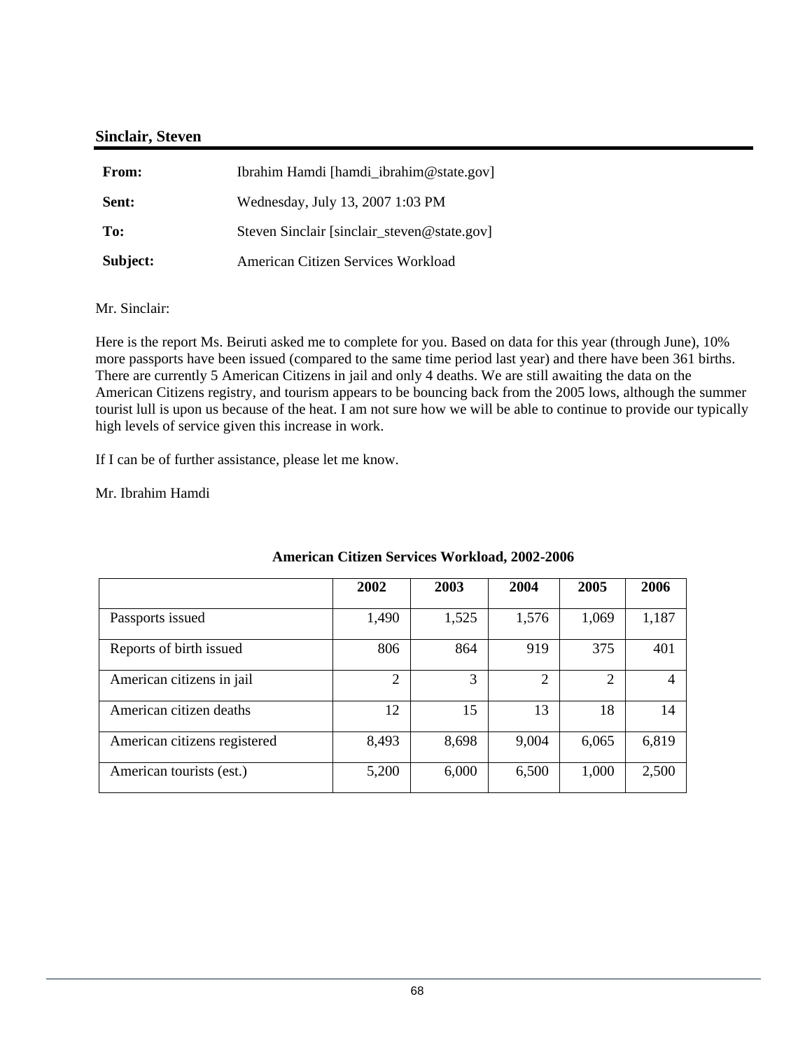**Sinclair, Steven**

| | |
|---|---|
| **From:** | Ibrahim Hamdi [hamdi_ibrahim@state.gov] |
| **Sent:** | Wednesday, July 13, 2007 1:03 PM |
| **To:** | Steven Sinclair [sinclair_steven@state.gov] |
| **Subject:** | American Citizen Services Workload |

Mr. Sinclair:

Here is the report Ms. Beiruti asked me to complete for you. Based on data for this year (through June), 10% more passports have been issued (compared to the same time period last year) and there have been 361 births. There are currently 5 American Citizens in jail and only 4 deaths. We are still awaiting the data on the American Citizens registry, and tourism appears to be bouncing back from the 2005 lows, although the summer tourist lull is upon us because of the heat. I am not sure how we will be able to continue to provide our typically high levels of service given this increase in work.

If I can be of further assistance, please let me know.

Mr. Ibrahim Hamdi

**American Citizen Services Workload, 2002-2006**

| | 2002 | 2003 | 2004 | 2005 | 2006 |
|---|---|---|---|---|---|
| Passports issued | 1,490 | 1,525 | 1,576 | 1,069 | 1,187 |
| Reports of birth issued | 806 | 864 | 919 | 375 | 401 |
| American citizens in jail | 2 | 3 | 2 | 2 | 4 |
| American citizen deaths | 12 | 15 | 13 | 18 | 14 |
| American citizens registered | 8,493 | 8,698 | 9,004 | 6,065 | 6,819 |
| American tourists (est.) | 5,200 | 6,000 | 6,500 | 1,000 | 2,500 |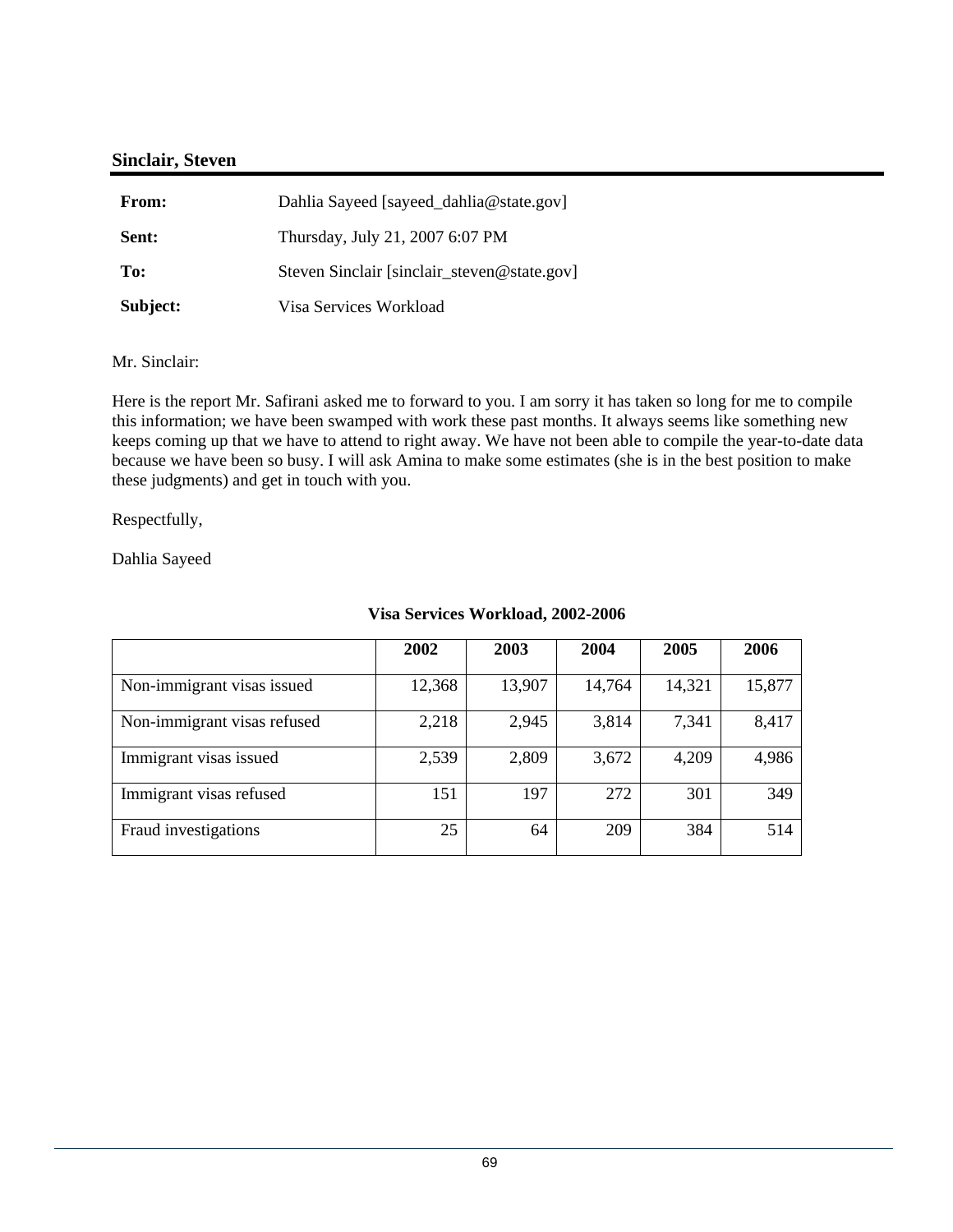**Sinclair, Steven**

| | |
|---|---|
| **From:** | Dahlia Sayeed [sayeed_dahlia@state.gov] |
| **Sent:** | Thursday, July 21, 2007 6:07 PM |
| **To:** | Steven Sinclair [sinclair_steven@state.gov] |
| **Subject:** | Visa Services Workload |

Mr. Sinclair:

Here is the report Mr. Safirani asked me to forward to you. I am sorry it has taken so long for me to compile this information; we have been swamped with work these past months. It always seems like something new keeps coming up that we have to attend to right away. We have not been able to compile the year-to-date data because we have been so busy. I will ask Amina to make some estimates (she is in the best position to make these judgments) and get in touch with you.

Respectfully,

Dahlia Sayeed

**Visa Services Workload, 2002-2006**

| | 2002 | 2003 | 2004 | 2005 | 2006 |
|---|---|---|---|---|---|
| Non-immigrant visas issued | 12,368 | 13,907 | 14,764 | 14,321 | 15,877 |
| Non-immigrant visas refused | 2,218 | 2,945 | 3,814 | 7,341 | 8,417 |
| Immigrant visas issued | 2,539 | 2,809 | 3,672 | 4,209 | 4,986 |
| Immigrant visas refused | 151 | 197 | 272 | 301 | 349 |
| Fraud investigations | 25 | 64 | 209 | 384 | 514 |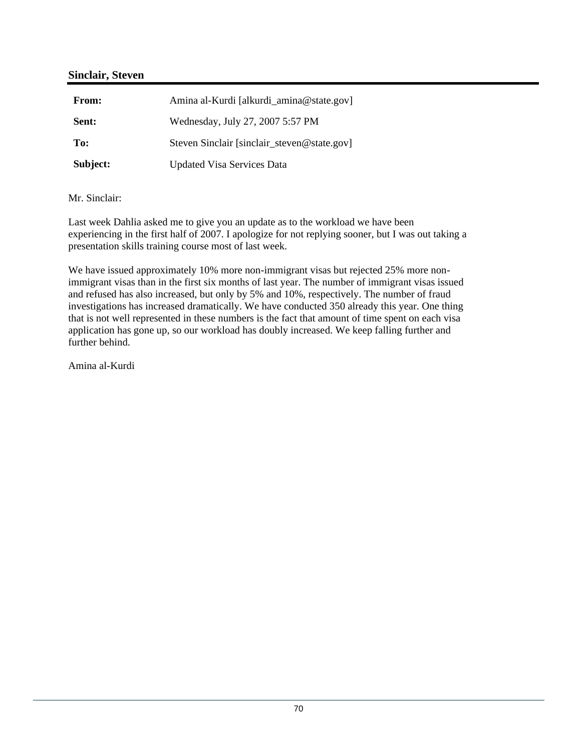**Sinclair, Steven**

| | |
|---|---|
| **From:** | Amina al-Kurdi [alkurdi_amina@state.gov] |
| **Sent:** | Wednesday, July 27, 2007 5:57 PM |
| **To:** | Steven Sinclair [sinclair_steven@state.gov] |
| **Subject:** | Updated Visa Services Data |

Mr. Sinclair:

Last week Dahlia asked me to give you an update as to the workload we have been experiencing in the first half of 2007. I apologize for not replying sooner, but I was out taking a presentation skills training course most of last week.

We have issued approximately 10% more non-immigrant visas but rejected 25% more non-immigrant visas than in the first six months of last year. The number of immigrant visas issued and refused has also increased, but only by 5% and 10%, respectively. The number of fraud investigations has increased dramatically. We have conducted 350 already this year. One thing that is not well represented in these numbers is the fact that amount of time spent on each visa application has gone up, so our workload has doubly increased. We keep falling further and further behind.

Amina al-Kurdi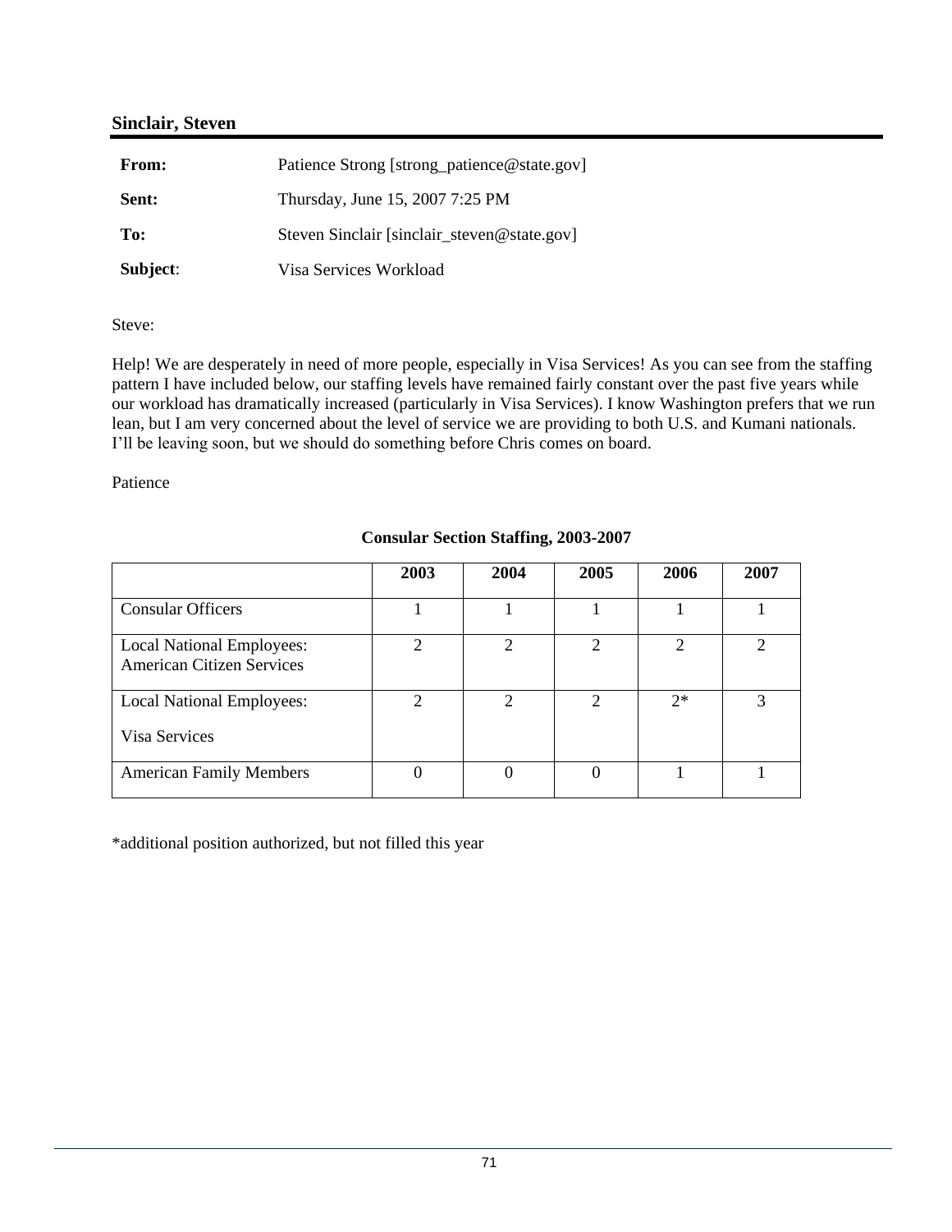**Sinclair, Steven**

| | |
|---|---|
| **From:** | Patience Strong [strong_patience@state.gov] |
| **Sent:** | Thursday, June 15, 2007 7:25 PM |
| **To:** | Steven Sinclair [sinclair_steven@state.gov] |
| **Subject**: | Visa Services Workload |

Steve:

Help! We are desperately in need of more people, especially in Visa Services! As you can see from the staffing pattern I have included below, our staffing levels have remained fairly constant over the past five years while our workload has dramatically increased (particularly in Visa Services). I know Washington prefers that we run lean, but I am very concerned about the level of service we are providing to both U.S. and Kumani nationals. I'll be leaving soon, but we should do something before Chris comes on board.

Patience

**Consular Section Staffing, 2003-2007**

| | 2003 | 2004 | 2005 | 2006 | 2007 |
|---|---|---|---|---|---|
| Consular Officers | 1 | 1 | 1 | 1 | 1 |
| Local National Employees: American Citizen Services | 2 | 2 | 2 | 2 | 2 |
| Local National Employees: Visa Services | 2 | 2 | 2 | 2* | 3 |
| American Family Members | 0 | 0 | 0 | 1 | 1 |

*additional position authorized, but not filled this year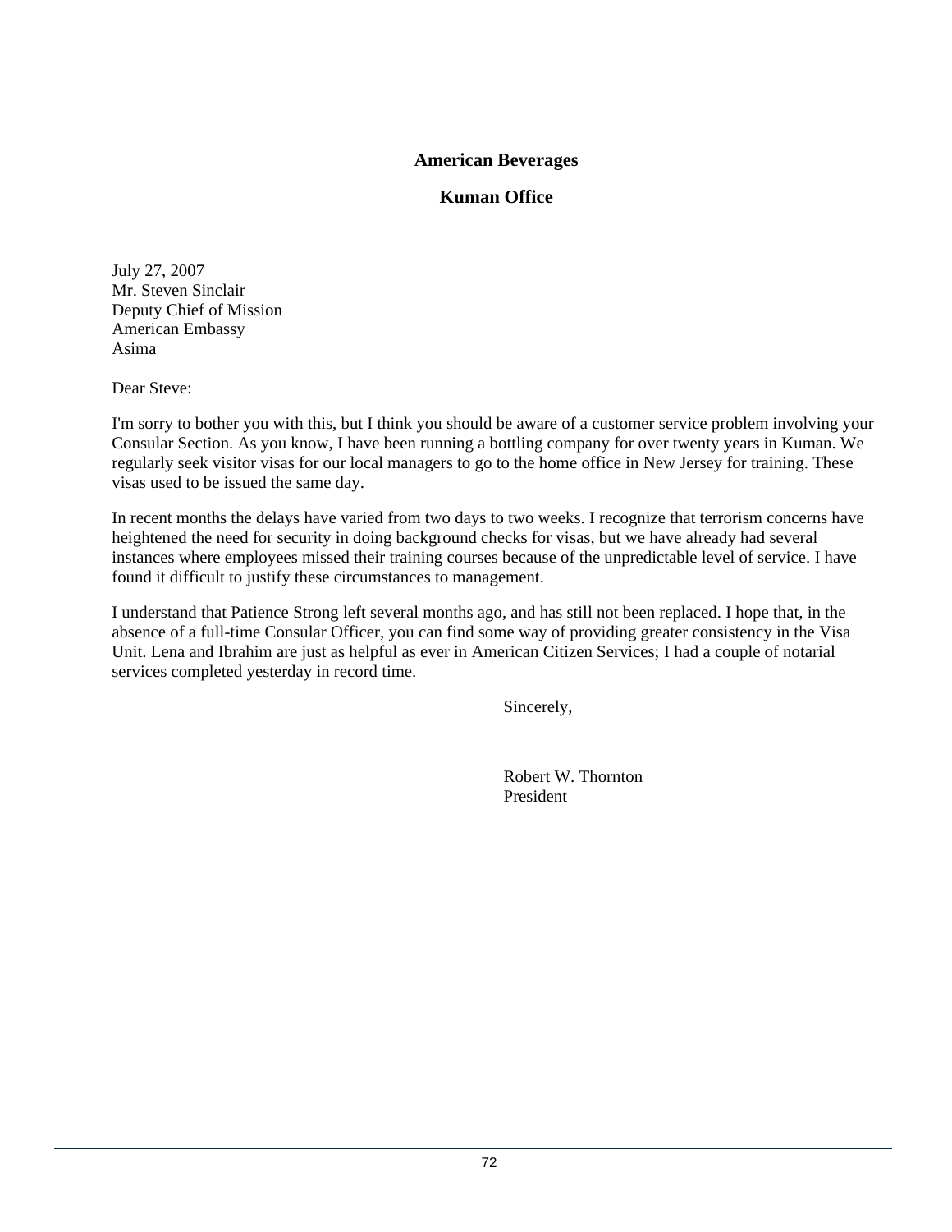**American Beverages**

**Kuman Office**

July 27, 2007
Mr. Steven Sinclair
Deputy Chief of Mission
American Embassy
Asima

Dear Steve:

I'm sorry to bother you with this, but I think you should be aware of a customer service problem involving your Consular Section. As you know, I have been running a bottling company for over twenty years in Kuman. We regularly seek visitor visas for our local managers to go to the home office in New Jersey for training. These visas used to be issued the same day.

In recent months the delays have varied from two days to two weeks. I recognize that terrorism concerns have heightened the need for security in doing background checks for visas, but we have already had several instances where employees missed their training courses because of the unpredictable level of service. I have found it difficult to justify these circumstances to management.

I understand that Patience Strong left several months ago, and has still not been replaced. I hope that, in the absence of a full-time Consular Officer, you can find some way of providing greater consistency in the Visa Unit. Lena and Ibrahim are just as helpful as ever in American Citizen Services; I had a couple of notarial services completed yesterday in record time.

Sincerely,

Robert W. Thornton
President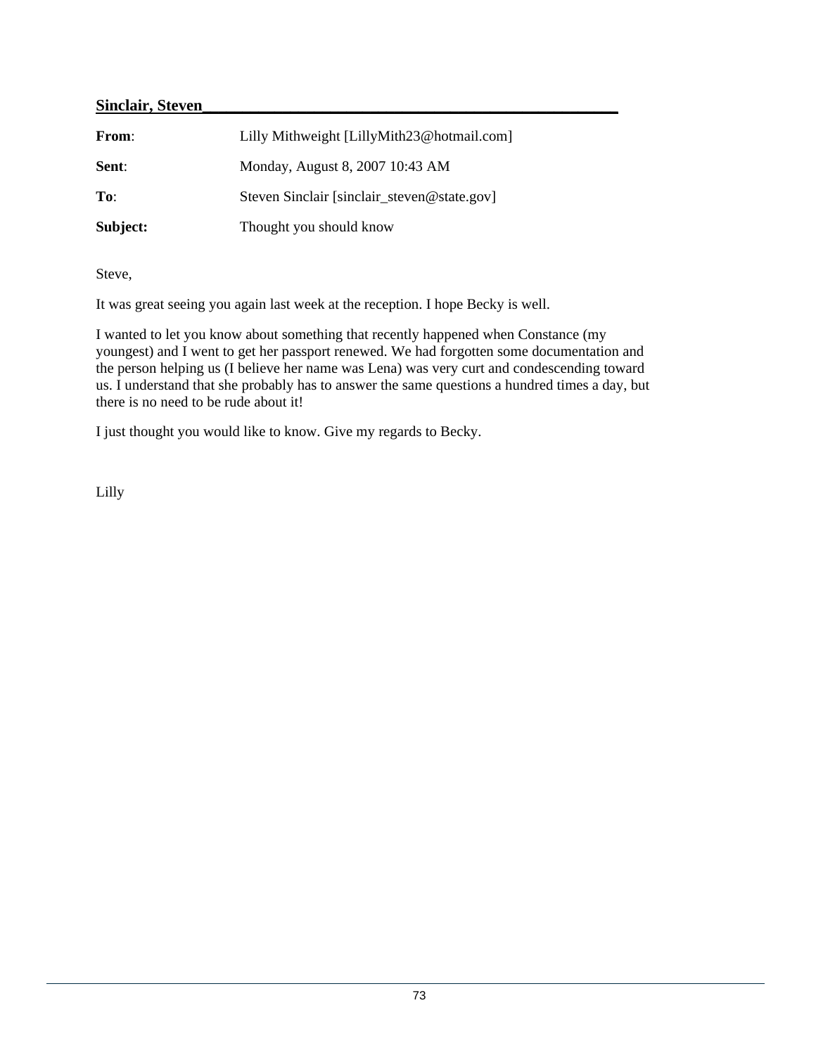**Sinclair, Steven**

| | |
|---|---|
| **From**: | Lilly Mithweight [LillyMith23@hotmail.com] |
| **Sent**: | Monday, August 8, 2007 10:43 AM |
| **To**: | Steven Sinclair [sinclair_steven@state.gov] |
| **Subject:** | Thought you should know |

Steve,

It was great seeing you again last week at the reception. I hope Becky is well.

I wanted to let you know about something that recently happened when Constance (my youngest) and I went to get her passport renewed. We had forgotten some documentation and the person helping us (I believe her name was Lena) was very curt and condescending toward us. I understand that she probably has to answer the same questions a hundred times a day, but there is no need to be rude about it!

I just thought you would like to know. Give my regards to Becky.

Lilly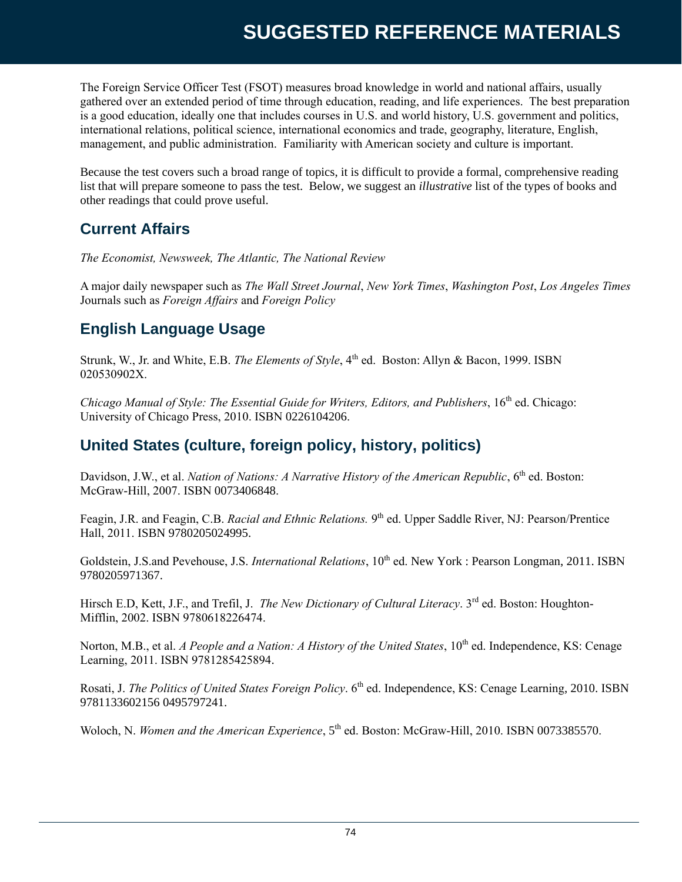# SUGGESTED REFERENCE MATERIALS

The Foreign Service Officer Test (FSOT) measures broad knowledge in world and national affairs, usually gathered over an extended period of time through education, reading, and life experiences. The best preparation is a good education, ideally one that includes courses in U.S. and world history, U.S. government and politics, international relations, political science, international economics and trade, geography, literature, English, management, and public administration. Familiarity with American society and culture is important.

Because the test covers such a broad range of topics, it is difficult to provide a formal, comprehensive reading list that will prepare someone to pass the test. Below, we suggest an *illustrative* list of the types of books and other readings that could prove useful.

## Current Affairs

*The Economist, Newsweek, The Atlantic, The National Review*

A major daily newspaper such as *The Wall Street Journal*, *New York Times*, *Washington Post*, *Los Angeles Times*
Journals such as *Foreign Affairs* and *Foreign Policy*

## English Language Usage

Strunk, W., Jr. and White, E.B. *The Elements of Style*, 4th ed. Boston: Allyn & Bacon, 1999. ISBN 020530902X.

*Chicago Manual of Style: The Essential Guide for Writers, Editors, and Publishers*, 16th ed. Chicago: University of Chicago Press, 2010. ISBN 0226104206.

## United States (culture, foreign policy, history, politics)

Davidson, J.W., et al. *Nation of Nations: A Narrative History of the American Republic*, 6th ed. Boston: McGraw-Hill, 2007. ISBN 0073406848.

Feagin, J.R. and Feagin, C.B. *Racial and Ethnic Relations.* 9th ed. Upper Saddle River, NJ: Pearson/Prentice Hall, 2011. ISBN 9780205024995.

Goldstein, J.S.and Pevehouse, J.S. *International Relations*, 10th ed. New York : Pearson Longman, 2011. ISBN 9780205971367.

Hirsch E.D, Kett, J.F., and Trefil, J. *The New Dictionary of Cultural Literacy*. 3rd ed. Boston: Houghton-Mifflin, 2002. ISBN 9780618226474.

Norton, M.B., et al. *A People and a Nation: A History of the United States*, 10th ed. Independence, KS: Cenage Learning, 2011. ISBN 9781285425894.

Rosati, J. *The Politics of United States Foreign Policy*. 6th ed. Independence, KS: Cenage Learning, 2010. ISBN 9781133602156 0495797241.

Woloch, N. *Women and the American Experience*, 5th ed. Boston: McGraw-Hill, 2010. ISBN 0073385570.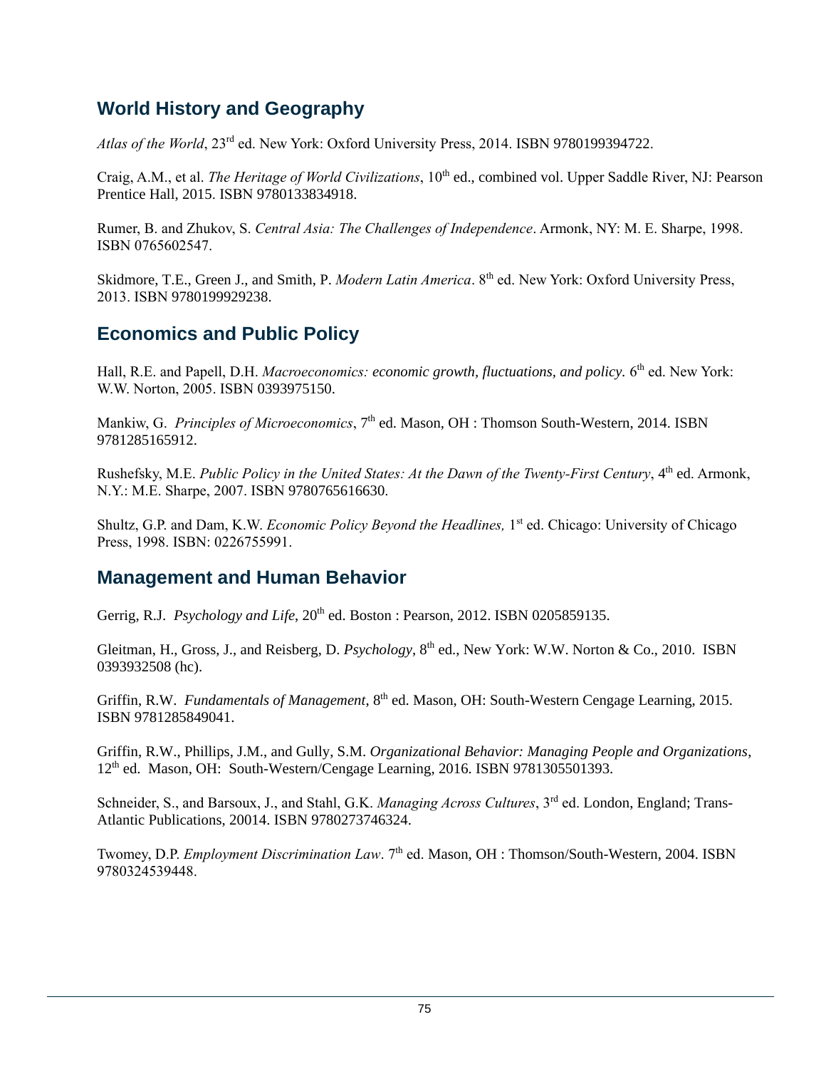## World History and Geography

*Atlas of the World*, 23rd ed. New York: Oxford University Press, 2014. ISBN 9780199394722.

Craig, A.M., et al. *The Heritage of World Civilizations*, 10th ed., combined vol. Upper Saddle River, NJ: Pearson Prentice Hall, 2015. ISBN 9780133834918.

Rumer, B. and Zhukov, S. *Central Asia: The Challenges of Independence*. Armonk, NY: M. E. Sharpe, 1998. ISBN 0765602547.

Skidmore, T.E., Green J., and Smith, P. *Modern Latin America*. 8th ed. New York: Oxford University Press, 2013. ISBN 9780199929238.

## Economics and Public Policy

Hall, R.E. and Papell, D.H. *Macroeconomics: economic growth, fluctuations, and policy.* 6th ed. New York: W.W. Norton, 2005. ISBN 0393975150.

Mankiw, G. *Principles of Microeconomics*, 7th ed. Mason, OH : Thomson South-Western, 2014. ISBN 9781285165912.

Rushefsky, M.E. *Public Policy in the United States: At the Dawn of the Twenty-First Century*, 4th ed. Armonk, N.Y.: M.E. Sharpe, 2007. ISBN 9780765616630.

Shultz, G.P. and Dam, K.W. *Economic Policy Beyond the Headlines,* 1st ed. Chicago: University of Chicago Press, 1998. ISBN: 0226755991.

## Management and Human Behavior

Gerrig, R.J. *Psychology and Life*, 20th ed. Boston : Pearson, 2012. ISBN 0205859135.

Gleitman, H., Gross, J., and Reisberg, D. *Psychology*, 8th ed., New York: W.W. Norton & Co., 2010. ISBN 0393932508 (hc).

Griffin, R.W. *Fundamentals of Management*, 8th ed. Mason, OH: South-Western Cengage Learning, 2015. ISBN 9781285849041.

Griffin, R.W., Phillips, J.M., and Gully, S.M. *Organizational Behavior: Managing People and Organizations*, 12th ed. Mason, OH: South-Western/Cengage Learning, 2016. ISBN 9781305501393.

Schneider, S., and Barsoux, J., and Stahl, G.K. *Managing Across Cultures*, 3rd ed. London, England; Trans-Atlantic Publications, 20014. ISBN 9780273746324.

Twomey, D.P. *Employment Discrimination Law*. 7th ed. Mason, OH : Thomson/South-Western, 2004. ISBN 9780324539448.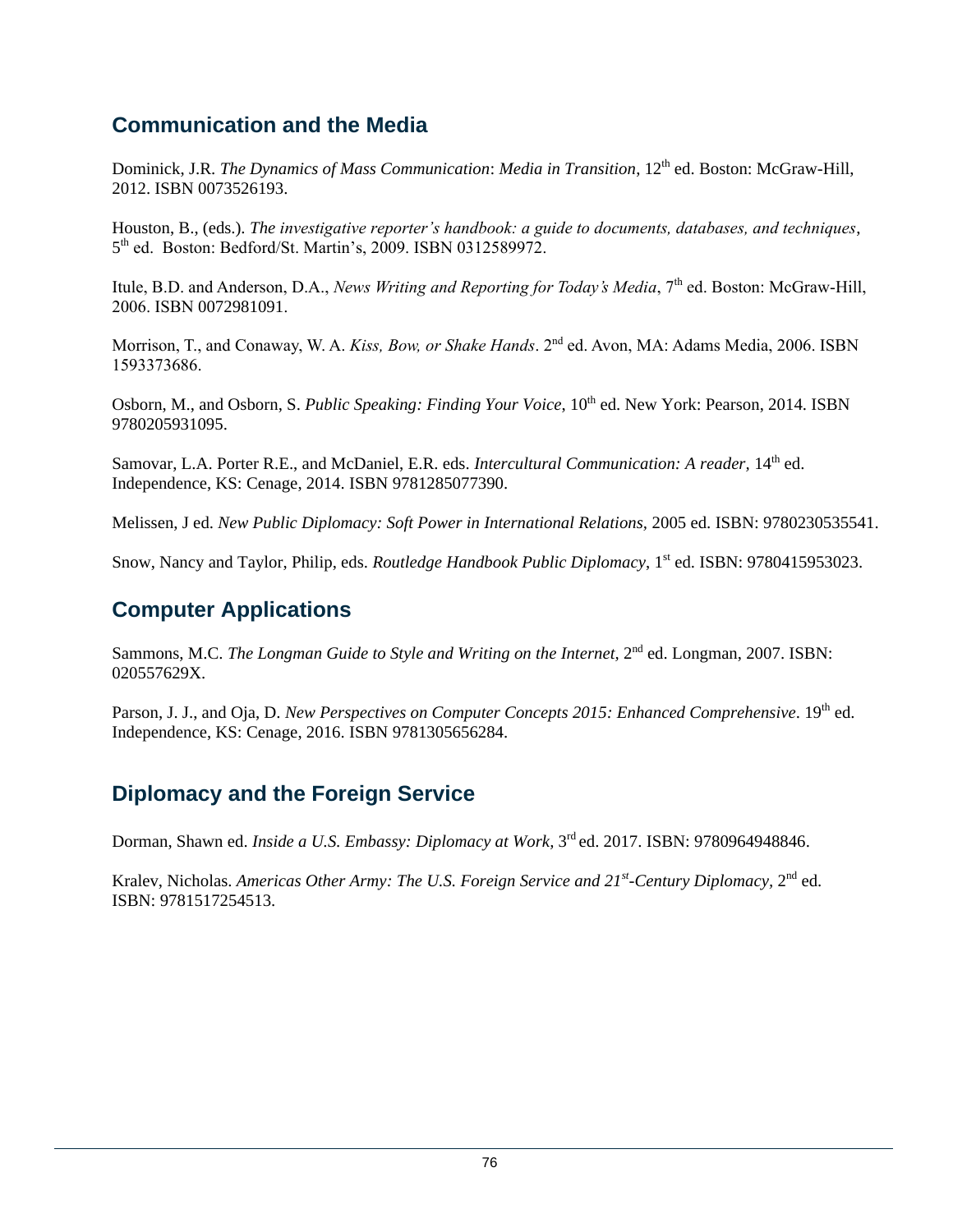## Communication and the Media

Dominick, J.R. *The Dynamics of Mass Communication*: *Media in Transition*, 12th ed. Boston: McGraw-Hill, 2012. ISBN 0073526193.

Houston, B., (eds.). *The investigative reporter's handbook: a guide to documents, databases, and techniques*, 5th ed. Boston: Bedford/St. Martin's, 2009. ISBN 0312589972.

Itule, B.D. and Anderson, D.A., *News Writing and Reporting for Today's Media*, 7th ed. Boston: McGraw-Hill, 2006. ISBN 0072981091.

Morrison, T., and Conaway, W. A. *Kiss, Bow, or Shake Hands*. 2nd ed. Avon, MA: Adams Media, 2006. ISBN 1593373686.

Osborn, M., and Osborn, S. *Public Speaking: Finding Your Voice*, 10th ed. New York: Pearson, 2014. ISBN 9780205931095.

Samovar, L.A. Porter R.E., and McDaniel, E.R. eds. *Intercultural Communication: A reader,* 14th ed. Independence, KS: Cenage, 2014. ISBN 9781285077390.

Melissen, J ed. *New Public Diplomacy: Soft Power in International Relations,* 2005 ed. ISBN: 9780230535541.

Snow, Nancy and Taylor, Philip, eds. *Routledge Handbook Public Diplomacy*, 1st ed. ISBN: 9780415953023.

## Computer Applications

Sammons, M.C. *The Longman Guide to Style and Writing on the Internet,* 2nd ed. Longman, 2007. ISBN: 020557629X.

Parson, J. J., and Oja, D. *New Perspectives on Computer Concepts 2015: Enhanced Comprehensive*. 19th ed. Independence, KS: Cenage, 2016. ISBN 9781305656284.

## Diplomacy and the Foreign Service

Dorman, Shawn ed. *Inside a U.S. Embassy: Diplomacy at Work,* 3rd ed. 2017. ISBN: 9780964948846.

Kralev, Nicholas. *Americas Other Army: The U.S. Foreign Service and 21st-Century Diplomacy,* 2nd ed. ISBN: 9781517254513.